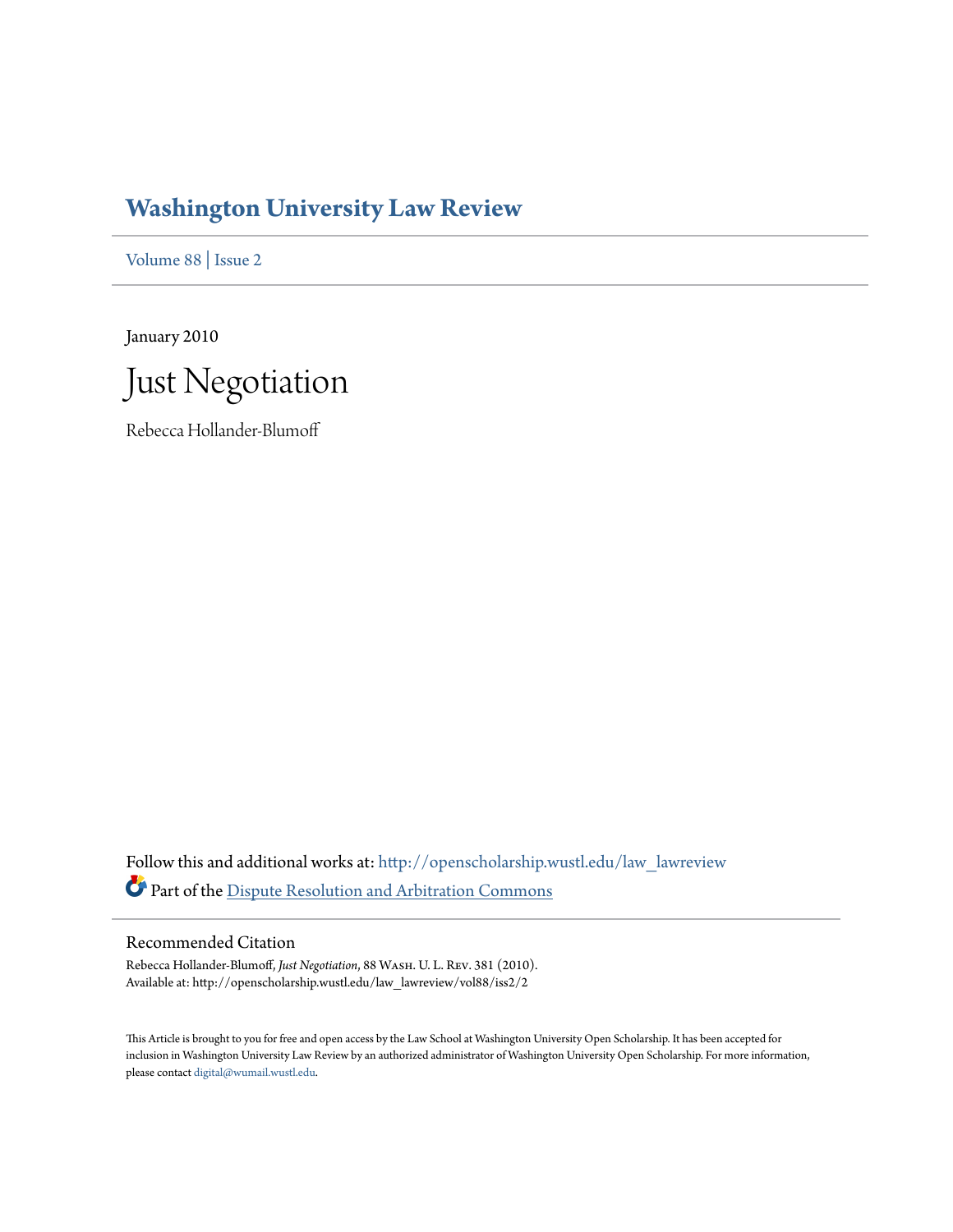# Washington University Law Review

Volume 88 | Issue 2

January 2010

# Just Negotiation

Rebecca Hollander-Blumoff

Follow this and additional works at: http://openscholarship.wustl.edu/law_lawreview

Part of the Dispute Resolution and Arbitration Commons

## Recommended Citation

Rebecca Hollander-Blumoff, *Just Negotiation*, 88 Wash. U. L. Rev. 381 (2010).
Available at: http://openscholarship.wustl.edu/law_lawreview/vol88/iss2/2

This Article is brought to you for free and open access by the Law School at Washington University Open Scholarship. It has been accepted for inclusion in Washington University Law Review by an authorized administrator of Washington University Open Scholarship. For more information, please contact digital@wumail.wustl.edu.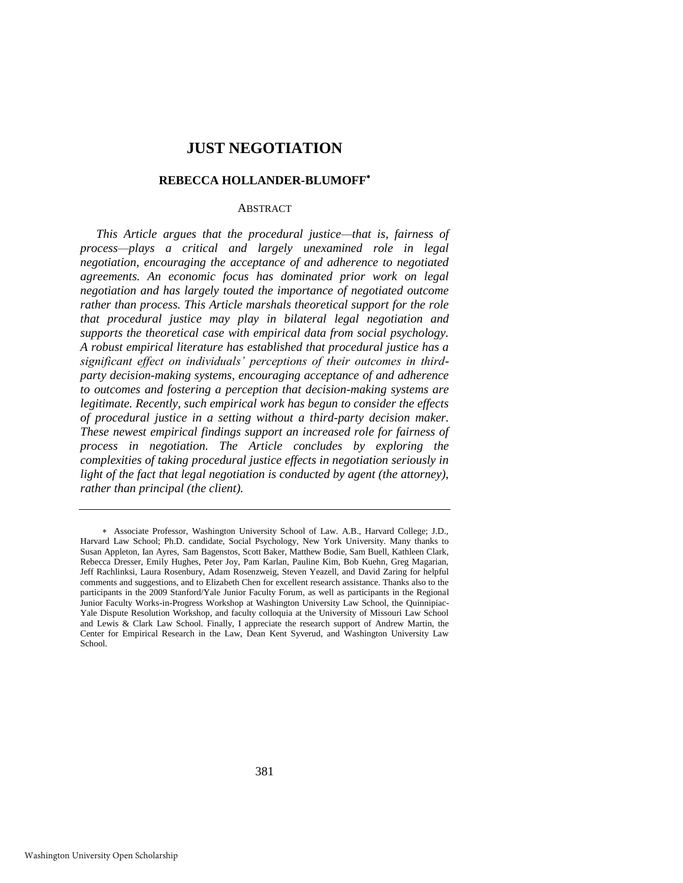# JUST NEGOTIATION

## REBECCA HOLLANDER-BLUMOFF*

ABSTRACT

*This Article argues that the procedural justice—that is, fairness of process—plays a critical and largely unexamined role in legal negotiation, encouraging the acceptance of and adherence to negotiated agreements. An economic focus has dominated prior work on legal negotiation and has largely touted the importance of negotiated outcome rather than process. This Article marshals theoretical support for the role that procedural justice may play in bilateral legal negotiation and supports the theoretical case with empirical data from social psychology. A robust empirical literature has established that procedural justice has a significant effect on individuals' perceptions of their outcomes in third-party decision-making systems, encouraging acceptance of and adherence to outcomes and fostering a perception that decision-making systems are legitimate. Recently, such empirical work has begun to consider the effects of procedural justice in a setting without a third-party decision maker. These newest empirical findings support an increased role for fairness of process in negotiation. The Article concludes by exploring the complexities of taking procedural justice effects in negotiation seriously in light of the fact that legal negotiation is conducted by agent (the attorney), rather than principal (the client).*

---

\* Associate Professor, Washington University School of Law. A.B., Harvard College; J.D., Harvard Law School; Ph.D. candidate, Social Psychology, New York University. Many thanks to Susan Appleton, Ian Ayres, Sam Bagenstos, Scott Baker, Matthew Bodie, Sam Buell, Kathleen Clark, Rebecca Dresser, Emily Hughes, Peter Joy, Pam Karlan, Pauline Kim, Bob Kuehn, Greg Magarian, Jeff Rachlinksi, Laura Rosenbury, Adam Rosenzweig, Steven Yeazell, and David Zaring for helpful comments and suggestions, and to Elizabeth Chen for excellent research assistance. Thanks also to the participants in the 2009 Stanford/Yale Junior Faculty Forum, as well as participants in the Regional Junior Faculty Works-in-Progress Workshop at Washington University Law School, the Quinnipiac-Yale Dispute Resolution Workshop, and faculty colloquia at the University of Missouri Law School and Lewis & Clark Law School. Finally, I appreciate the research support of Andrew Martin, the Center for Empirical Research in the Law, Dean Kent Syverud, and Washington University Law School.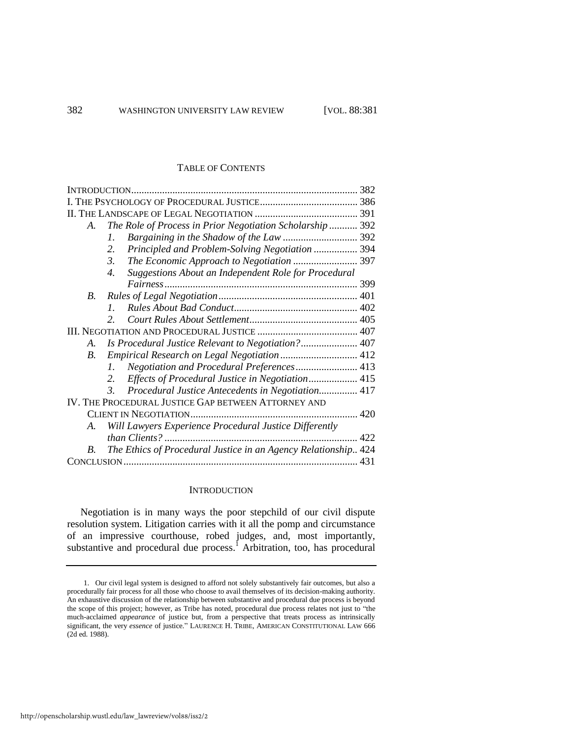## TABLE OF CONTENTS

INTRODUCTION ........ 382
I. THE PSYCHOLOGY OF PROCEDURAL JUSTICE ........ 386
II. THE LANDSCAPE OF LEGAL NEGOTIATION ........ 391
- A. *The Role of Process in Prior Negotiation Scholarship* ........ 392
  - 1. *Bargaining in the Shadow of the Law* ........ 392
  - 2. *Principled and Problem-Solving Negotiation* ........ 394
  - 3. *The Economic Approach to Negotiation* ........ 397
  - 4. *Suggestions About an Independent Role for Procedural Fairness* ........ 399
- B. *Rules of Legal Negotiation* ........ 401
  - 1. *Rules About Bad Conduct* ........ 402
  - 2. *Court Rules About Settlement* ........ 405

III. NEGOTIATION AND PROCEDURAL JUSTICE ........ 407
- A. *Is Procedural Justice Relevant to Negotiation?* ........ 407
- B. *Empirical Research on Legal Negotiation* ........ 412
  - 1. *Negotiation and Procedural Preferences* ........ 413
  - 2. *Effects of Procedural Justice in Negotiation* ........ 415
  - 3. *Procedural Justice Antecedents in Negotiation* ........ 417

IV. THE PROCEDURAL JUSTICE GAP BETWEEN ATTORNEY AND CLIENT IN NEGOTIATION ........ 420
- A. *Will Lawyers Experience Procedural Justice Differently than Clients?* ........ 422
- B. *The Ethics of Procedural Justice in an Agency Relationship* ........ 424

CONCLUSION ........ 431

## INTRODUCTION

Negotiation is in many ways the poor stepchild of our civil dispute resolution system. Litigation carries with it all the pomp and circumstance of an impressive courthouse, robed judges, and, most importantly, substantive and procedural due process.[1] Arbitration, too, has procedural

---

1. Our civil legal system is designed to afford not solely substantively fair outcomes, but also a procedurally fair process for all those who choose to avail themselves of its decision-making authority. An exhaustive discussion of the relationship between substantive and procedural due process is beyond the scope of this project; however, as Tribe has noted, procedural due process relates not just to "the much-acclaimed *appearance* of justice but, from a perspective that treats process as intrinsically significant, the very *essence* of justice." LAURENCE H. TRIBE, AMERICAN CONSTITUTIONAL LAW 666 (2d ed. 1988).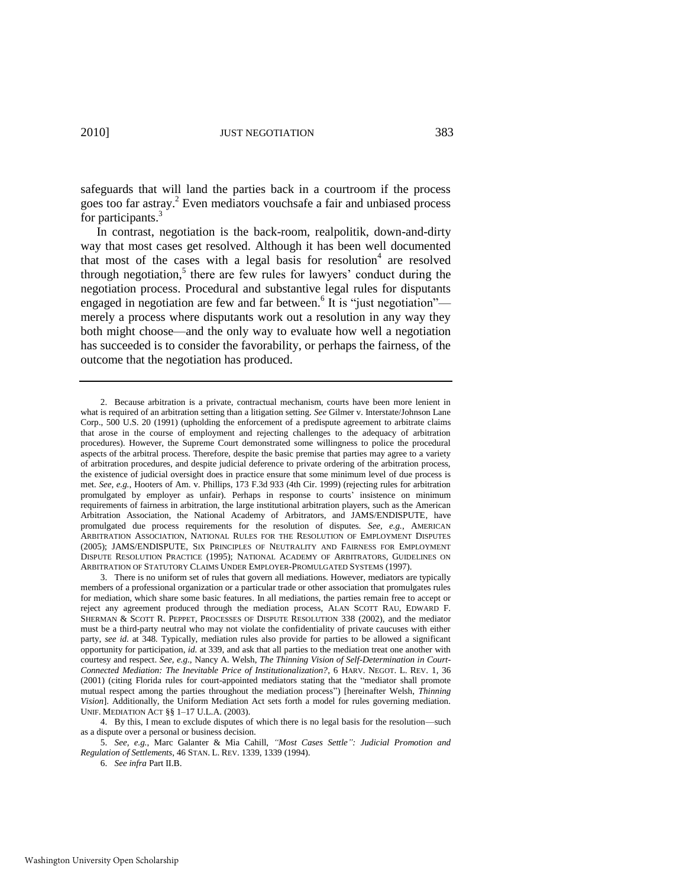safeguards that will land the parties back in a courtroom if the process goes too far astray.[2] Even mediators vouchsafe a fair and unbiased process for participants.[3]

In contrast, negotiation is the back-room, realpolitik, down-and-dirty way that most cases get resolved. Although it has been well documented that most of the cases with a legal basis for resolution[4] are resolved through negotiation,[5] there are few rules for lawyers' conduct during the negotiation process. Procedural and substantive legal rules for disputants engaged in negotiation are few and far between.[6] It is "just negotiation"—merely a process where disputants work out a resolution in any way they both might choose—and the only way to evaluate how well a negotiation has succeeded is to consider the favorability, or perhaps the fairness, of the outcome that the negotiation has produced.

---

2. Because arbitration is a private, contractual mechanism, courts have been more lenient in what is required of an arbitration setting than a litigation setting. *See* Gilmer v. Interstate/Johnson Lane Corp., 500 U.S. 20 (1991) (upholding the enforcement of a predispute agreement to arbitrate claims that arose in the course of employment and rejecting challenges to the adequacy of arbitration procedures). However, the Supreme Court demonstrated some willingness to police the procedural aspects of the arbitral process. Therefore, despite the basic premise that parties may agree to a variety of arbitration procedures, and despite judicial deference to private ordering of the arbitration process, the existence of judicial oversight does in practice ensure that some minimum level of due process is met. *See, e.g.*, Hooters of Am. v. Phillips, 173 F.3d 933 (4th Cir. 1999) (rejecting rules for arbitration promulgated by employer as unfair). Perhaps in response to courts' insistence on minimum requirements of fairness in arbitration, the large institutional arbitration players, such as the American Arbitration Association, the National Academy of Arbitrators, and JAMS/ENDISPUTE, have promulgated due process requirements for the resolution of disputes. *See, e.g.*, AMERICAN ARBITRATION ASSOCIATION, NATIONAL RULES FOR THE RESOLUTION OF EMPLOYMENT DISPUTES (2005); JAMS/ENDISPUTE, SIX PRINCIPLES OF NEUTRALITY AND FAIRNESS FOR EMPLOYMENT DISPUTE RESOLUTION PRACTICE (1995); NATIONAL ACADEMY OF ARBITRATORS, GUIDELINES ON ARBITRATION OF STATUTORY CLAIMS UNDER EMPLOYER-PROMULGATED SYSTEMS (1997).

3. There is no uniform set of rules that govern all mediations. However, mediators are typically members of a professional organization or a particular trade or other association that promulgates rules for mediation, which share some basic features. In all mediations, the parties remain free to accept or reject any agreement produced through the mediation process, ALAN SCOTT RAU, EDWARD F. SHERMAN & SCOTT R. PEPPET, PROCESSES OF DISPUTE RESOLUTION 338 (2002), and the mediator must be a third-party neutral who may not violate the confidentiality of private caucuses with either party, *see id.* at 348. Typically, mediation rules also provide for parties to be allowed a significant opportunity for participation, *id.* at 339, and ask that all parties to the mediation treat one another with courtesy and respect. *See, e.g.*, Nancy A. Welsh, *The Thinning Vision of Self-Determination in Court-Connected Mediation: The Inevitable Price of Institutionalization?*, 6 HARV. NEGOT. L. REV. 1, 36 (2001) (citing Florida rules for court-appointed mediators stating that the "mediator shall promote mutual respect among the parties throughout the mediation process") [hereinafter Welsh, *Thinning Vision*]. Additionally, the Uniform Mediation Act sets forth a model for rules governing mediation. UNIF. MEDIATION ACT §§ 1–17 U.L.A. (2003).

4. By this, I mean to exclude disputes of which there is no legal basis for the resolution—such as a dispute over a personal or business decision.

5. *See, e.g.*, Marc Galanter & Mia Cahill, *"Most Cases Settle": Judicial Promotion and Regulation of Settlements*, 46 STAN. L. REV. 1339, 1339 (1994).

6. *See infra* Part II.B.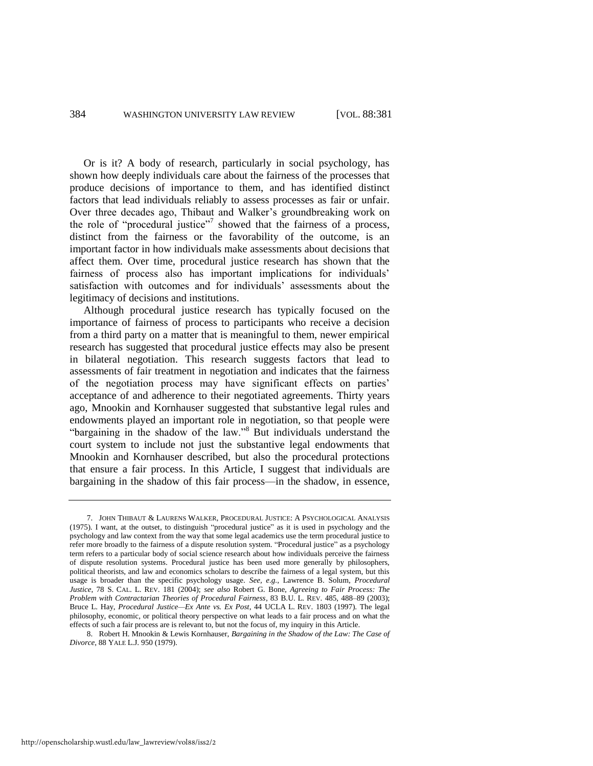Or is it? A body of research, particularly in social psychology, has shown how deeply individuals care about the fairness of the processes that produce decisions of importance to them, and has identified distinct factors that lead individuals reliably to assess processes as fair or unfair. Over three decades ago, Thibaut and Walker's groundbreaking work on the role of "procedural justice"[7] showed that the fairness of a process, distinct from the fairness or the favorability of the outcome, is an important factor in how individuals make assessments about decisions that affect them. Over time, procedural justice research has shown that the fairness of process also has important implications for individuals' satisfaction with outcomes and for individuals' assessments about the legitimacy of decisions and institutions.

Although procedural justice research has typically focused on the importance of fairness of process to participants who receive a decision from a third party on a matter that is meaningful to them, newer empirical research has suggested that procedural justice effects may also be present in bilateral negotiation. This research suggests factors that lead to assessments of fair treatment in negotiation and indicates that the fairness of the negotiation process may have significant effects on parties' acceptance of and adherence to their negotiated agreements. Thirty years ago, Mnookin and Kornhauser suggested that substantive legal rules and endowments played an important role in negotiation, so that people were "bargaining in the shadow of the law."[8] But individuals understand the court system to include not just the substantive legal endowments that Mnookin and Kornhauser described, but also the procedural protections that ensure a fair process. In this Article, I suggest that individuals are bargaining in the shadow of this fair process—in the shadow, in essence,

---

7. JOHN THIBAUT & LAURENS WALKER, PROCEDURAL JUSTICE: A PSYCHOLOGICAL ANALYSIS (1975). I want, at the outset, to distinguish "procedural justice" as it is used in psychology and the psychology and law context from the way that some legal academics use the term procedural justice to refer more broadly to the fairness of a dispute resolution system. "Procedural justice" as a psychology term refers to a particular body of social science research about how individuals perceive the fairness of dispute resolution systems. Procedural justice has been used more generally by philosophers, political theorists, and law and economics scholars to describe the fairness of a legal system, but this usage is broader than the specific psychology usage. *See, e.g.*, Lawrence B. Solum, *Procedural Justice*, 78 S. CAL. L. REV. 181 (2004); *see also* Robert G. Bone, *Agreeing to Fair Process: The Problem with Contractarian Theories of Procedural Fairness*, 83 B.U. L. REV. 485, 488–89 (2003); Bruce L. Hay, *Procedural Justice—Ex Ante vs. Ex Post*, 44 UCLA L. REV. 1803 (1997). The legal philosophy, economic, or political theory perspective on what leads to a fair process and on what the effects of such a fair process are is relevant to, but not the focus of, my inquiry in this Article.

8. Robert H. Mnookin & Lewis Kornhauser, *Bargaining in the Shadow of the Law: The Case of Divorce*, 88 YALE L.J. 950 (1979).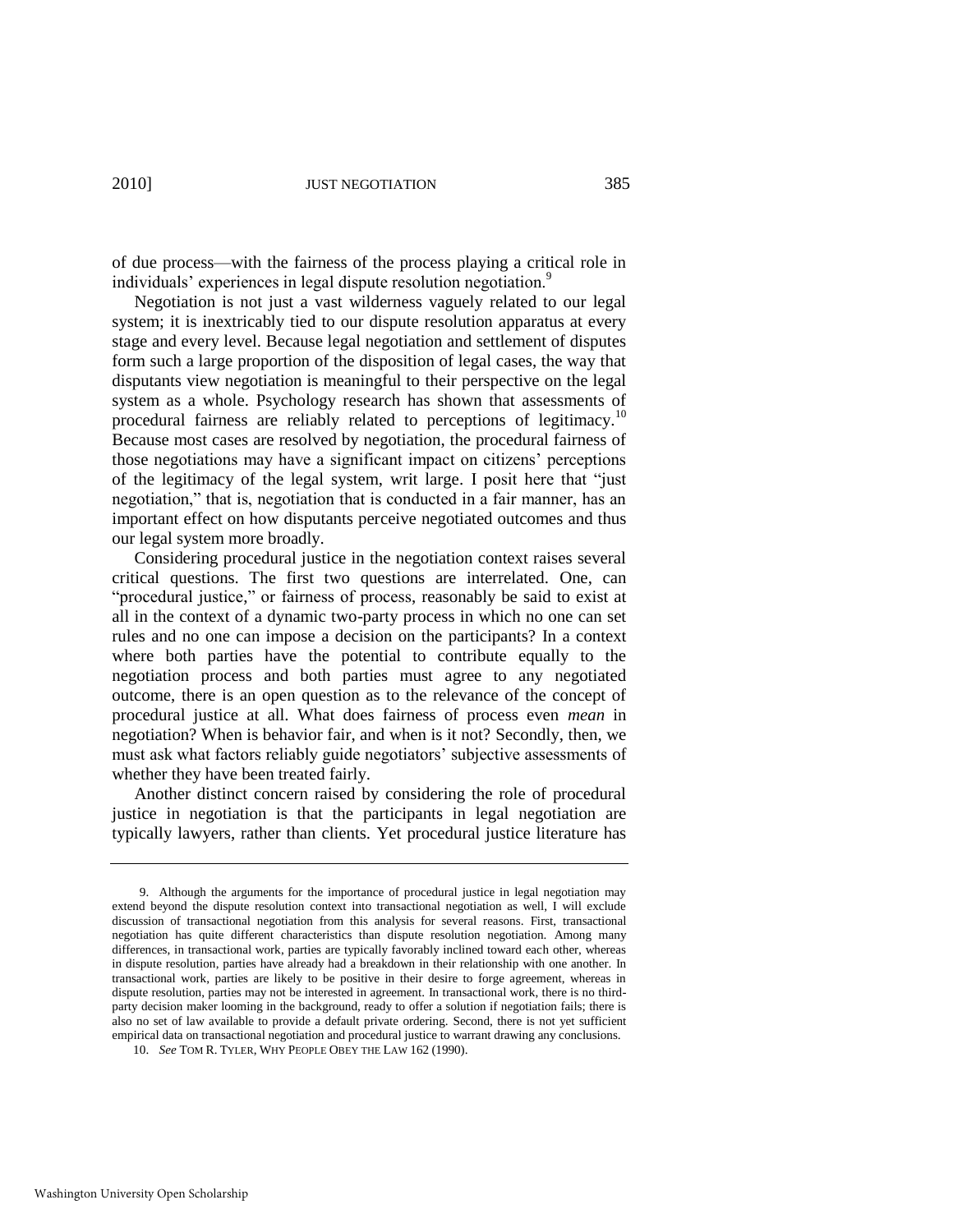of due process—with the fairness of the process playing a critical role in individuals' experiences in legal dispute resolution negotiation.[9]

Negotiation is not just a vast wilderness vaguely related to our legal system; it is inextricably tied to our dispute resolution apparatus at every stage and every level. Because legal negotiation and settlement of disputes form such a large proportion of the disposition of legal cases, the way that disputants view negotiation is meaningful to their perspective on the legal system as a whole. Psychology research has shown that assessments of procedural fairness are reliably related to perceptions of legitimacy.[10] Because most cases are resolved by negotiation, the procedural fairness of those negotiations may have a significant impact on citizens' perceptions of the legitimacy of the legal system, writ large. I posit here that "just negotiation," that is, negotiation that is conducted in a fair manner, has an important effect on how disputants perceive negotiated outcomes and thus our legal system more broadly.

Considering procedural justice in the negotiation context raises several critical questions. The first two questions are interrelated. One, can "procedural justice," or fairness of process, reasonably be said to exist at all in the context of a dynamic two-party process in which no one can set rules and no one can impose a decision on the participants? In a context where both parties have the potential to contribute equally to the negotiation process and both parties must agree to any negotiated outcome, there is an open question as to the relevance of the concept of procedural justice at all. What does fairness of process even *mean* in negotiation? When is behavior fair, and when is it not? Secondly, then, we must ask what factors reliably guide negotiators' subjective assessments of whether they have been treated fairly.

Another distinct concern raised by considering the role of procedural justice in negotiation is that the participants in legal negotiation are typically lawyers, rather than clients. Yet procedural justice literature has

---

9. Although the arguments for the importance of procedural justice in legal negotiation may extend beyond the dispute resolution context into transactional negotiation as well, I will exclude discussion of transactional negotiation from this analysis for several reasons. First, transactional negotiation has quite different characteristics than dispute resolution negotiation. Among many differences, in transactional work, parties are typically favorably inclined toward each other, whereas in dispute resolution, parties have already had a breakdown in their relationship with one another. In transactional work, parties are likely to be positive in their desire to forge agreement, whereas in dispute resolution, parties may not be interested in agreement. In transactional work, there is no third-party decision maker looming in the background, ready to offer a solution if negotiation fails; there is also no set of law available to provide a default private ordering. Second, there is not yet sufficient empirical data on transactional negotiation and procedural justice to warrant drawing any conclusions.

10. *See* TOM R. TYLER, WHY PEOPLE OBEY THE LAW 162 (1990).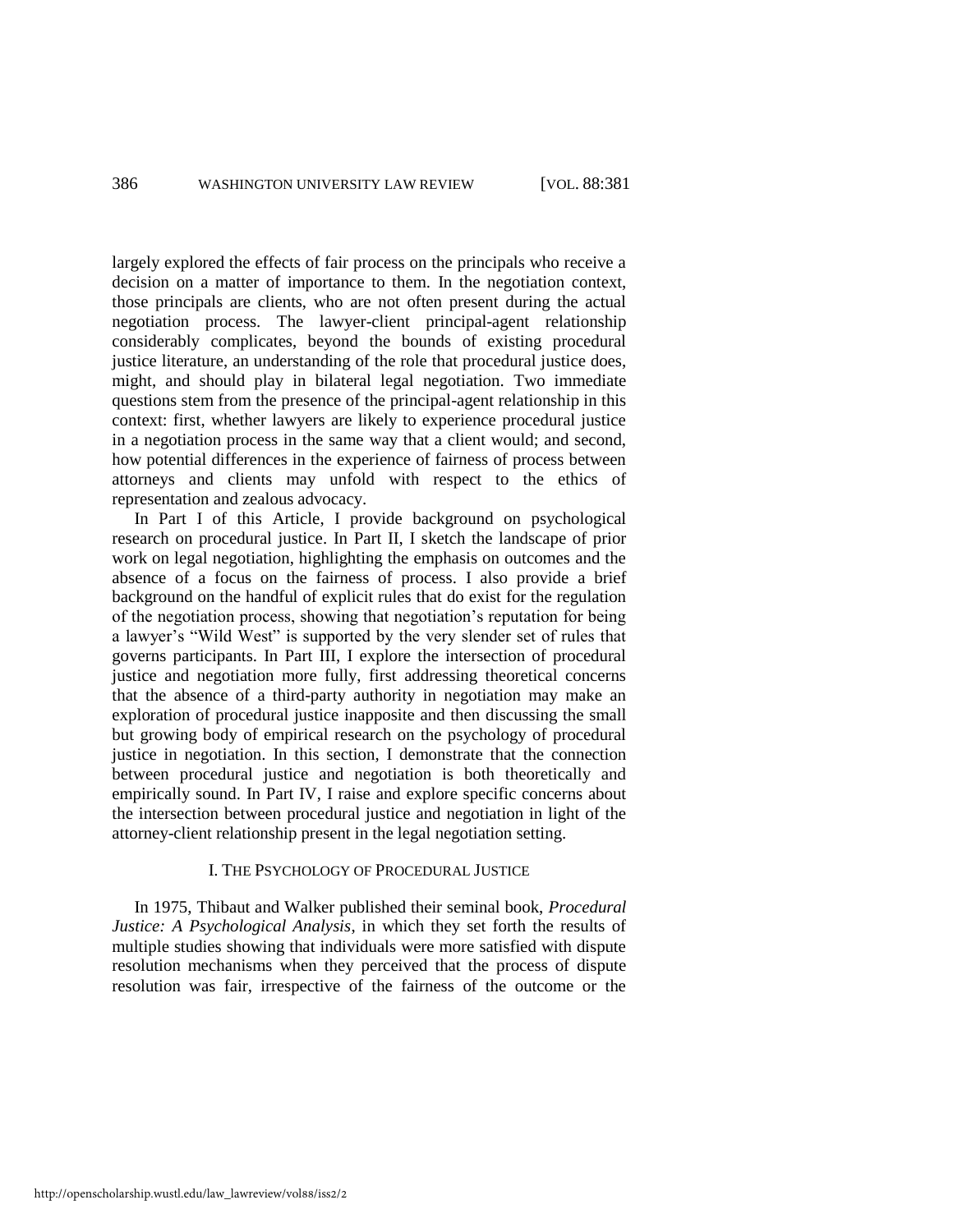largely explored the effects of fair process on the principals who receive a decision on a matter of importance to them. In the negotiation context, those principals are clients, who are not often present during the actual negotiation process. The lawyer-client principal-agent relationship considerably complicates, beyond the bounds of existing procedural justice literature, an understanding of the role that procedural justice does, might, and should play in bilateral legal negotiation. Two immediate questions stem from the presence of the principal-agent relationship in this context: first, whether lawyers are likely to experience procedural justice in a negotiation process in the same way that a client would; and second, how potential differences in the experience of fairness of process between attorneys and clients may unfold with respect to the ethics of representation and zealous advocacy.

In Part I of this Article, I provide background on psychological research on procedural justice. In Part II, I sketch the landscape of prior work on legal negotiation, highlighting the emphasis on outcomes and the absence of a focus on the fairness of process. I also provide a brief background on the handful of explicit rules that do exist for the regulation of the negotiation process, showing that negotiation's reputation for being a lawyer's "Wild West" is supported by the very slender set of rules that governs participants. In Part III, I explore the intersection of procedural justice and negotiation more fully, first addressing theoretical concerns that the absence of a third-party authority in negotiation may make an exploration of procedural justice inapposite and then discussing the small but growing body of empirical research on the psychology of procedural justice in negotiation. In this section, I demonstrate that the connection between procedural justice and negotiation is both theoretically and empirically sound. In Part IV, I raise and explore specific concerns about the intersection between procedural justice and negotiation in light of the attorney-client relationship present in the legal negotiation setting.

## I. THE PSYCHOLOGY OF PROCEDURAL JUSTICE

In 1975, Thibaut and Walker published their seminal book, *Procedural Justice: A Psychological Analysis*, in which they set forth the results of multiple studies showing that individuals were more satisfied with dispute resolution mechanisms when they perceived that the process of dispute resolution was fair, irrespective of the fairness of the outcome or the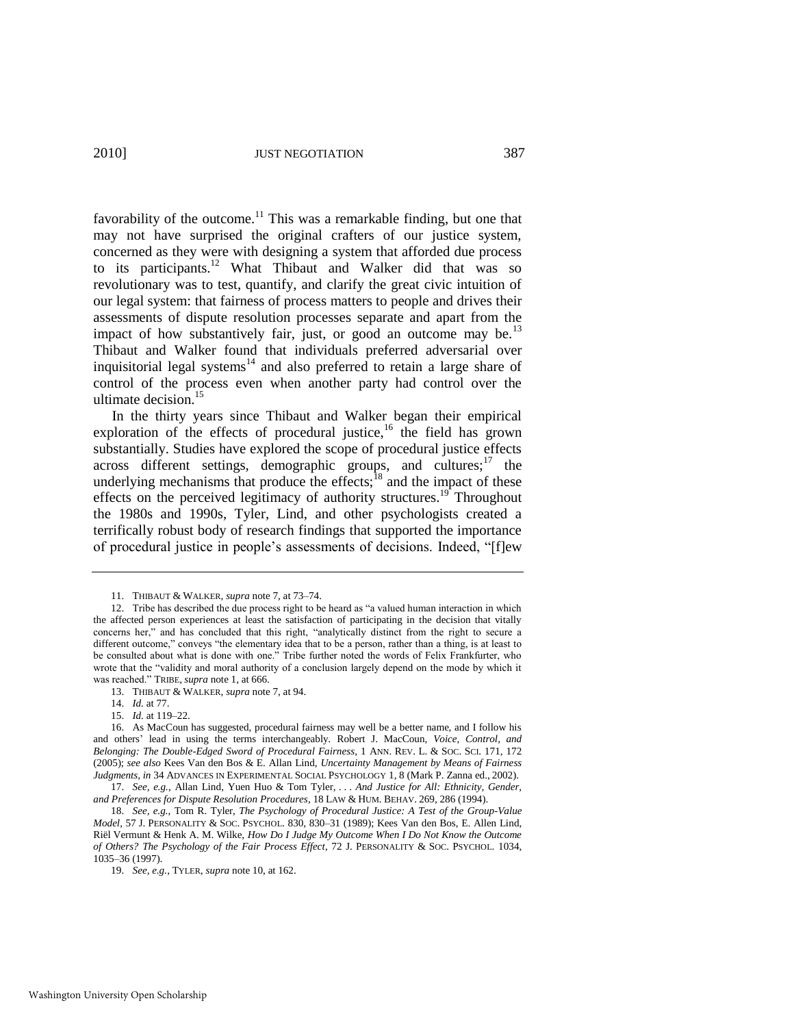favorability of the outcome.[11] This was a remarkable finding, but one that may not have surprised the original crafters of our justice system, concerned as they were with designing a system that afforded due process to its participants.[12] What Thibaut and Walker did that was so revolutionary was to test, quantify, and clarify the great civic intuition of our legal system: that fairness of process matters to people and drives their assessments of dispute resolution processes separate and apart from the impact of how substantively fair, just, or good an outcome may be.[13] Thibaut and Walker found that individuals preferred adversarial over inquisitorial legal systems[14] and also preferred to retain a large share of control of the process even when another party had control over the ultimate decision.[15]

In the thirty years since Thibaut and Walker began their empirical exploration of the effects of procedural justice,[16] the field has grown substantially. Studies have explored the scope of procedural justice effects across different settings, demographic groups, and cultures;[17] the underlying mechanisms that produce the effects;[18] and the impact of these effects on the perceived legitimacy of authority structures.[19] Throughout the 1980s and 1990s, Tyler, Lind, and other psychologists created a terrifically robust body of research findings that supported the importance of procedural justice in people's assessments of decisions. Indeed, "[f]ew

---

11. THIBAUT & WALKER, *supra* note 7, at 73–74.

12. Tribe has described the due process right to be heard as "a valued human interaction in which the affected person experiences at least the satisfaction of participating in the decision that vitally concerns her," and has concluded that this right, "analytically distinct from the right to secure a different outcome," conveys "the elementary idea that to be a person, rather than a thing, is at least to be consulted about what is done with one." Tribe further noted the words of Felix Frankfurter, who wrote that the "validity and moral authority of a conclusion largely depend on the mode by which it was reached." TRIBE, *supra* note 1, at 666.

13. THIBAUT & WALKER, *supra* note 7, at 94.

14. *Id.* at 77.

15. *Id.* at 119–22.

16. As MacCoun has suggested, procedural fairness may well be a better name, and I follow his and others' lead in using the terms interchangeably. Robert J. MacCoun, *Voice, Control, and Belonging: The Double-Edged Sword of Procedural Fairness*, 1 ANN. REV. L. & SOC. SCI. 171, 172 (2005); *see also* Kees Van den Bos & E. Allan Lind, *Uncertainty Management by Means of Fairness Judgments*, *in* 34 ADVANCES IN EXPERIMENTAL SOCIAL PSYCHOLOGY 1, 8 (Mark P. Zanna ed., 2002).

17. *See, e.g.*, Allan Lind, Yuen Huo & Tom Tyler, *. . . And Justice for All: Ethnicity, Gender, and Preferences for Dispute Resolution Procedures*, 18 LAW & HUM. BEHAV. 269, 286 (1994).

18. *See, e.g.*, Tom R. Tyler, *The Psychology of Procedural Justice: A Test of the Group-Value Model*, 57 J. PERSONALITY & SOC. PSYCHOL. 830, 830–31 (1989); Kees Van den Bos, E. Allen Lind, Riël Vermunt & Henk A. M. Wilke, *How Do I Judge My Outcome When I Do Not Know the Outcome of Others? The Psychology of the Fair Process Effect*, 72 J. PERSONALITY & SOC. PSYCHOL. 1034, 1035–36 (1997).

19. *See, e.g.*, TYLER, *supra* note 10, at 162.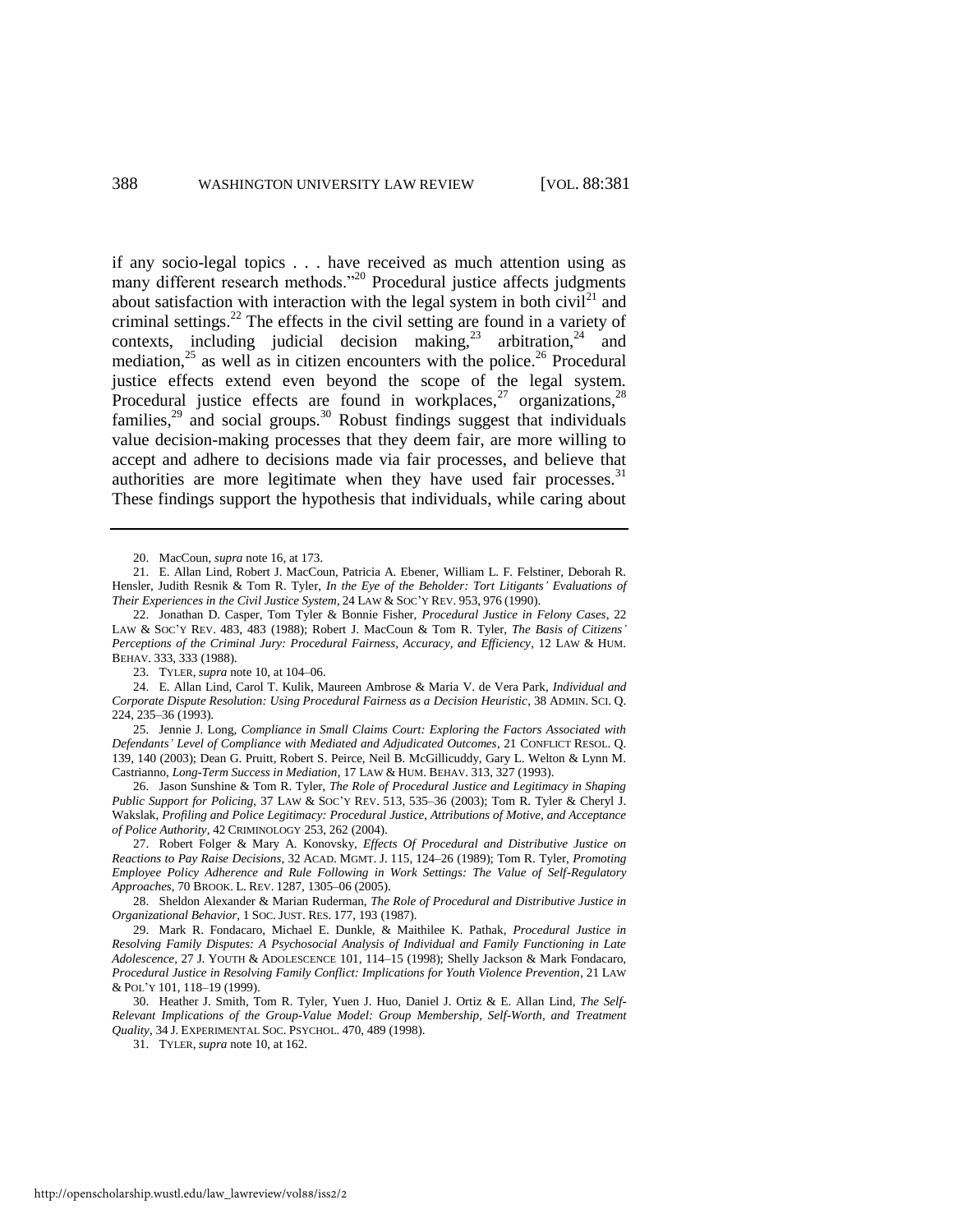if any socio-legal topics . . . have received as much attention using as many different research methods."[20] Procedural justice affects judgments about satisfaction with interaction with the legal system in both civil[21] and criminal settings.[22] The effects in the civil setting are found in a variety of contexts, including judicial decision making,[23] arbitration,[24] and mediation,[25] as well as in citizen encounters with the police.[26] Procedural justice effects extend even beyond the scope of the legal system. Procedural justice effects are found in workplaces,[27] organizations,[28] families,[29] and social groups.[30] Robust findings suggest that individuals value decision-making processes that they deem fair, are more willing to accept and adhere to decisions made via fair processes, and believe that authorities are more legitimate when they have used fair processes.[31] These findings support the hypothesis that individuals, while caring about

---

20. MacCoun, *supra* note 16, at 173.

21. E. Allan Lind, Robert J. MacCoun, Patricia A. Ebener, William L. F. Felstiner, Deborah R. Hensler, Judith Resnik & Tom R. Tyler, *In the Eye of the Beholder: Tort Litigants' Evaluations of Their Experiences in the Civil Justice System*, 24 LAW & SOC'Y REV. 953, 976 (1990).

22. Jonathan D. Casper, Tom Tyler & Bonnie Fisher, *Procedural Justice in Felony Cases*, 22 LAW & SOC'Y REV. 483, 483 (1988); Robert J. MacCoun & Tom R. Tyler, *The Basis of Citizens' Perceptions of the Criminal Jury: Procedural Fairness, Accuracy, and Efficiency*, 12 LAW & HUM. BEHAV. 333, 333 (1988).

23. TYLER, *supra* note 10, at 104–06.

24. E. Allan Lind, Carol T. Kulik, Maureen Ambrose & Maria V. de Vera Park, *Individual and Corporate Dispute Resolution: Using Procedural Fairness as a Decision Heuristic*, 38 ADMIN. SCI. Q. 224, 235–36 (1993).

25. Jennie J. Long, *Compliance in Small Claims Court: Exploring the Factors Associated with Defendants' Level of Compliance with Mediated and Adjudicated Outcomes*, 21 CONFLICT RESOL. Q. 139, 140 (2003); Dean G. Pruitt, Robert S. Peirce, Neil B. McGillicuddy, Gary L. Welton & Lynn M. Castrianno, *Long-Term Success in Mediation*, 17 LAW & HUM. BEHAV. 313, 327 (1993).

26. Jason Sunshine & Tom R. Tyler, *The Role of Procedural Justice and Legitimacy in Shaping Public Support for Policing*, 37 LAW & SOC'Y REV. 513, 535–36 (2003); Tom R. Tyler & Cheryl J. Wakslak, *Profiling and Police Legitimacy: Procedural Justice, Attributions of Motive, and Acceptance of Police Authority*, 42 CRIMINOLOGY 253, 262 (2004).

27. Robert Folger & Mary A. Konovsky, *Effects Of Procedural and Distributive Justice on Reactions to Pay Raise Decisions*, 32 ACAD. MGMT. J. 115, 124–26 (1989); Tom R. Tyler, *Promoting Employee Policy Adherence and Rule Following in Work Settings: The Value of Self-Regulatory Approaches*, 70 BROOK. L. REV. 1287, 1305–06 (2005).

28. Sheldon Alexander & Marian Ruderman, *The Role of Procedural and Distributive Justice in Organizational Behavior*, 1 SOC. JUST. RES. 177, 193 (1987).

29. Mark R. Fondacaro, Michael E. Dunkle, & Maithilee K. Pathak, *Procedural Justice in Resolving Family Disputes: A Psychosocial Analysis of Individual and Family Functioning in Late Adolescence*, 27 J. YOUTH & ADOLESCENCE 101, 114–15 (1998); Shelly Jackson & Mark Fondacaro, *Procedural Justice in Resolving Family Conflict: Implications for Youth Violence Prevention*, 21 LAW & POL'Y 101, 118–19 (1999).

30. Heather J. Smith, Tom R. Tyler, Yuen J. Huo, Daniel J. Ortiz & E. Allan Lind, *The Self-Relevant Implications of the Group-Value Model: Group Membership, Self-Worth, and Treatment Quality*, 34 J. EXPERIMENTAL SOC. PSYCHOL. 470, 489 (1998).

31. TYLER, *supra* note 10, at 162.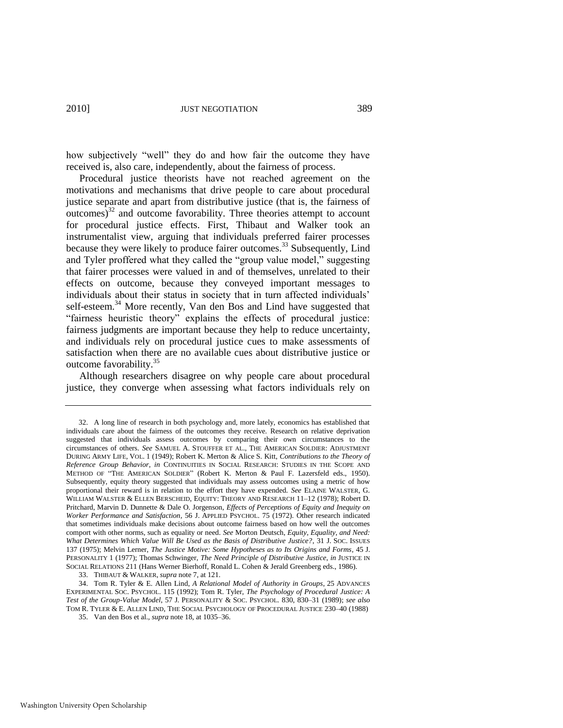how subjectively "well" they do and how fair the outcome they have received is, also care, independently, about the fairness of process.

Procedural justice theorists have not reached agreement on the motivations and mechanisms that drive people to care about procedural justice separate and apart from distributive justice (that is, the fairness of outcomes)[32] and outcome favorability. Three theories attempt to account for procedural justice effects. First, Thibaut and Walker took an instrumentalist view, arguing that individuals preferred fairer processes because they were likely to produce fairer outcomes.[33] Subsequently, Lind and Tyler proffered what they called the "group value model," suggesting that fairer processes were valued in and of themselves, unrelated to their effects on outcome, because they conveyed important messages to individuals about their status in society that in turn affected individuals' self-esteem.[34] More recently, Van den Bos and Lind have suggested that "fairness heuristic theory" explains the effects of procedural justice: fairness judgments are important because they help to reduce uncertainty, and individuals rely on procedural justice cues to make assessments of satisfaction when there are no available cues about distributive justice or outcome favorability.[35]

Although researchers disagree on why people care about procedural justice, they converge when assessing what factors individuals rely on

---

32. A long line of research in both psychology and, more lately, economics has established that individuals care about the fairness of the outcomes they receive. Research on relative deprivation suggested that individuals assess outcomes by comparing their own circumstances to the circumstances of others. *See* SAMUEL A. STOUFFER ET AL., THE AMERICAN SOLDIER: ADJUSTMENT DURING ARMY LIFE, VOL. 1 (1949); Robert K. Merton & Alice S. Kitt, *Contributions to the Theory of Reference Group Behavior*, *in* CONTINUITIES IN SOCIAL RESEARCH: STUDIES IN THE SCOPE AND METHOD OF "THE AMERICAN SOLDIER" (Robert K. Merton & Paul F. Lazersfeld eds., 1950). Subsequently, equity theory suggested that individuals may assess outcomes using a metric of how proportional their reward is in relation to the effort they have expended. *See* ELAINE WALSTER, G. WILLIAM WALSTER & ELLEN BERSCHEID, EQUITY: THEORY AND RESEARCH 11–12 (1978); Robert D. Pritchard, Marvin D. Dunnette & Dale O. Jorgenson, *Effects of Perceptions of Equity and Inequity on Worker Performance and Satisfaction*, 56 J. APPLIED PSYCHOL. 75 (1972). Other research indicated that sometimes individuals make decisions about outcome fairness based on how well the outcomes comport with other norms, such as equality or need. *See* Morton Deutsch, *Equity, Equality, and Need: What Determines Which Value Will Be Used as the Basis of Distributive Justice?*, 31 J. SOC. ISSUES 137 (1975); Melvin Lerner, *The Justice Motive: Some Hypotheses as to Its Origins and Forms*, 45 J. PERSONALITY 1 (1977); Thomas Schwinger, *The Need Principle of Distributive Justice*, *in* JUSTICE IN SOCIAL RELATIONS 211 (Hans Werner Bierhoff, Ronald L. Cohen & Jerald Greenberg eds., 1986).

33. THIBAUT & WALKER, *supra* note 7, at 121.

34. Tom R. Tyler & E. Allen Lind, *A Relational Model of Authority in Groups*, 25 ADVANCES EXPERIMENTAL SOC. PSYCHOL. 115 (1992); Tom R. Tyler, *The Psychology of Procedural Justice: A Test of the Group-Value Model*, 57 J. PERSONALITY & SOC. PSYCHOL. 830, 830–31 (1989); *see also* TOM R. TYLER & E. ALLEN LIND, THE SOCIAL PSYCHOLOGY OF PROCEDURAL JUSTICE 230–40 (1988)

35. Van den Bos et al., *supra* note 18, at 1035–36.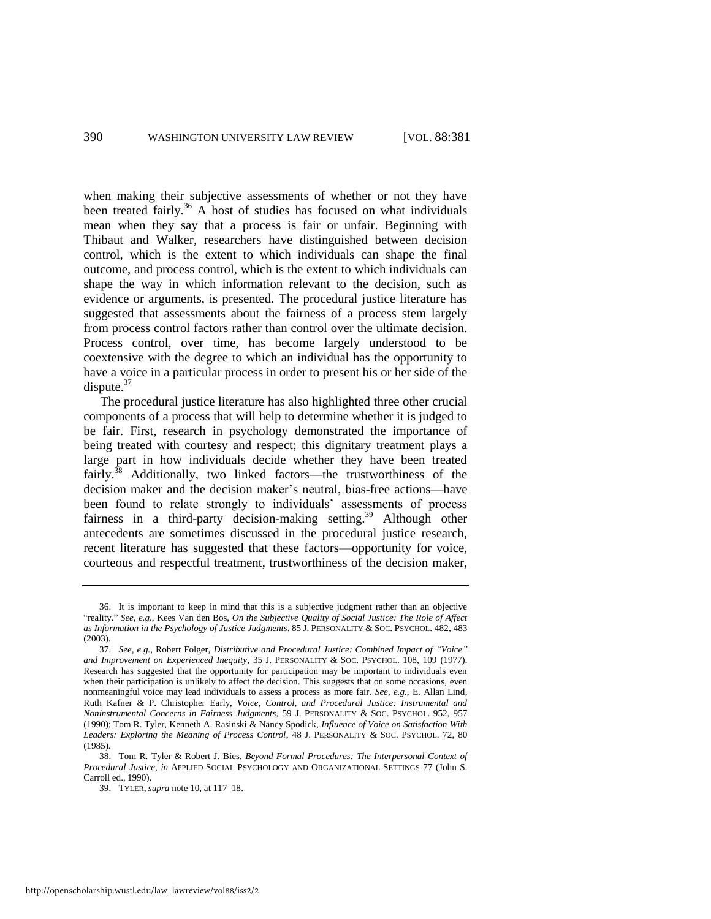when making their subjective assessments of whether or not they have been treated fairly.[36] A host of studies has focused on what individuals mean when they say that a process is fair or unfair. Beginning with Thibaut and Walker, researchers have distinguished between decision control, which is the extent to which individuals can shape the final outcome, and process control, which is the extent to which individuals can shape the way in which information relevant to the decision, such as evidence or arguments, is presented. The procedural justice literature has suggested that assessments about the fairness of a process stem largely from process control factors rather than control over the ultimate decision. Process control, over time, has become largely understood to be coextensive with the degree to which an individual has the opportunity to have a voice in a particular process in order to present his or her side of the dispute.[37]

The procedural justice literature has also highlighted three other crucial components of a process that will help to determine whether it is judged to be fair. First, research in psychology demonstrated the importance of being treated with courtesy and respect; this dignitary treatment plays a large part in how individuals decide whether they have been treated fairly.[38] Additionally, two linked factors—the trustworthiness of the decision maker and the decision maker's neutral, bias-free actions—have been found to relate strongly to individuals' assessments of process fairness in a third-party decision-making setting.[39] Although other antecedents are sometimes discussed in the procedural justice research, recent literature has suggested that these factors—opportunity for voice, courteous and respectful treatment, trustworthiness of the decision maker,

---

36. It is important to keep in mind that this is a subjective judgment rather than an objective "reality." *See, e.g.*, Kees Van den Bos, *On the Subjective Quality of Social Justice: The Role of Affect as Information in the Psychology of Justice Judgments*, 85 J. PERSONALITY & SOC. PSYCHOL. 482, 483 (2003).

37. *See, e.g.*, Robert Folger, *Distributive and Procedural Justice: Combined Impact of "Voice" and Improvement on Experienced Inequity*, 35 J. PERSONALITY & SOC. PSYCHOL. 108, 109 (1977). Research has suggested that the opportunity for participation may be important to individuals even when their participation is unlikely to affect the decision. This suggests that on some occasions, even nonmeaningful voice may lead individuals to assess a process as more fair. *See, e.g.*, E. Allan Lind, Ruth Kafner & P. Christopher Early, *Voice, Control, and Procedural Justice: Instrumental and Noninstrumental Concerns in Fairness Judgments*, 59 J. PERSONALITY & SOC. PSYCHOL. 952, 957 (1990); Tom R. Tyler, Kenneth A. Rasinski & Nancy Spodick, *Influence of Voice on Satisfaction With Leaders: Exploring the Meaning of Process Control*, 48 J. PERSONALITY & SOC. PSYCHOL. 72, 80 (1985).

38. Tom R. Tyler & Robert J. Bies, *Beyond Formal Procedures: The Interpersonal Context of Procedural Justice*, *in* APPLIED SOCIAL PSYCHOLOGY AND ORGANIZATIONAL SETTINGS 77 (John S. Carroll ed., 1990).

39. TYLER, *supra* note 10, at 117–18.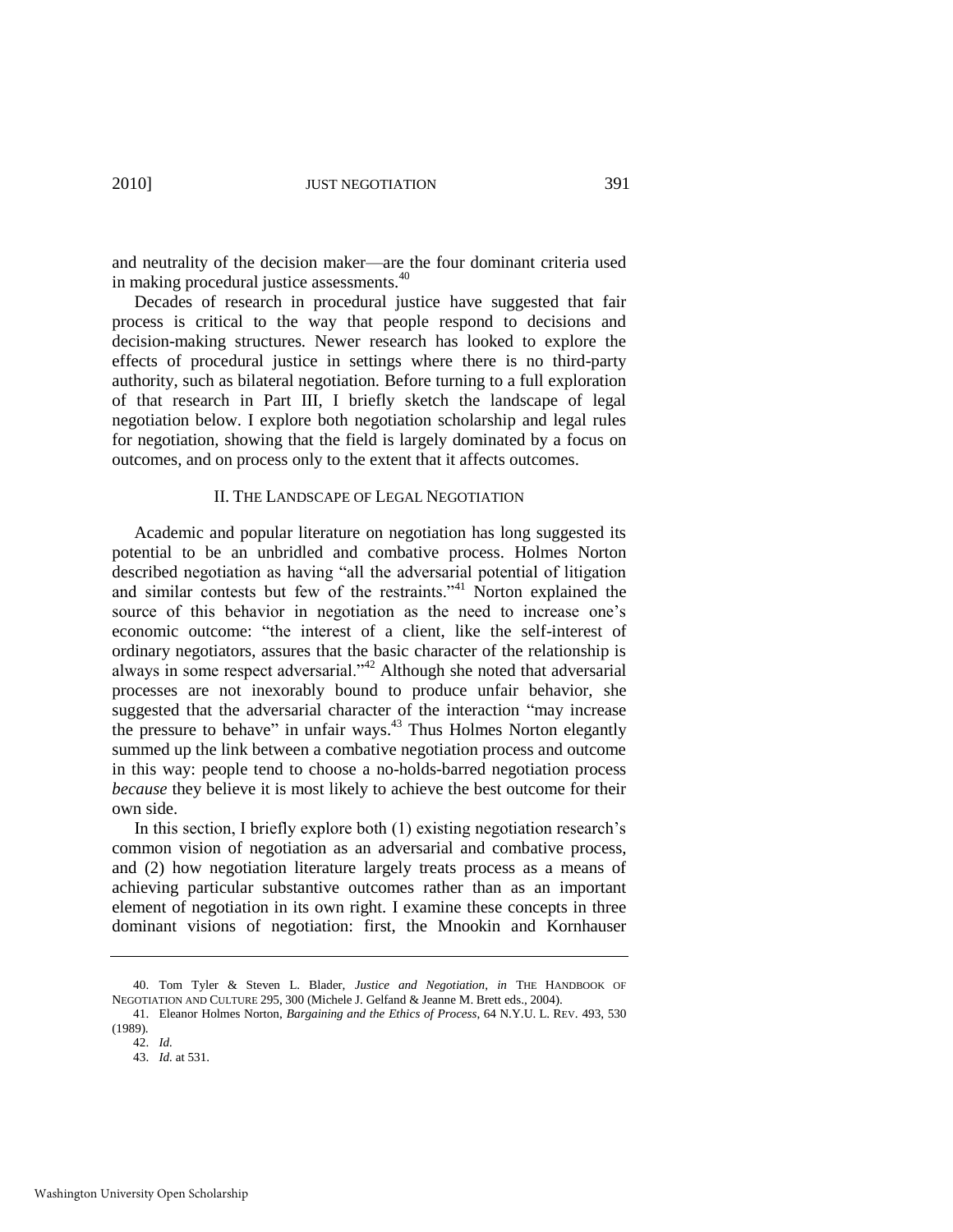and neutrality of the decision maker—are the four dominant criteria used in making procedural justice assessments.[40]

Decades of research in procedural justice have suggested that fair process is critical to the way that people respond to decisions and decision-making structures. Newer research has looked to explore the effects of procedural justice in settings where there is no third-party authority, such as bilateral negotiation. Before turning to a full exploration of that research in Part III, I briefly sketch the landscape of legal negotiation below. I explore both negotiation scholarship and legal rules for negotiation, showing that the field is largely dominated by a focus on outcomes, and on process only to the extent that it affects outcomes.

## II. THE LANDSCAPE OF LEGAL NEGOTIATION

Academic and popular literature on negotiation has long suggested its potential to be an unbridled and combative process. Holmes Norton described negotiation as having "all the adversarial potential of litigation and similar contests but few of the restraints."[41] Norton explained the source of this behavior in negotiation as the need to increase one's economic outcome: "the interest of a client, like the self-interest of ordinary negotiators, assures that the basic character of the relationship is always in some respect adversarial."[42] Although she noted that adversarial processes are not inexorably bound to produce unfair behavior, she suggested that the adversarial character of the interaction "may increase the pressure to behave" in unfair ways.[43] Thus Holmes Norton elegantly summed up the link between a combative negotiation process and outcome in this way: people tend to choose a no-holds-barred negotiation process *because* they believe it is most likely to achieve the best outcome for their own side.

In this section, I briefly explore both (1) existing negotiation research's common vision of negotiation as an adversarial and combative process, and (2) how negotiation literature largely treats process as a means of achieving particular substantive outcomes rather than as an important element of negotiation in its own right. I examine these concepts in three dominant visions of negotiation: first, the Mnookin and Kornhauser

---

40. Tom Tyler & Steven L. Blader, *Justice and Negotiation*, *in* THE HANDBOOK OF NEGOTIATION AND CULTURE 295, 300 (Michele J. Gelfand & Jeanne M. Brett eds., 2004).

41. Eleanor Holmes Norton, *Bargaining and the Ethics of Process*, 64 N.Y.U. L. REV. 493, 530 (1989).

42. *Id.*

43. *Id.* at 531.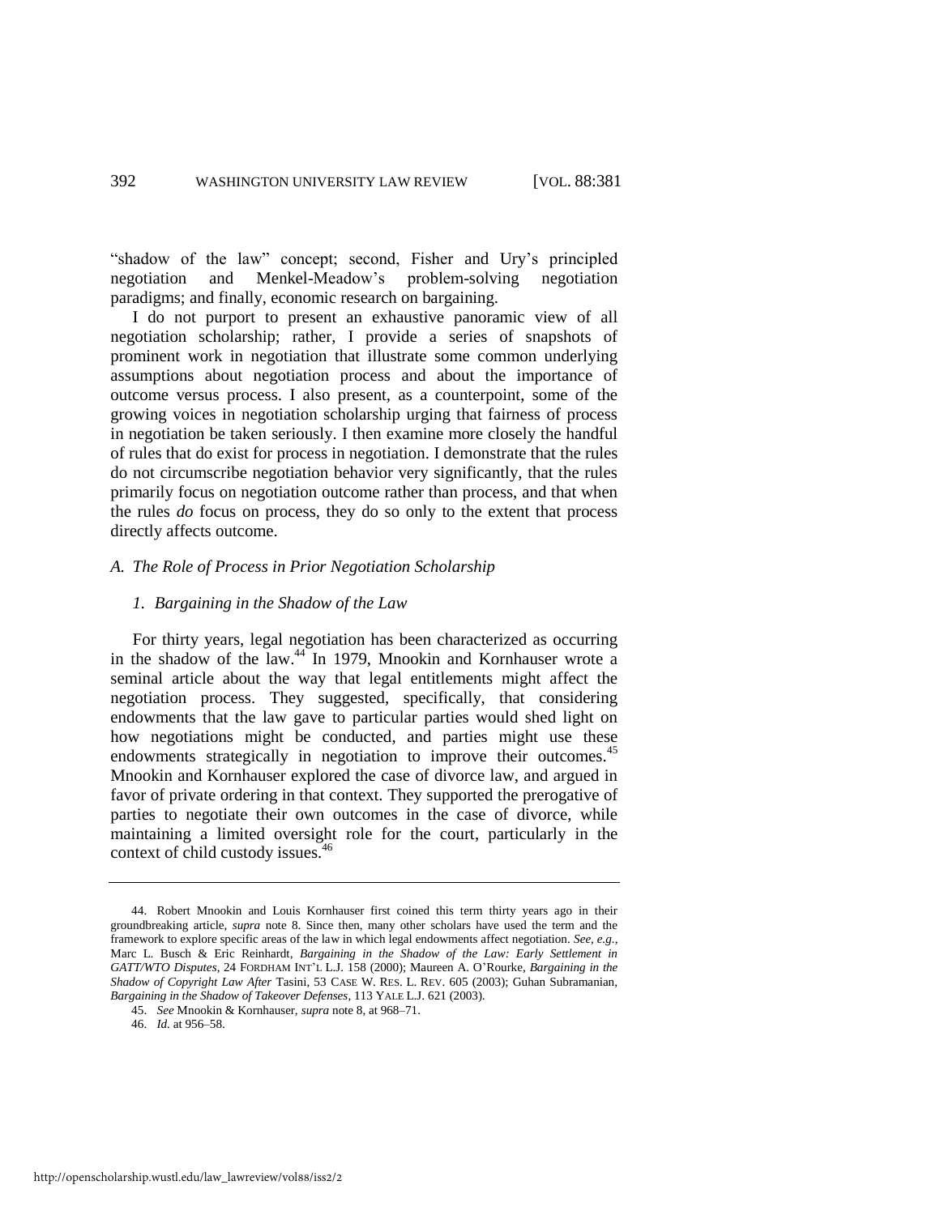"shadow of the law" concept; second, Fisher and Ury's principled negotiation and Menkel-Meadow's problem-solving negotiation paradigms; and finally, economic research on bargaining.

I do not purport to present an exhaustive panoramic view of all negotiation scholarship; rather, I provide a series of snapshots of prominent work in negotiation that illustrate some common underlying assumptions about negotiation process and about the importance of outcome versus process. I also present, as a counterpoint, some of the growing voices in negotiation scholarship urging that fairness of process in negotiation be taken seriously. I then examine more closely the handful of rules that do exist for process in negotiation. I demonstrate that the rules do not circumscribe negotiation behavior very significantly, that the rules primarily focus on negotiation outcome rather than process, and that when the rules *do* focus on process, they do so only to the extent that process directly affects outcome.

### *A. The Role of Process in Prior Negotiation Scholarship*

#### *1. Bargaining in the Shadow of the Law*

For thirty years, legal negotiation has been characterized as occurring in the shadow of the law.[44] In 1979, Mnookin and Kornhauser wrote a seminal article about the way that legal entitlements might affect the negotiation process. They suggested, specifically, that considering endowments that the law gave to particular parties would shed light on how negotiations might be conducted, and parties might use these endowments strategically in negotiation to improve their outcomes.[45] Mnookin and Kornhauser explored the case of divorce law, and argued in favor of private ordering in that context. They supported the prerogative of parties to negotiate their own outcomes in the case of divorce, while maintaining a limited oversight role for the court, particularly in the context of child custody issues.[46]

---

44. Robert Mnookin and Louis Kornhauser first coined this term thirty years ago in their groundbreaking article, *supra* note 8. Since then, many other scholars have used the term and the framework to explore specific areas of the law in which legal endowments affect negotiation. *See, e.g.*, Marc L. Busch & Eric Reinhardt, *Bargaining in the Shadow of the Law: Early Settlement in GATT/WTO Disputes*, 24 FORDHAM INT'L L.J. 158 (2000); Maureen A. O'Rourke, *Bargaining in the Shadow of Copyright Law After* Tasini, 53 CASE W. RES. L. REV. 605 (2003); Guhan Subramanian, *Bargaining in the Shadow of Takeover Defenses*, 113 YALE L.J. 621 (2003).

45. *See* Mnookin & Kornhauser, *supra* note 8, at 968–71.

46. *Id.* at 956–58.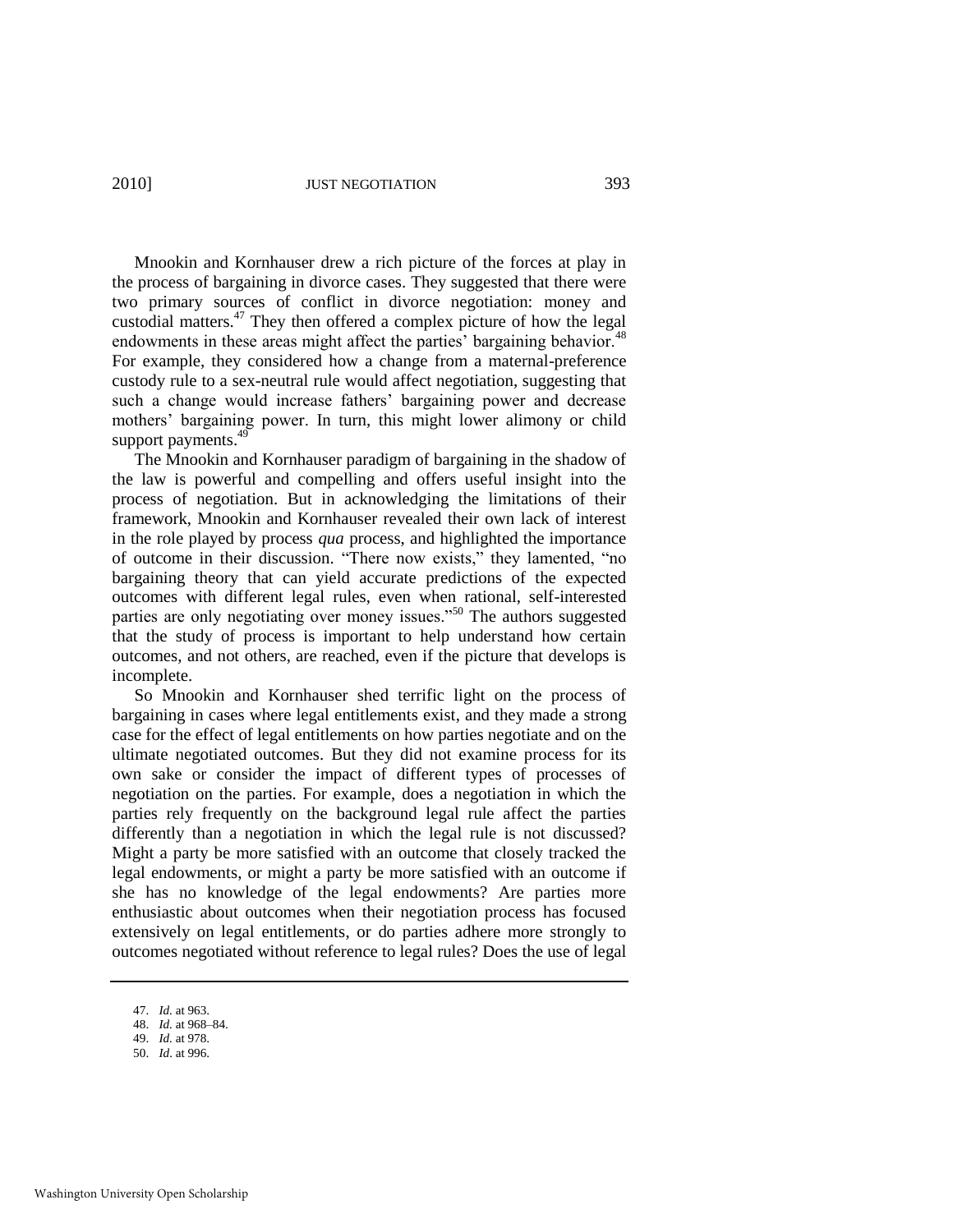Mnookin and Kornhauser drew a rich picture of the forces at play in the process of bargaining in divorce cases. They suggested that there were two primary sources of conflict in divorce negotiation: money and custodial matters.[47] They then offered a complex picture of how the legal endowments in these areas might affect the parties' bargaining behavior.[48] For example, they considered how a change from a maternal-preference custody rule to a sex-neutral rule would affect negotiation, suggesting that such a change would increase fathers' bargaining power and decrease mothers' bargaining power. In turn, this might lower alimony or child support payments.[49]

The Mnookin and Kornhauser paradigm of bargaining in the shadow of the law is powerful and compelling and offers useful insight into the process of negotiation. But in acknowledging the limitations of their framework, Mnookin and Kornhauser revealed their own lack of interest in the role played by process *qua* process, and highlighted the importance of outcome in their discussion. "There now exists," they lamented, "no bargaining theory that can yield accurate predictions of the expected outcomes with different legal rules, even when rational, self-interested parties are only negotiating over money issues."[50] The authors suggested that the study of process is important to help understand how certain outcomes, and not others, are reached, even if the picture that develops is incomplete.

So Mnookin and Kornhauser shed terrific light on the process of bargaining in cases where legal entitlements exist, and they made a strong case for the effect of legal entitlements on how parties negotiate and on the ultimate negotiated outcomes. But they did not examine process for its own sake or consider the impact of different types of processes of negotiation on the parties. For example, does a negotiation in which the parties rely frequently on the background legal rule affect the parties differently than a negotiation in which the legal rule is not discussed? Might a party be more satisfied with an outcome that closely tracked the legal endowments, or might a party be more satisfied with an outcome if she has no knowledge of the legal endowments? Are parties more enthusiastic about outcomes when their negotiation process has focused extensively on legal entitlements, or do parties adhere more strongly to outcomes negotiated without reference to legal rules? Does the use of legal

---

47. *Id.* at 963.
48. *Id.* at 968–84.
49. *Id.* at 978.
50. *Id*. at 996.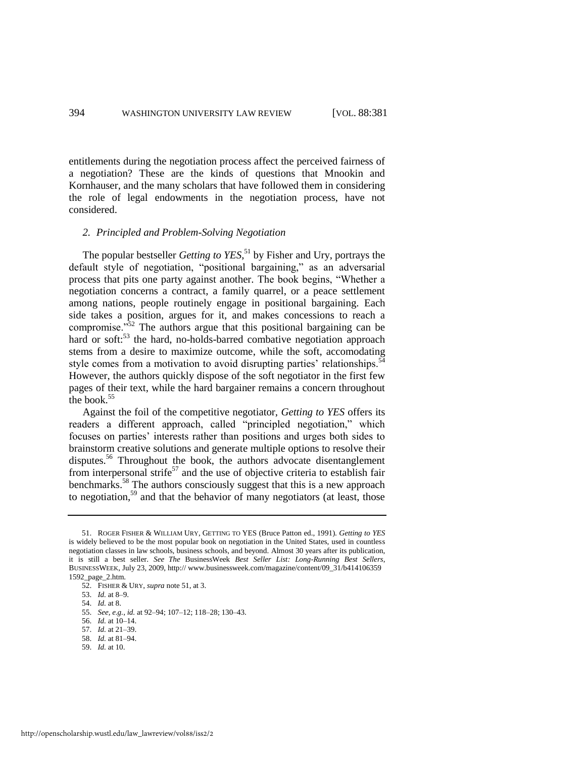entitlements during the negotiation process affect the perceived fairness of a negotiation? These are the kinds of questions that Mnookin and Kornhauser, and the many scholars that have followed them in considering the role of legal endowments in the negotiation process, have not considered.

### *2. Principled and Problem-Solving Negotiation*

The popular bestseller *Getting to YES*,[51] by Fisher and Ury, portrays the default style of negotiation, "positional bargaining," as an adversarial process that pits one party against another. The book begins, "Whether a negotiation concerns a contract, a family quarrel, or a peace settlement among nations, people routinely engage in positional bargaining. Each side takes a position, argues for it, and makes concessions to reach a compromise."[52] The authors argue that this positional bargaining can be hard or soft:[53] the hard, no-holds-barred combative negotiation approach stems from a desire to maximize outcome, while the soft, accomodating style comes from a motivation to avoid disrupting parties' relationships.[54] However, the authors quickly dispose of the soft negotiator in the first few pages of their text, while the hard bargainer remains a concern throughout the book.[55]

Against the foil of the competitive negotiator, *Getting to YES* offers its readers a different approach, called "principled negotiation," which focuses on parties' interests rather than positions and urges both sides to brainstorm creative solutions and generate multiple options to resolve their disputes.[56] Throughout the book, the authors advocate disentanglement from interpersonal strife[57] and the use of objective criteria to establish fair benchmarks.[58] The authors consciously suggest that this is a new approach to negotiation,[59] and that the behavior of many negotiators (at least, those

---

51. ROGER FISHER & WILLIAM URY, GETTING TO YES (Bruce Patton ed., 1991). *Getting to YES* is widely believed to be the most popular book on negotiation in the United States, used in countless negotiation classes in law schools, business schools, and beyond. Almost 30 years after its publication, it is still a best seller. *See The* BusinessWeek *Best Seller List: Long-Running Best Sellers*, BUSINESSWEEK, July 23, 2009, http:// www.businessweek.com/magazine/content/09_31/b414106359 1592_page_2.htm.

52. FISHER & URY, *supra* note 51, at 3.

53. *Id.* at 8–9.

54. *Id.* at 8.

55. *See, e.g.*, *id.* at 92–94; 107–12; 118–28; 130–43.

56. *Id.* at 10–14.

57. *Id.* at 21–39.

58. *Id.* at 81–94.

59. *Id.* at 10.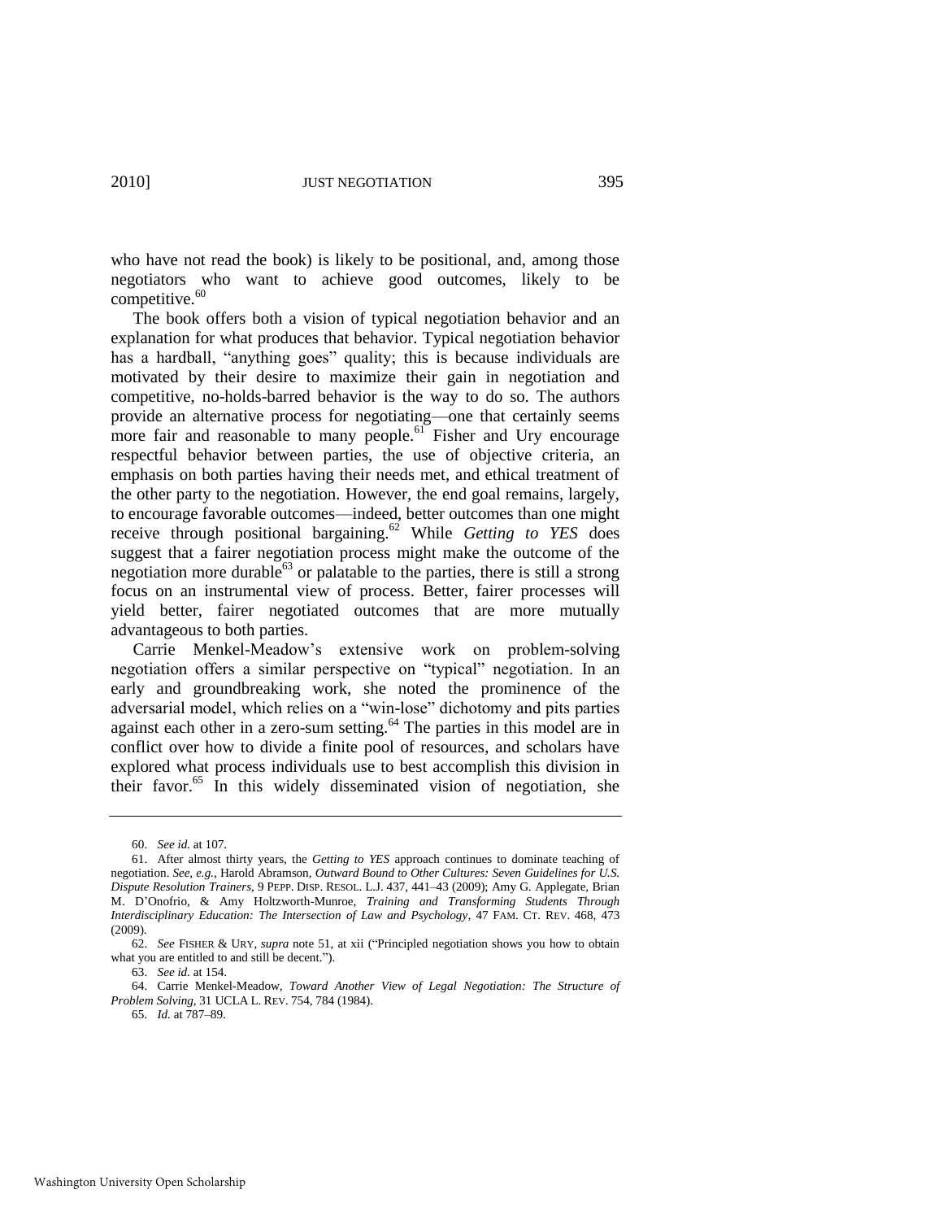who have not read the book) is likely to be positional, and, among those negotiators who want to achieve good outcomes, likely to be competitive.[60]

The book offers both a vision of typical negotiation behavior and an explanation for what produces that behavior. Typical negotiation behavior has a hardball, "anything goes" quality; this is because individuals are motivated by their desire to maximize their gain in negotiation and competitive, no-holds-barred behavior is the way to do so. The authors provide an alternative process for negotiating—one that certainly seems more fair and reasonable to many people.[61] Fisher and Ury encourage respectful behavior between parties, the use of objective criteria, an emphasis on both parties having their needs met, and ethical treatment of the other party to the negotiation. However, the end goal remains, largely, to encourage favorable outcomes—indeed, better outcomes than one might receive through positional bargaining.[62] While *Getting to YES* does suggest that a fairer negotiation process might make the outcome of the negotiation more durable[63] or palatable to the parties, there is still a strong focus on an instrumental view of process. Better, fairer processes will yield better, fairer negotiated outcomes that are more mutually advantageous to both parties.

Carrie Menkel-Meadow's extensive work on problem-solving negotiation offers a similar perspective on "typical" negotiation. In an early and groundbreaking work, she noted the prominence of the adversarial model, which relies on a "win-lose" dichotomy and pits parties against each other in a zero-sum setting.[64] The parties in this model are in conflict over how to divide a finite pool of resources, and scholars have explored what process individuals use to best accomplish this division in their favor.[65] In this widely disseminated vision of negotiation, she

---

60. *See id.* at 107.

61. After almost thirty years, the *Getting to YES* approach continues to dominate teaching of negotiation. *See, e.g.*, Harold Abramson, *Outward Bound to Other Cultures: Seven Guidelines for U.S. Dispute Resolution Trainers*, 9 PEPP. DISP. RESOL. L.J. 437, 441–43 (2009); Amy G. Applegate, Brian M. D'Onofrio, & Amy Holtzworth-Munroe, *Training and Transforming Students Through Interdisciplinary Education: The Intersection of Law and Psychology*, 47 FAM. CT. REV. 468, 473 (2009).

62. *See* FISHER & URY, *supra* note 51, at xii ("Principled negotiation shows you how to obtain what you are entitled to and still be decent.").

63. *See id.* at 154.

64. Carrie Menkel-Meadow, *Toward Another View of Legal Negotiation: The Structure of Problem Solving*, 31 UCLA L. REV. 754, 784 (1984).

65. *Id.* at 787–89.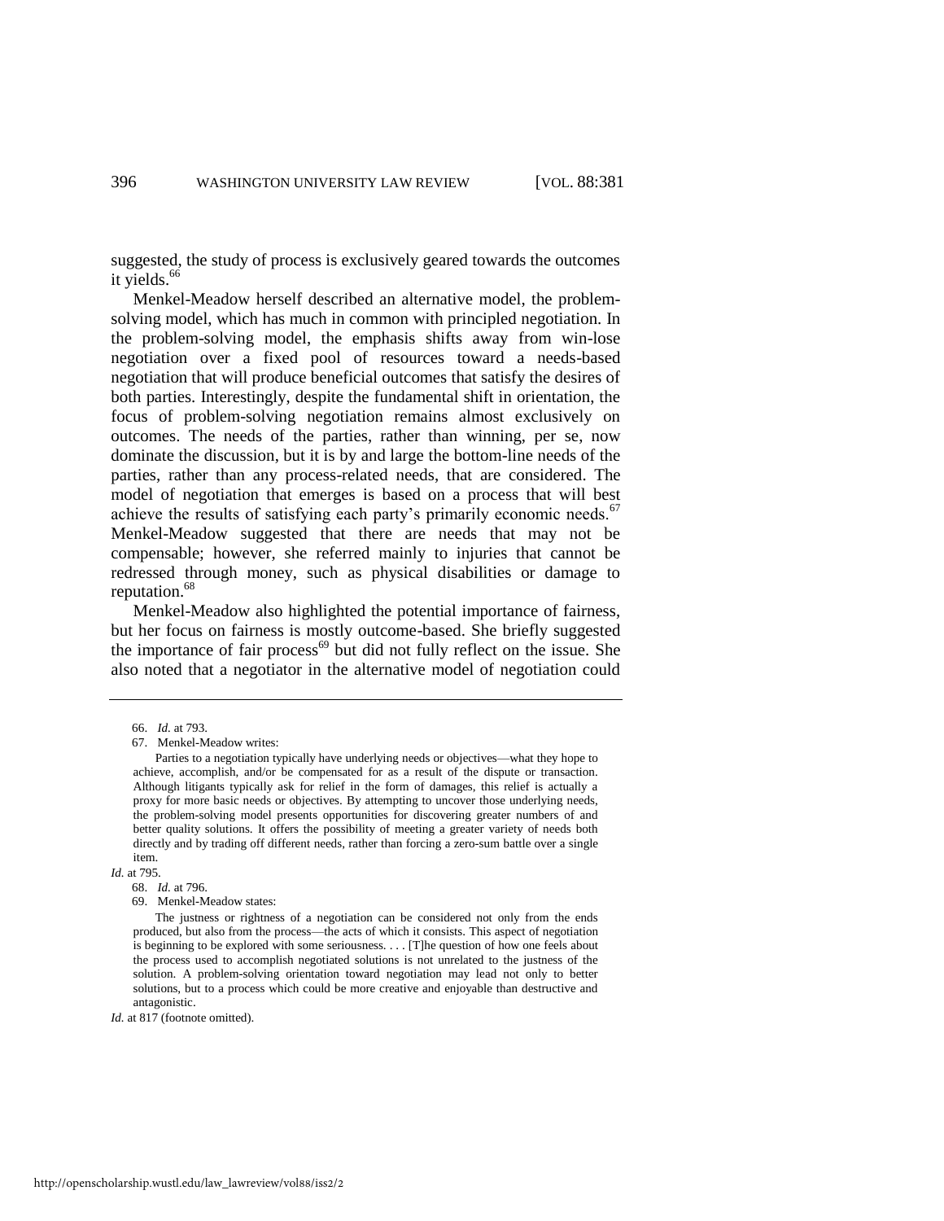suggested, the study of process is exclusively geared towards the outcomes it yields.[66]

Menkel-Meadow herself described an alternative model, the problem-solving model, which has much in common with principled negotiation. In the problem-solving model, the emphasis shifts away from win-lose negotiation over a fixed pool of resources toward a needs-based negotiation that will produce beneficial outcomes that satisfy the desires of both parties. Interestingly, despite the fundamental shift in orientation, the focus of problem-solving negotiation remains almost exclusively on outcomes. The needs of the parties, rather than winning, per se, now dominate the discussion, but it is by and large the bottom-line needs of the parties, rather than any process-related needs, that are considered. The model of negotiation that emerges is based on a process that will best achieve the results of satisfying each party's primarily economic needs.[67] Menkel-Meadow suggested that there are needs that may not be compensable; however, she referred mainly to injuries that cannot be redressed through money, such as physical disabilities or damage to reputation.[68]

Menkel-Meadow also highlighted the potential importance of fairness, but her focus on fairness is mostly outcome-based. She briefly suggested the importance of fair process[69] but did not fully reflect on the issue. She also noted that a negotiator in the alternative model of negotiation could

---

66. *Id.* at 793.

67. Menkel-Meadow writes:

> Parties to a negotiation typically have underlying needs or objectives—what they hope to achieve, accomplish, and/or be compensated for as a result of the dispute or transaction. Although litigants typically ask for relief in the form of damages, this relief is actually a proxy for more basic needs or objectives. By attempting to uncover those underlying needs, the problem-solving model presents opportunities for discovering greater numbers of and better quality solutions. It offers the possibility of meeting a greater variety of needs both directly and by trading off different needs, rather than forcing a zero-sum battle over a single item.

*Id.* at 795.

68. *Id.* at 796.

69. Menkel-Meadow states:

> The justness or rightness of a negotiation can be considered not only from the ends produced, but also from the process—the acts of which it consists. This aspect of negotiation is beginning to be explored with some seriousness. . . . [T]he question of how one feels about the process used to accomplish negotiated solutions is not unrelated to the justness of the solution. A problem-solving orientation toward negotiation may lead not only to better solutions, but to a process which could be more creative and enjoyable than destructive and antagonistic.

*Id.* at 817 (footnote omitted).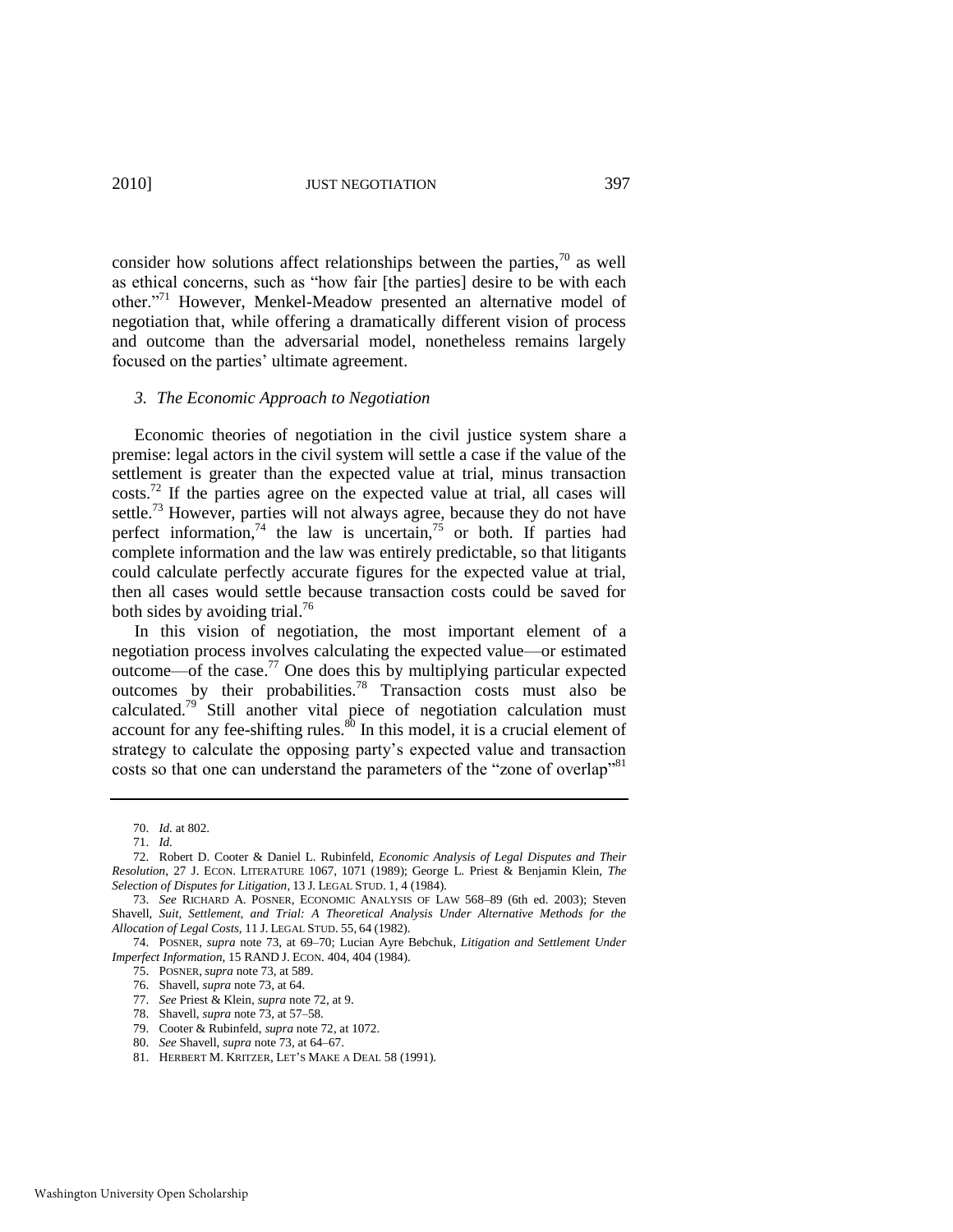consider how solutions affect relationships between the parties,[70] as well as ethical concerns, such as "how fair [the parties] desire to be with each other."[71] However, Menkel-Meadow presented an alternative model of negotiation that, while offering a dramatically different vision of process and outcome than the adversarial model, nonetheless remains largely focused on the parties' ultimate agreement.

### *3. The Economic Approach to Negotiation*

Economic theories of negotiation in the civil justice system share a premise: legal actors in the civil system will settle a case if the value of the settlement is greater than the expected value at trial, minus transaction costs.[72] If the parties agree on the expected value at trial, all cases will settle.[73] However, parties will not always agree, because they do not have perfect information,[74] the law is uncertain,[75] or both. If parties had complete information and the law was entirely predictable, so that litigants could calculate perfectly accurate figures for the expected value at trial, then all cases would settle because transaction costs could be saved for both sides by avoiding trial.[76]

In this vision of negotiation, the most important element of a negotiation process involves calculating the expected value—or estimated outcome—of the case.[77] One does this by multiplying particular expected outcomes by their probabilities.[78] Transaction costs must also be calculated.[79] Still another vital piece of negotiation calculation must account for any fee-shifting rules.[80] In this model, it is a crucial element of strategy to calculate the opposing party's expected value and transaction costs so that one can understand the parameters of the "zone of overlap"[81]

---

70. *Id.* at 802.

71. *Id.*

72. Robert D. Cooter & Daniel L. Rubinfeld, *Economic Analysis of Legal Disputes and Their Resolution*, 27 J. ECON. LITERATURE 1067, 1071 (1989); George L. Priest & Benjamin Klein, *The Selection of Disputes for Litigation*, 13 J. LEGAL STUD. 1, 4 (1984).

73. *See* RICHARD A. POSNER, ECONOMIC ANALYSIS OF LAW 568–89 (6th ed. 2003); Steven Shavell, *Suit, Settlement, and Trial: A Theoretical Analysis Under Alternative Methods for the Allocation of Legal Costs*, 11 J. LEGAL STUD. 55, 64 (1982).

74. POSNER, *supra* note 73, at 69–70; Lucian Ayre Bebchuk, *Litigation and Settlement Under Imperfect Information*, 15 RAND J. ECON. 404, 404 (1984).

75. POSNER, *supra* note 73, at 589.

76. Shavell, *supra* note 73, at 64.

77. *See* Priest & Klein, *supra* note 72, at 9.

78. Shavell, *supra* note 73, at 57–58.

79. Cooter & Rubinfeld, *supra* note 72, at 1072.

80. *See* Shavell, *supra* note 73, at 64–67.

81. HERBERT M. KRITZER, LET'S MAKE A DEAL 58 (1991).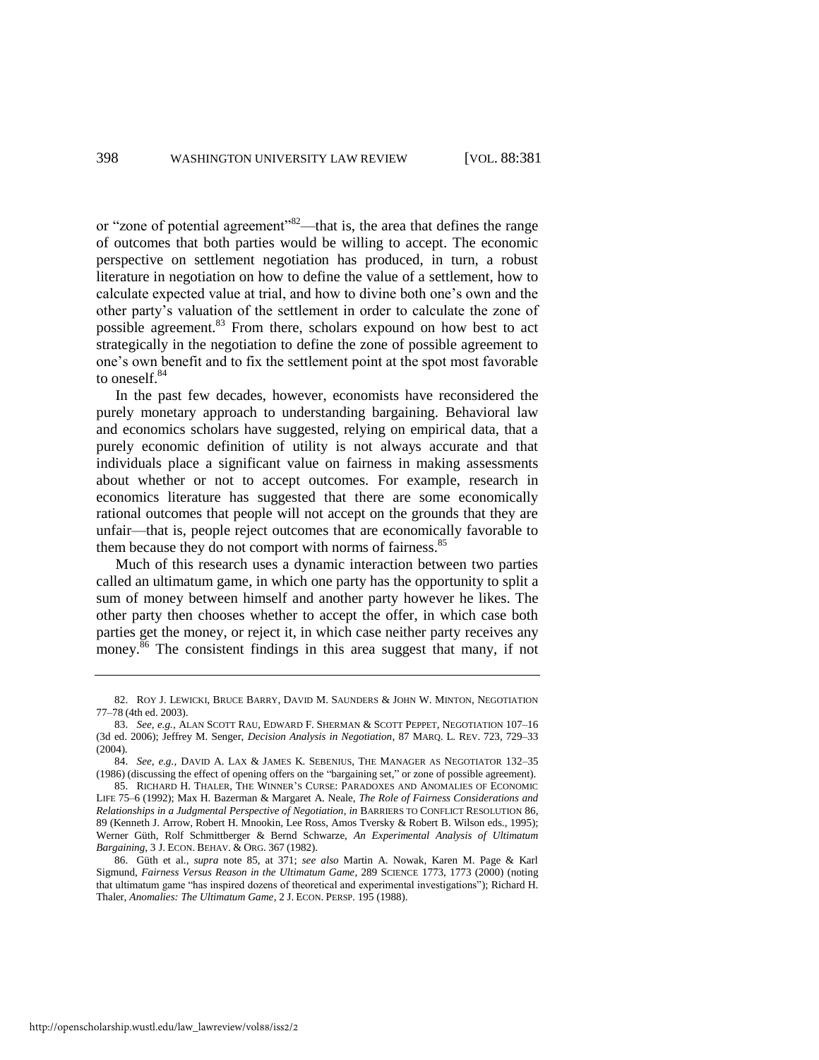or "zone of potential agreement"[82]—that is, the area that defines the range of outcomes that both parties would be willing to accept. The economic perspective on settlement negotiation has produced, in turn, a robust literature in negotiation on how to define the value of a settlement, how to calculate expected value at trial, and how to divine both one's own and the other party's valuation of the settlement in order to calculate the zone of possible agreement.[83] From there, scholars expound on how best to act strategically in the negotiation to define the zone of possible agreement to one's own benefit and to fix the settlement point at the spot most favorable to oneself.[84]

In the past few decades, however, economists have reconsidered the purely monetary approach to understanding bargaining. Behavioral law and economics scholars have suggested, relying on empirical data, that a purely economic definition of utility is not always accurate and that individuals place a significant value on fairness in making assessments about whether or not to accept outcomes. For example, research in economics literature has suggested that there are some economically rational outcomes that people will not accept on the grounds that they are unfair—that is, people reject outcomes that are economically favorable to them because they do not comport with norms of fairness.[85]

Much of this research uses a dynamic interaction between two parties called an ultimatum game, in which one party has the opportunity to split a sum of money between himself and another party however he likes. The other party then chooses whether to accept the offer, in which case both parties get the money, or reject it, in which case neither party receives any money.[86] The consistent findings in this area suggest that many, if not

---

82. ROY J. LEWICKI, BRUCE BARRY, DAVID M. SAUNDERS & JOHN W. MINTON, NEGOTIATION 77–78 (4th ed. 2003).

83. *See, e.g.*, ALAN SCOTT RAU, EDWARD F. SHERMAN & SCOTT PEPPET, NEGOTIATION 107–16 (3d ed. 2006); Jeffrey M. Senger, *Decision Analysis in Negotiation*, 87 MARQ. L. REV. 723, 729–33 (2004).

84. *See, e.g.*, DAVID A. LAX & JAMES K. SEBENIUS, THE MANAGER AS NEGOTIATOR 132–35 (1986) (discussing the effect of opening offers on the "bargaining set," or zone of possible agreement).

85. RICHARD H. THALER, THE WINNER'S CURSE: PARADOXES AND ANOMALIES OF ECONOMIC LIFE 75–6 (1992); Max H. Bazerman & Margaret A. Neale, *The Role of Fairness Considerations and Relationships in a Judgmental Perspective of Negotiation*, *in* BARRIERS TO CONFLICT RESOLUTION 86, 89 (Kenneth J. Arrow, Robert H. Mnookin, Lee Ross, Amos Tversky & Robert B. Wilson eds., 1995); Werner Güth, Rolf Schmittberger & Bernd Schwarze, *An Experimental Analysis of Ultimatum Bargaining*, 3 J. ECON. BEHAV. & ORG. 367 (1982).

86. Güth et al., *supra* note 85, at 371; *see also* Martin A. Nowak, Karen M. Page & Karl Sigmund, *Fairness Versus Reason in the Ultimatum Game*, 289 SCIENCE 1773, 1773 (2000) (noting that ultimatum game "has inspired dozens of theoretical and experimental investigations"); Richard H. Thaler, *Anomalies: The Ultimatum Game*, 2 J. ECON. PERSP. 195 (1988).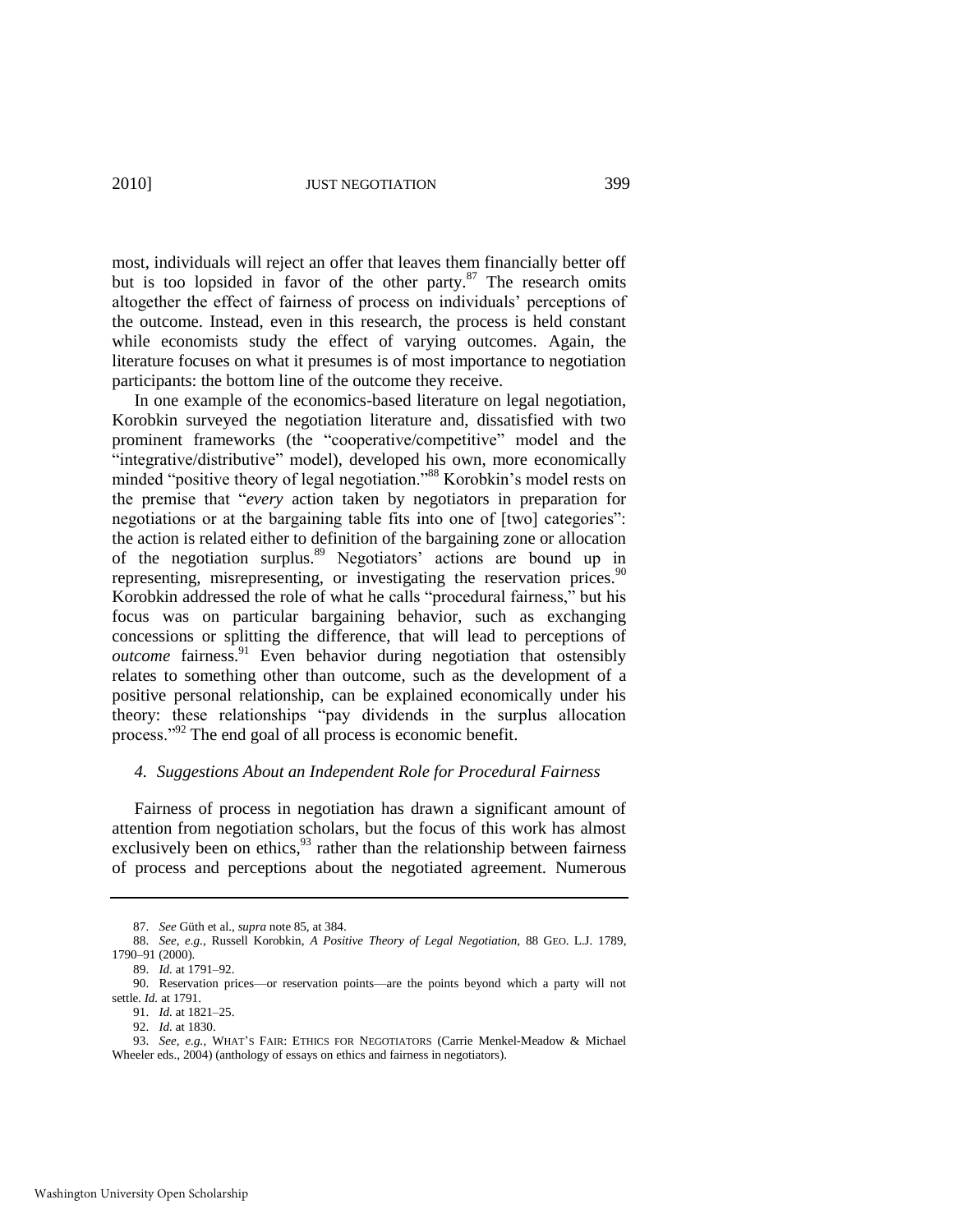most, individuals will reject an offer that leaves them financially better off but is too lopsided in favor of the other party.[87] The research omits altogether the effect of fairness of process on individuals' perceptions of the outcome. Instead, even in this research, the process is held constant while economists study the effect of varying outcomes. Again, the literature focuses on what it presumes is of most importance to negotiation participants: the bottom line of the outcome they receive.

In one example of the economics-based literature on legal negotiation, Korobkin surveyed the negotiation literature and, dissatisfied with two prominent frameworks (the "cooperative/competitive" model and the "integrative/distributive" model), developed his own, more economically minded "positive theory of legal negotiation."[88] Korobkin's model rests on the premise that "*every* action taken by negotiators in preparation for negotiations or at the bargaining table fits into one of [two] categories": the action is related either to definition of the bargaining zone or allocation of the negotiation surplus.[89] Negotiators' actions are bound up in representing, misrepresenting, or investigating the reservation prices.[90] Korobkin addressed the role of what he calls "procedural fairness," but his focus was on particular bargaining behavior, such as exchanging concessions or splitting the difference, that will lead to perceptions of *outcome* fairness.[91] Even behavior during negotiation that ostensibly relates to something other than outcome, such as the development of a positive personal relationship, can be explained economically under his theory: these relationships "pay dividends in the surplus allocation process."[92] The end goal of all process is economic benefit.

#### *4. Suggestions About an Independent Role for Procedural Fairness*

Fairness of process in negotiation has drawn a significant amount of attention from negotiation scholars, but the focus of this work has almost exclusively been on ethics,[93] rather than the relationship between fairness of process and perceptions about the negotiated agreement. Numerous

---

87. *See* Güth et al., *supra* note 85, at 384.

88. *See, e.g.*, Russell Korobkin, *A Positive Theory of Legal Negotiation*, 88 GEO. L.J. 1789, 1790–91 (2000).

89. *Id.* at 1791–92.

90. Reservation prices—or reservation points—are the points beyond which a party will not settle. *Id.* at 1791.

91. *Id.* at 1821–25.

92. *Id.* at 1830.

93. *See, e.g.*, WHAT'S FAIR: ETHICS FOR NEGOTIATORS (Carrie Menkel-Meadow & Michael Wheeler eds., 2004) (anthology of essays on ethics and fairness in negotiators).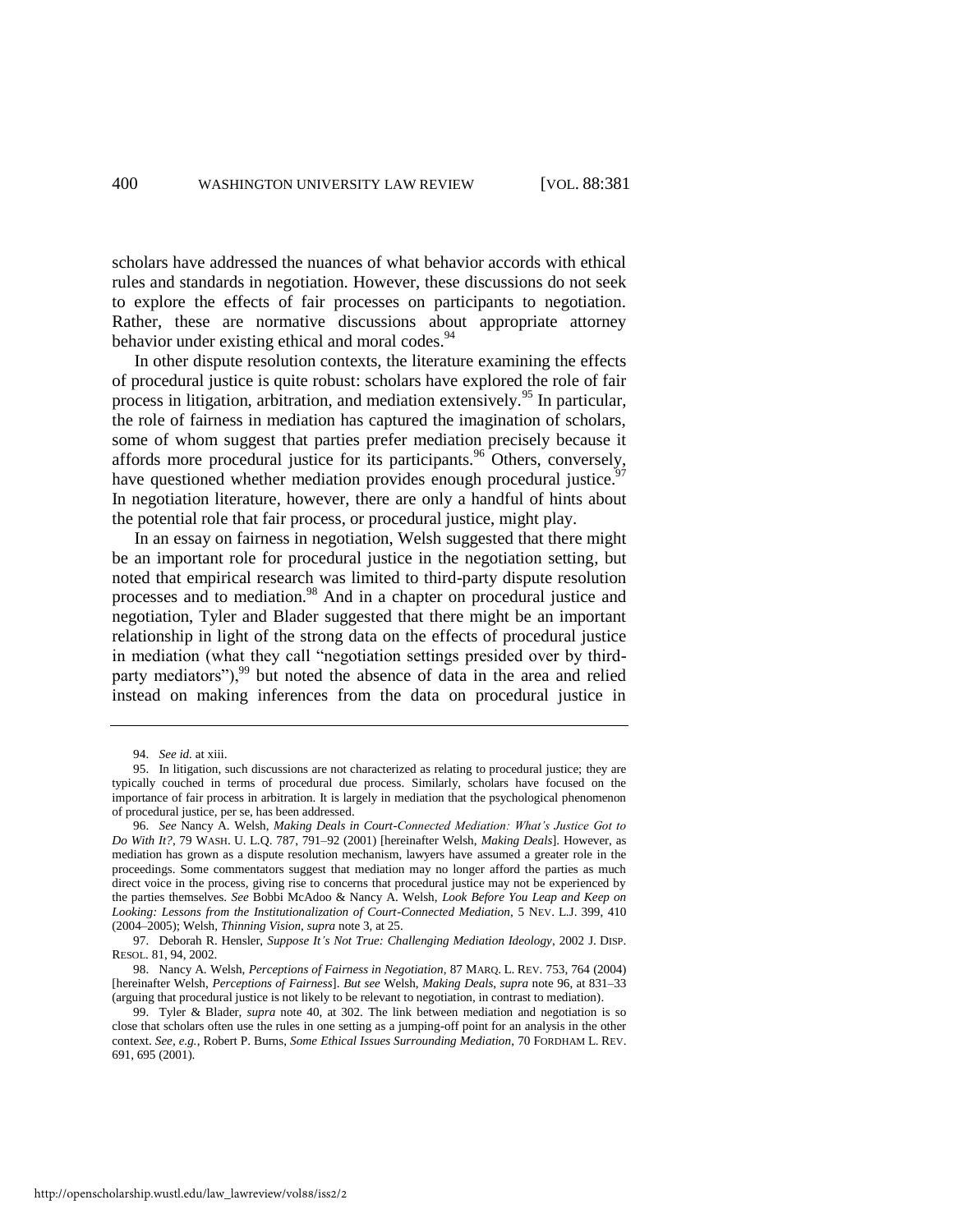scholars have addressed the nuances of what behavior accords with ethical rules and standards in negotiation. However, these discussions do not seek to explore the effects of fair processes on participants to negotiation. Rather, these are normative discussions about appropriate attorney behavior under existing ethical and moral codes.[94]

In other dispute resolution contexts, the literature examining the effects of procedural justice is quite robust: scholars have explored the role of fair process in litigation, arbitration, and mediation extensively.[95] In particular, the role of fairness in mediation has captured the imagination of scholars, some of whom suggest that parties prefer mediation precisely because it affords more procedural justice for its participants.[96] Others, conversely, have questioned whether mediation provides enough procedural justice.[97] In negotiation literature, however, there are only a handful of hints about the potential role that fair process, or procedural justice, might play.

In an essay on fairness in negotiation, Welsh suggested that there might be an important role for procedural justice in the negotiation setting, but noted that empirical research was limited to third-party dispute resolution processes and to mediation.[98] And in a chapter on procedural justice and negotiation, Tyler and Blader suggested that there might be an important relationship in light of the strong data on the effects of procedural justice in mediation (what they call "negotiation settings presided over by third-party mediators"),[99] but noted the absence of data in the area and relied instead on making inferences from the data on procedural justice in

---

94. *See id.* at xiii.

95. In litigation, such discussions are not characterized as relating to procedural justice; they are typically couched in terms of procedural due process. Similarly, scholars have focused on the importance of fair process in arbitration. It is largely in mediation that the psychological phenomenon of procedural justice, per se, has been addressed.

96. *See* Nancy A. Welsh, *Making Deals in Court-Connected Mediation: What's Justice Got to Do With It?*, 79 WASH. U. L.Q. 787, 791–92 (2001) [hereinafter Welsh, *Making Deals*]. However, as mediation has grown as a dispute resolution mechanism, lawyers have assumed a greater role in the proceedings. Some commentators suggest that mediation may no longer afford the parties as much direct voice in the process, giving rise to concerns that procedural justice may not be experienced by the parties themselves. *See* Bobbi McAdoo & Nancy A. Welsh, *Look Before You Leap and Keep on Looking: Lessons from the Institutionalization of Court-Connected Mediation*, 5 NEV. L.J. 399, 410 (2004–2005); Welsh, *Thinning Vision*, *supra* note 3, at 25.

97. Deborah R. Hensler, *Suppose It's Not True: Challenging Mediation Ideology*, 2002 J. DISP. RESOL. 81, 94, 2002.

98. Nancy A. Welsh, *Perceptions of Fairness in Negotiation*, 87 MARQ. L. REV. 753, 764 (2004) [hereinafter Welsh, *Perceptions of Fairness*]. *But see* Welsh, *Making Deals*, *supra* note 96, at 831–33 (arguing that procedural justice is not likely to be relevant to negotiation, in contrast to mediation).

99. Tyler & Blader, *supra* note 40, at 302. The link between mediation and negotiation is so close that scholars often use the rules in one setting as a jumping-off point for an analysis in the other context. *See, e.g.*, Robert P. Burns, *Some Ethical Issues Surrounding Mediation*, 70 FORDHAM L. REV. 691, 695 (2001).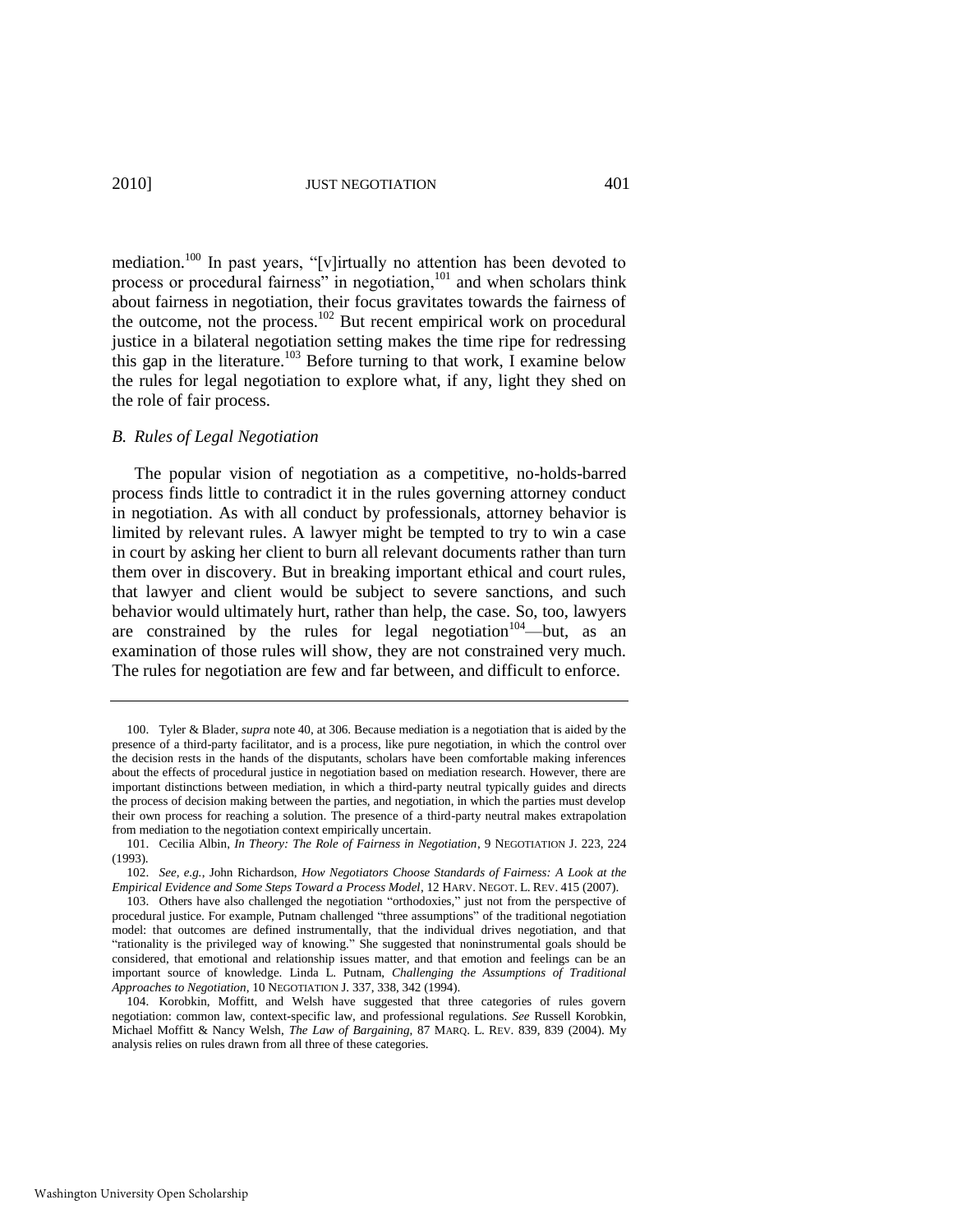mediation.[100] In past years, "[v]irtually no attention has been devoted to process or procedural fairness" in negotiation,[101] and when scholars think about fairness in negotiation, their focus gravitates towards the fairness of the outcome, not the process.[102] But recent empirical work on procedural justice in a bilateral negotiation setting makes the time ripe for redressing this gap in the literature.[103] Before turning to that work, I examine below the rules for legal negotiation to explore what, if any, light they shed on the role of fair process.

### *B. Rules of Legal Negotiation*

The popular vision of negotiation as a competitive, no-holds-barred process finds little to contradict it in the rules governing attorney conduct in negotiation. As with all conduct by professionals, attorney behavior is limited by relevant rules. A lawyer might be tempted to try to win a case in court by asking her client to burn all relevant documents rather than turn them over in discovery. But in breaking important ethical and court rules, that lawyer and client would be subject to severe sanctions, and such behavior would ultimately hurt, rather than help, the case. So, too, lawyers are constrained by the rules for legal negotiation[104]—but, as an examination of those rules will show, they are not constrained very much. The rules for negotiation are few and far between, and difficult to enforce.

---

100. Tyler & Blader, *supra* note 40, at 306. Because mediation is a negotiation that is aided by the presence of a third-party facilitator, and is a process, like pure negotiation, in which the control over the decision rests in the hands of the disputants, scholars have been comfortable making inferences about the effects of procedural justice in negotiation based on mediation research. However, there are important distinctions between mediation, in which a third-party neutral typically guides and directs the process of decision making between the parties, and negotiation, in which the parties must develop their own process for reaching a solution. The presence of a third-party neutral makes extrapolation from mediation to the negotiation context empirically uncertain.

101. Cecilia Albin, *In Theory: The Role of Fairness in Negotiation*, 9 NEGOTIATION J. 223, 224 (1993).

102. *See, e.g.*, John Richardson, *How Negotiators Choose Standards of Fairness: A Look at the Empirical Evidence and Some Steps Toward a Process Model*, 12 HARV. NEGOT. L. REV. 415 (2007).

103. Others have also challenged the negotiation "orthodoxies," just not from the perspective of procedural justice. For example, Putnam challenged "three assumptions" of the traditional negotiation model: that outcomes are defined instrumentally, that the individual drives negotiation, and that "rationality is the privileged way of knowing." She suggested that noninstrumental goals should be considered, that emotional and relationship issues matter, and that emotion and feelings can be an important source of knowledge. Linda L. Putnam, *Challenging the Assumptions of Traditional Approaches to Negotiation*, 10 NEGOTIATION J. 337, 338, 342 (1994).

104. Korobkin, Moffitt, and Welsh have suggested that three categories of rules govern negotiation: common law, context-specific law, and professional regulations. *See* Russell Korobkin, Michael Moffitt & Nancy Welsh, *The Law of Bargaining*, 87 MARQ. L. REV. 839, 839 (2004). My analysis relies on rules drawn from all three of these categories.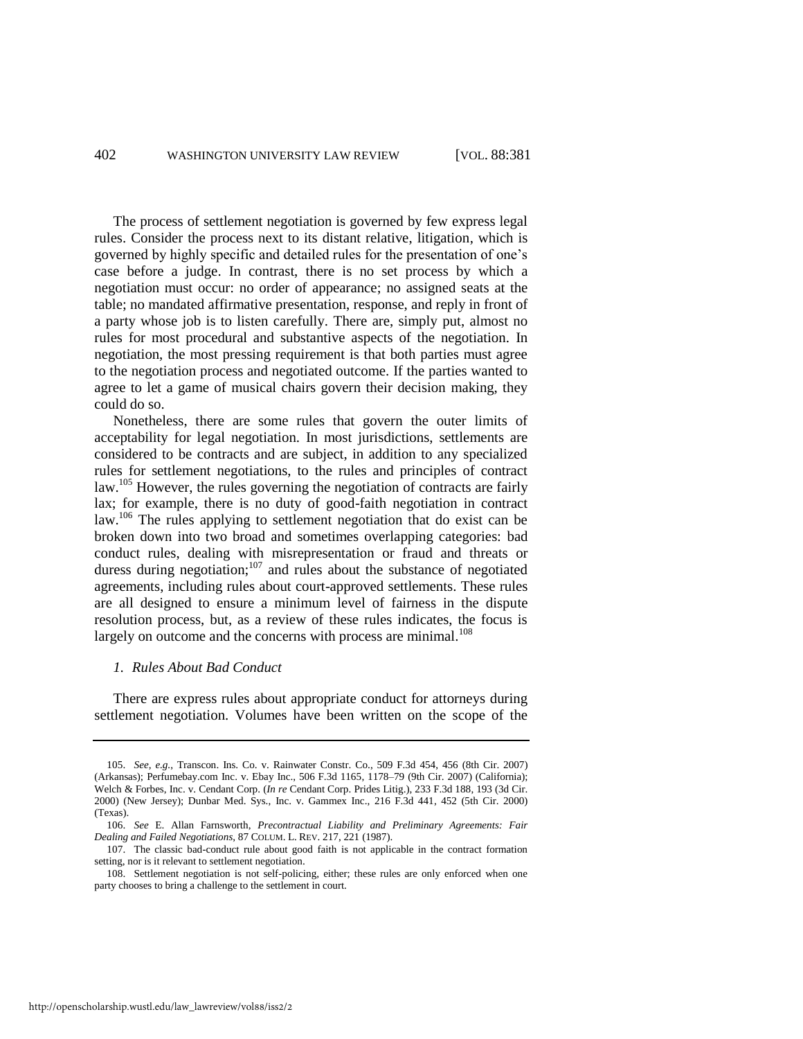The process of settlement negotiation is governed by few express legal rules. Consider the process next to its distant relative, litigation, which is governed by highly specific and detailed rules for the presentation of one's case before a judge. In contrast, there is no set process by which a negotiation must occur: no order of appearance; no assigned seats at the table; no mandated affirmative presentation, response, and reply in front of a party whose job is to listen carefully. There are, simply put, almost no rules for most procedural and substantive aspects of the negotiation. In negotiation, the most pressing requirement is that both parties must agree to the negotiation process and negotiated outcome. If the parties wanted to agree to let a game of musical chairs govern their decision making, they could do so.

Nonetheless, there are some rules that govern the outer limits of acceptability for legal negotiation. In most jurisdictions, settlements are considered to be contracts and are subject, in addition to any specialized rules for settlement negotiations, to the rules and principles of contract law.[105] However, the rules governing the negotiation of contracts are fairly lax; for example, there is no duty of good-faith negotiation in contract law.[106] The rules applying to settlement negotiation that do exist can be broken down into two broad and sometimes overlapping categories: bad conduct rules, dealing with misrepresentation or fraud and threats or duress during negotiation;[107] and rules about the substance of negotiated agreements, including rules about court-approved settlements. These rules are all designed to ensure a minimum level of fairness in the dispute resolution process, but, as a review of these rules indicates, the focus is largely on outcome and the concerns with process are minimal.[108]

### *1. Rules About Bad Conduct*

There are express rules about appropriate conduct for attorneys during settlement negotiation. Volumes have been written on the scope of the

---

105. *See, e.g.*, Transcon. Ins. Co. v. Rainwater Constr. Co., 509 F.3d 454, 456 (8th Cir. 2007) (Arkansas); Perfumebay.com Inc. v. Ebay Inc., 506 F.3d 1165, 1178–79 (9th Cir. 2007) (California); Welch & Forbes, Inc. v. Cendant Corp. (*In re* Cendant Corp. Prides Litig.), 233 F.3d 188, 193 (3d Cir. 2000) (New Jersey); Dunbar Med. Sys., Inc. v. Gammex Inc., 216 F.3d 441, 452 (5th Cir. 2000) (Texas).

106. *See* E. Allan Farnsworth, *Precontractual Liability and Preliminary Agreements: Fair Dealing and Failed Negotiations*, 87 COLUM. L. REV. 217, 221 (1987).

107. The classic bad-conduct rule about good faith is not applicable in the contract formation setting, nor is it relevant to settlement negotiation.

108. Settlement negotiation is not self-policing, either; these rules are only enforced when one party chooses to bring a challenge to the settlement in court.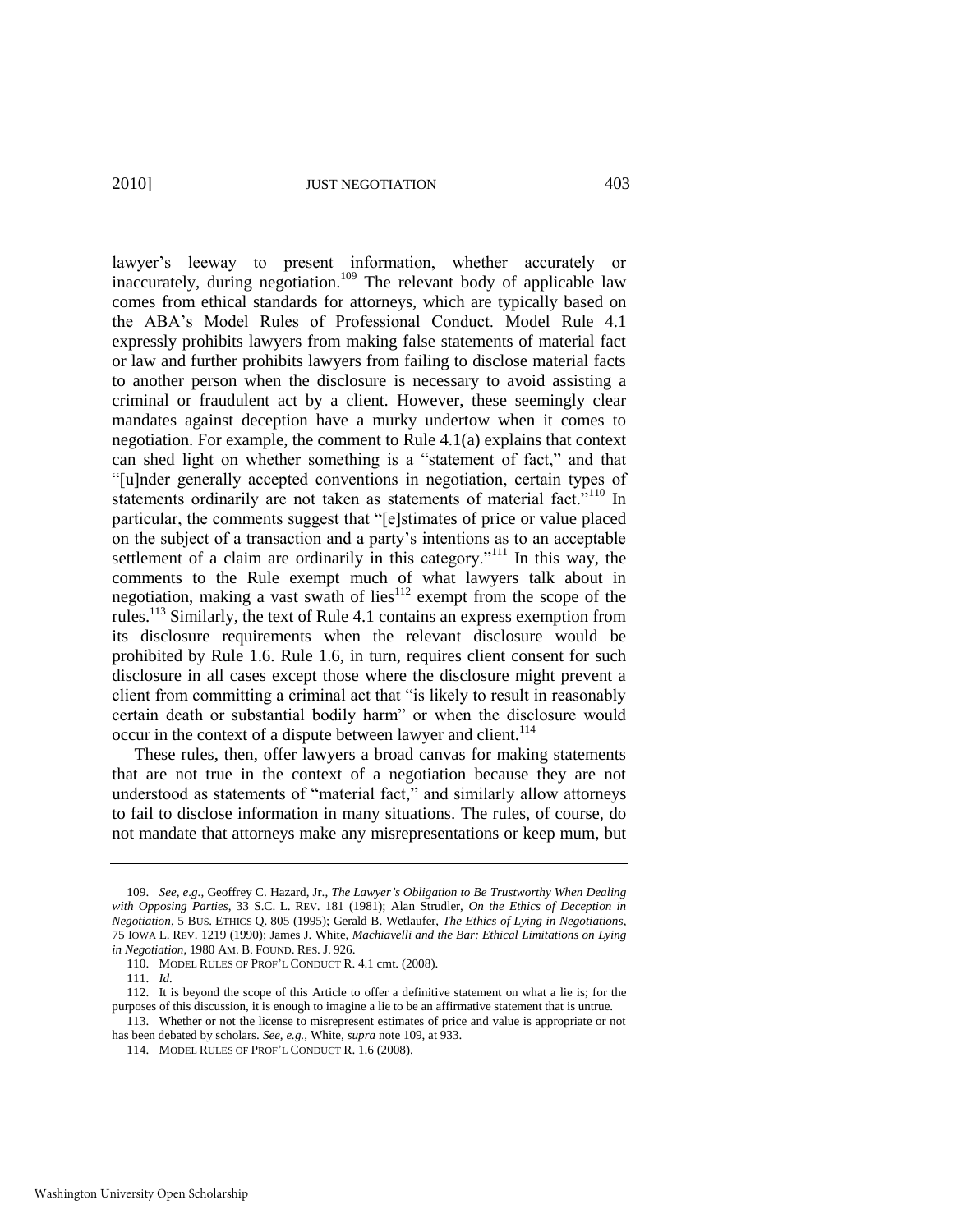lawyer's leeway to present information, whether accurately or inaccurately, during negotiation.[109] The relevant body of applicable law comes from ethical standards for attorneys, which are typically based on the ABA's Model Rules of Professional Conduct. Model Rule 4.1 expressly prohibits lawyers from making false statements of material fact or law and further prohibits lawyers from failing to disclose material facts to another person when the disclosure is necessary to avoid assisting a criminal or fraudulent act by a client. However, these seemingly clear mandates against deception have a murky undertow when it comes to negotiation. For example, the comment to Rule 4.1(a) explains that context can shed light on whether something is a "statement of fact," and that "[u]nder generally accepted conventions in negotiation, certain types of statements ordinarily are not taken as statements of material fact."[110] In particular, the comments suggest that "[e]stimates of price or value placed on the subject of a transaction and a party's intentions as to an acceptable settlement of a claim are ordinarily in this category."[111] In this way, the comments to the Rule exempt much of what lawyers talk about in negotiation, making a vast swath of lies[112] exempt from the scope of the rules.[113] Similarly, the text of Rule 4.1 contains an express exemption from its disclosure requirements when the relevant disclosure would be prohibited by Rule 1.6. Rule 1.6, in turn, requires client consent for such disclosure in all cases except those where the disclosure might prevent a client from committing a criminal act that "is likely to result in reasonably certain death or substantial bodily harm" or when the disclosure would occur in the context of a dispute between lawyer and client.[114]

These rules, then, offer lawyers a broad canvas for making statements that are not true in the context of a negotiation because they are not understood as statements of "material fact," and similarly allow attorneys to fail to disclose information in many situations. The rules, of course, do not mandate that attorneys make any misrepresentations or keep mum, but

---

109. *See, e.g.*, Geoffrey C. Hazard, Jr., *The Lawyer's Obligation to Be Trustworthy When Dealing with Opposing Parties*, 33 S.C. L. REV. 181 (1981); Alan Strudler, *On the Ethics of Deception in Negotiation*, 5 BUS. ETHICS Q. 805 (1995); Gerald B. Wetlaufer, *The Ethics of Lying in Negotiations*, 75 IOWA L. REV. 1219 (1990); James J. White, *Machiavelli and the Bar: Ethical Limitations on Lying in Negotiation*, 1980 AM. B. FOUND. RES. J. 926.

110. MODEL RULES OF PROF'L CONDUCT R. 4.1 cmt. (2008).

111. *Id.*

112. It is beyond the scope of this Article to offer a definitive statement on what a lie is; for the purposes of this discussion, it is enough to imagine a lie to be an affirmative statement that is untrue.

113. Whether or not the license to misrepresent estimates of price and value is appropriate or not has been debated by scholars. *See, e.g.*, White, *supra* note 109, at 933.

114. MODEL RULES OF PROF'L CONDUCT R. 1.6 (2008).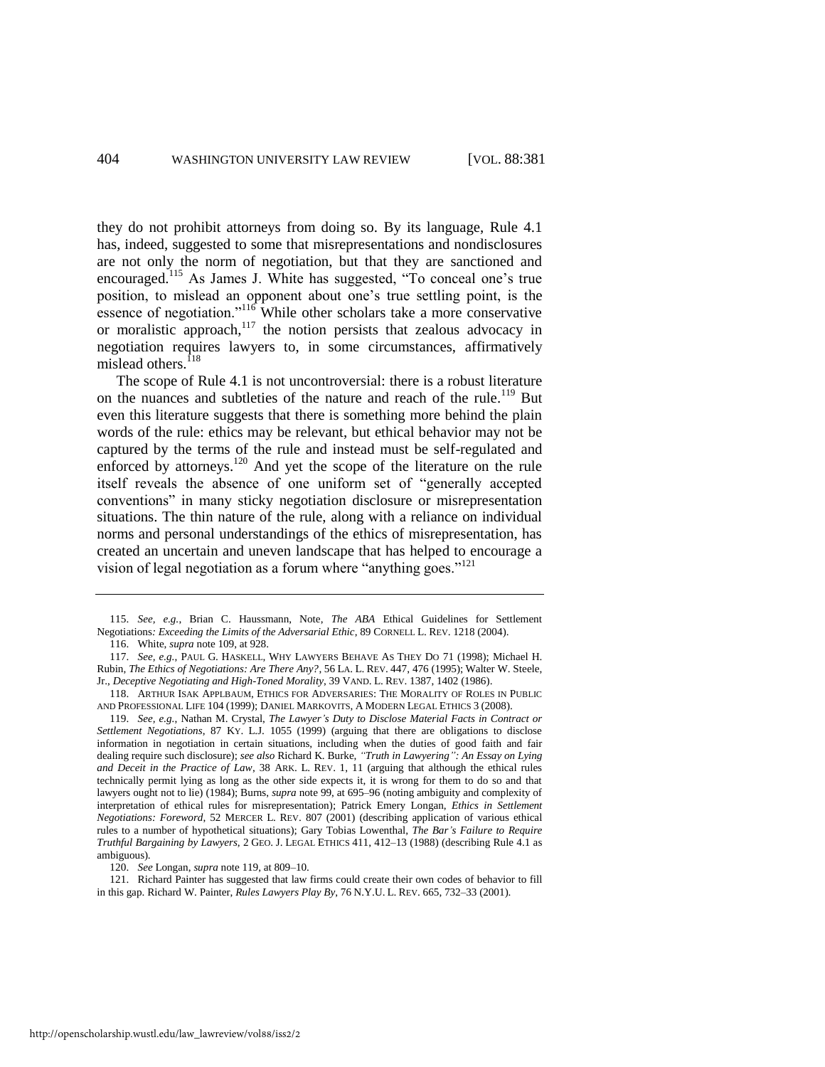they do not prohibit attorneys from doing so. By its language, Rule 4.1 has, indeed, suggested to some that misrepresentations and nondisclosures are not only the norm of negotiation, but that they are sanctioned and encouraged.[115] As James J. White has suggested, "To conceal one's true position, to mislead an opponent about one's true settling point, is the essence of negotiation."[116] While other scholars take a more conservative or moralistic approach,[117] the notion persists that zealous advocacy in negotiation requires lawyers to, in some circumstances, affirmatively mislead others.[118]

The scope of Rule 4.1 is not uncontroversial: there is a robust literature on the nuances and subtleties of the nature and reach of the rule.[119] But even this literature suggests that there is something more behind the plain words of the rule: ethics may be relevant, but ethical behavior may not be captured by the terms of the rule and instead must be self-regulated and enforced by attorneys.[120] And yet the scope of the literature on the rule itself reveals the absence of one uniform set of "generally accepted conventions" in many sticky negotiation disclosure or misrepresentation situations. The thin nature of the rule, along with a reliance on individual norms and personal understandings of the ethics of misrepresentation, has created an uncertain and uneven landscape that has helped to encourage a vision of legal negotiation as a forum where "anything goes."[121]

---

115. *See, e.g.*, Brian C. Haussmann, Note, *The ABA* Ethical Guidelines for Settlement Negotiations*: Exceeding the Limits of the Adversarial Ethic*, 89 CORNELL L. REV. 1218 (2004).

116. White, *supra* note 109, at 928.

117. *See, e.g.*, PAUL G. HASKELL, WHY LAWYERS BEHAVE AS THEY DO 71 (1998); Michael H. Rubin, *The Ethics of Negotiations: Are There Any?*, 56 LA. L. REV. 447, 476 (1995); Walter W. Steele, Jr., *Deceptive Negotiating and High-Toned Morality*, 39 VAND. L. REV. 1387, 1402 (1986).

118. ARTHUR ISAK APPLBAUM, ETHICS FOR ADVERSARIES: THE MORALITY OF ROLES IN PUBLIC AND PROFESSIONAL LIFE 104 (1999); DANIEL MARKOVITS, A MODERN LEGAL ETHICS 3 (2008).

119. *See, e.g.*, Nathan M. Crystal, *The Lawyer's Duty to Disclose Material Facts in Contract or Settlement Negotiations*, 87 KY. L.J. 1055 (1999) (arguing that there are obligations to disclose information in negotiation in certain situations, including when the duties of good faith and fair dealing require such disclosure); *see also* Richard K. Burke, *"Truth in Lawyering": An Essay on Lying and Deceit in the Practice of Law*, 38 ARK. L. REV. 1, 11 (arguing that although the ethical rules technically permit lying as long as the other side expects it, it is wrong for them to do so and that lawyers ought not to lie) (1984); Burns, *supra* note 99, at 695–96 (noting ambiguity and complexity of interpretation of ethical rules for misrepresentation); Patrick Emery Longan, *Ethics in Settlement Negotiations: Foreword*, 52 MERCER L. REV. 807 (2001) (describing application of various ethical rules to a number of hypothetical situations); Gary Tobias Lowenthal, *The Bar's Failure to Require Truthful Bargaining by Lawyers*, 2 GEO. J. LEGAL ETHICS 411, 412–13 (1988) (describing Rule 4.1 as ambiguous).

120. *See* Longan, *supra* note 119, at 809–10.

121. Richard Painter has suggested that law firms could create their own codes of behavior to fill in this gap. Richard W. Painter, *Rules Lawyers Play By*, 76 N.Y.U. L. REV. 665, 732–33 (2001).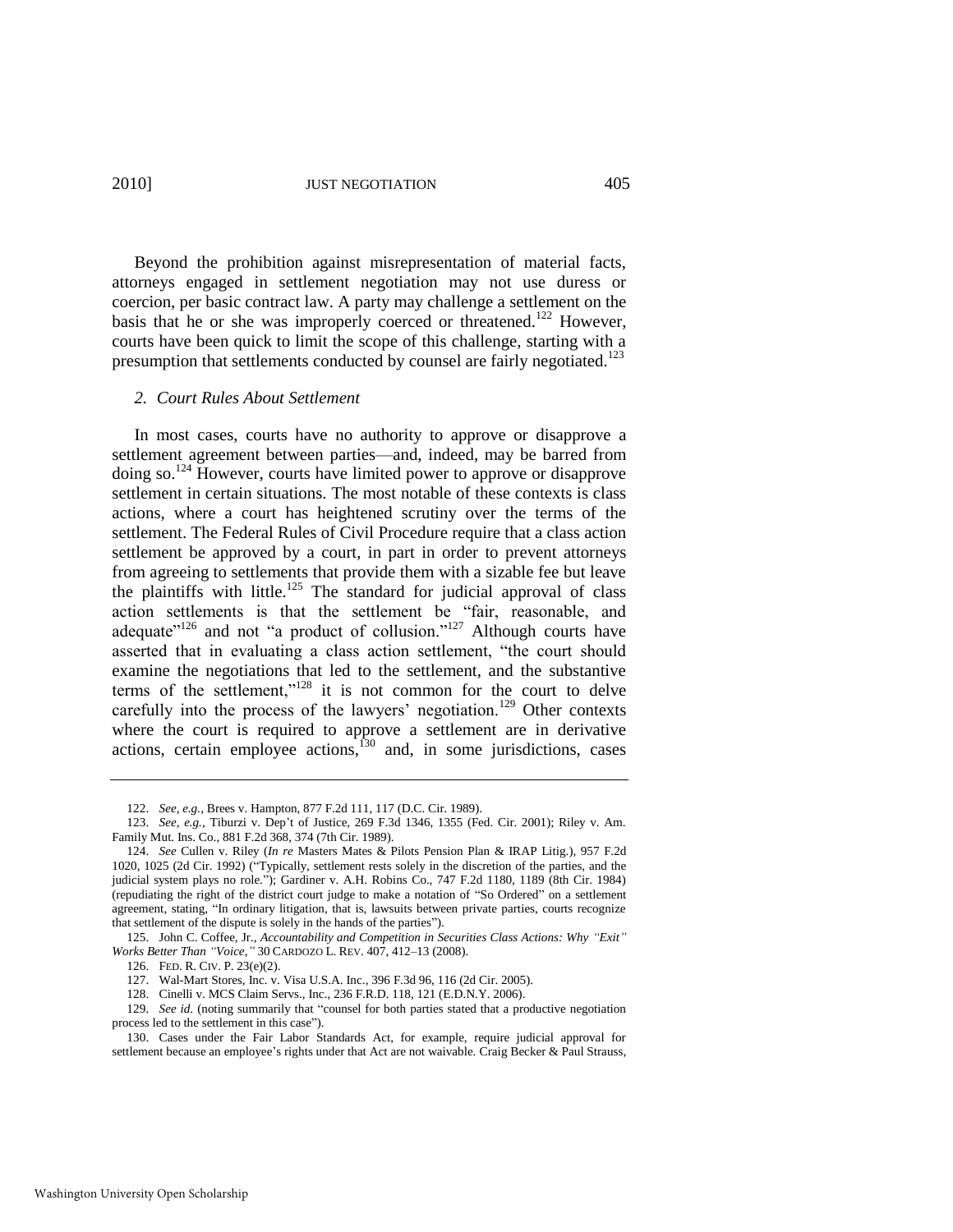Beyond the prohibition against misrepresentation of material facts, attorneys engaged in settlement negotiation may not use duress or coercion, per basic contract law. A party may challenge a settlement on the basis that he or she was improperly coerced or threatened.[122] However, courts have been quick to limit the scope of this challenge, starting with a presumption that settlements conducted by counsel are fairly negotiated.[123]

### *2. Court Rules About Settlement*

In most cases, courts have no authority to approve or disapprove a settlement agreement between parties—and, indeed, may be barred from doing so.[124] However, courts have limited power to approve or disapprove settlement in certain situations. The most notable of these contexts is class actions, where a court has heightened scrutiny over the terms of the settlement. The Federal Rules of Civil Procedure require that a class action settlement be approved by a court, in part in order to prevent attorneys from agreeing to settlements that provide them with a sizable fee but leave the plaintiffs with little.[125] The standard for judicial approval of class action settlements is that the settlement be "fair, reasonable, and adequate"[126] and not "a product of collusion."[127] Although courts have asserted that in evaluating a class action settlement, "the court should examine the negotiations that led to the settlement, and the substantive terms of the settlement,"[128] it is not common for the court to delve carefully into the process of the lawyers' negotiation.[129] Other contexts where the court is required to approve a settlement are in derivative actions, certain employee actions,[130] and, in some jurisdictions, cases

---

122. *See, e.g.*, Brees v. Hampton, 877 F.2d 111, 117 (D.C. Cir. 1989).

123. *See, e.g.*, Tiburzi v. Dep't of Justice, 269 F.3d 1346, 1355 (Fed. Cir. 2001); Riley v. Am. Family Mut. Ins. Co., 881 F.2d 368, 374 (7th Cir. 1989).

124. *See* Cullen v. Riley (*In re* Masters Mates & Pilots Pension Plan & IRAP Litig.), 957 F.2d 1020, 1025 (2d Cir. 1992) ("Typically, settlement rests solely in the discretion of the parties, and the judicial system plays no role."); Gardiner v. A.H. Robins Co., 747 F.2d 1180, 1189 (8th Cir. 1984) (repudiating the right of the district court judge to make a notation of "So Ordered" on a settlement agreement, stating, "In ordinary litigation, that is, lawsuits between private parties, courts recognize that settlement of the dispute is solely in the hands of the parties").

125. John C. Coffee, Jr., *Accountability and Competition in Securities Class Actions: Why "Exit" Works Better Than "Voice,"* 30 CARDOZO L. REV. 407, 412–13 (2008).

126. FED. R. CIV. P. 23(e)(2).

127. Wal-Mart Stores, Inc. v. Visa U.S.A. Inc., 396 F.3d 96, 116 (2d Cir. 2005).

128. Cinelli v. MCS Claim Servs., Inc., 236 F.R.D. 118, 121 (E.D.N.Y. 2006).

129. *See id.* (noting summarily that "counsel for both parties stated that a productive negotiation process led to the settlement in this case").

130. Cases under the Fair Labor Standards Act, for example, require judicial approval for settlement because an employee's rights under that Act are not waivable. Craig Becker & Paul Strauss,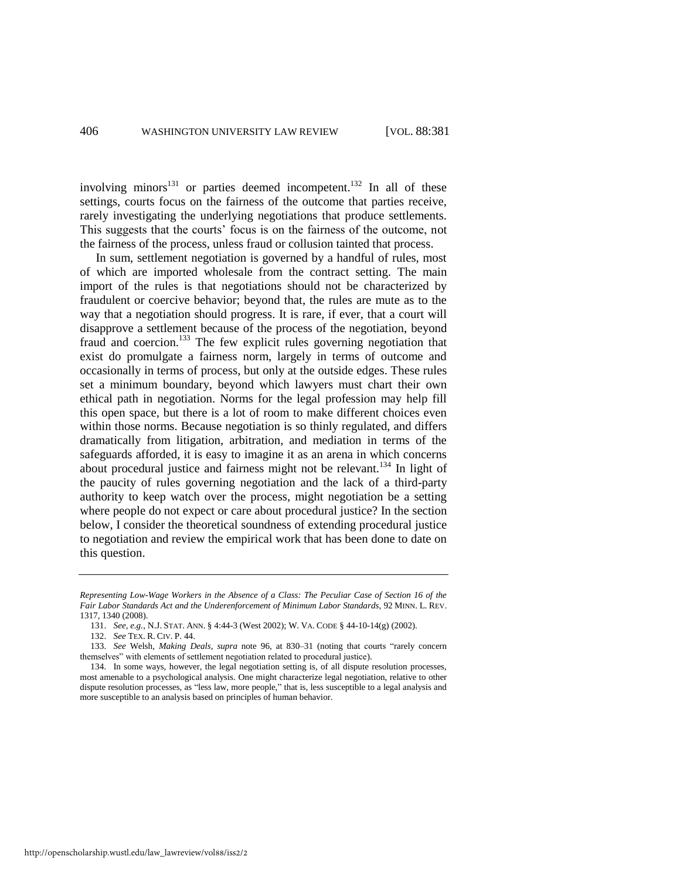involving minors[131] or parties deemed incompetent.[132] In all of these settings, courts focus on the fairness of the outcome that parties receive, rarely investigating the underlying negotiations that produce settlements. This suggests that the courts' focus is on the fairness of the outcome, not the fairness of the process, unless fraud or collusion tainted that process.

In sum, settlement negotiation is governed by a handful of rules, most of which are imported wholesale from the contract setting. The main import of the rules is that negotiations should not be characterized by fraudulent or coercive behavior; beyond that, the rules are mute as to the way that a negotiation should progress. It is rare, if ever, that a court will disapprove a settlement because of the process of the negotiation, beyond fraud and coercion.[133] The few explicit rules governing negotiation that exist do promulgate a fairness norm, largely in terms of outcome and occasionally in terms of process, but only at the outside edges. These rules set a minimum boundary, beyond which lawyers must chart their own ethical path in negotiation. Norms for the legal profession may help fill this open space, but there is a lot of room to make different choices even within those norms. Because negotiation is so thinly regulated, and differs dramatically from litigation, arbitration, and mediation in terms of the safeguards afforded, it is easy to imagine it as an arena in which concerns about procedural justice and fairness might not be relevant.[134] In light of the paucity of rules governing negotiation and the lack of a third-party authority to keep watch over the process, might negotiation be a setting where people do not expect or care about procedural justice? In the section below, I consider the theoretical soundness of extending procedural justice to negotiation and review the empirical work that has been done to date on this question.

---

*Representing Low-Wage Workers in the Absence of a Class: The Peculiar Case of Section 16 of the Fair Labor Standards Act and the Underenforcement of Minimum Labor Standards*, 92 MINN. L. REV. 1317, 1340 (2008).

131. *See, e.g.*, N.J. STAT. ANN. § 4:44-3 (West 2002); W. VA. CODE § 44-10-14(g) (2002).

132. *See* TEX. R. CIV. P. 44.

133. *See* Welsh, *Making Deals*, *supra* note 96, at 830–31 (noting that courts "rarely concern themselves" with elements of settlement negotiation related to procedural justice).

134. In some ways, however, the legal negotiation setting is, of all dispute resolution processes, most amenable to a psychological analysis. One might characterize legal negotiation, relative to other dispute resolution processes, as "less law, more people," that is, less susceptible to a legal analysis and more susceptible to an analysis based on principles of human behavior.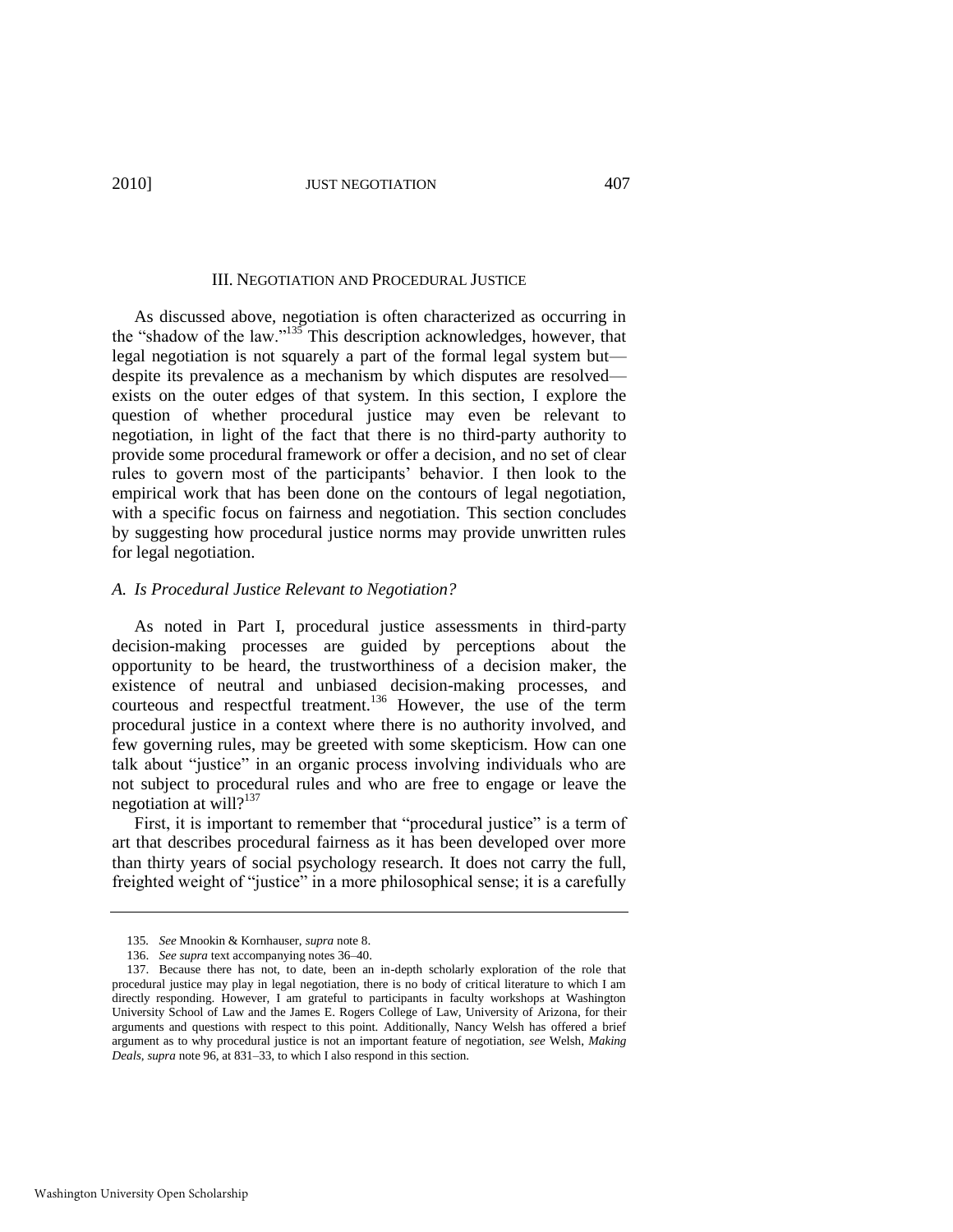## III. NEGOTIATION AND PROCEDURAL JUSTICE

As discussed above, negotiation is often characterized as occurring in the "shadow of the law."[135] This description acknowledges, however, that legal negotiation is not squarely a part of the formal legal system but—despite its prevalence as a mechanism by which disputes are resolved—exists on the outer edges of that system. In this section, I explore the question of whether procedural justice may even be relevant to negotiation, in light of the fact that there is no third-party authority to provide some procedural framework or offer a decision, and no set of clear rules to govern most of the participants' behavior. I then look to the empirical work that has been done on the contours of legal negotiation, with a specific focus on fairness and negotiation. This section concludes by suggesting how procedural justice norms may provide unwritten rules for legal negotiation.

### *A. Is Procedural Justice Relevant to Negotiation?*

As noted in Part I, procedural justice assessments in third-party decision-making processes are guided by perceptions about the opportunity to be heard, the trustworthiness of a decision maker, the existence of neutral and unbiased decision-making processes, and courteous and respectful treatment.[136] However, the use of the term procedural justice in a context where there is no authority involved, and few governing rules, may be greeted with some skepticism. How can one talk about "justice" in an organic process involving individuals who are not subject to procedural rules and who are free to engage or leave the negotiation at will?[137]

First, it is important to remember that "procedural justice" is a term of art that describes procedural fairness as it has been developed over more than thirty years of social psychology research. It does not carry the full, freighted weight of "justice" in a more philosophical sense; it is a carefully

---

135. *See* Mnookin & Kornhauser, *supra* note 8.

136. *See supra* text accompanying notes 36–40.

137. Because there has not, to date, been an in-depth scholarly exploration of the role that procedural justice may play in legal negotiation, there is no body of critical literature to which I am directly responding. However, I am grateful to participants in faculty workshops at Washington University School of Law and the James E. Rogers College of Law, University of Arizona, for their arguments and questions with respect to this point. Additionally, Nancy Welsh has offered a brief argument as to why procedural justice is not an important feature of negotiation, *see* Welsh, *Making Deals*, *supra* note 96, at 831–33, to which I also respond in this section.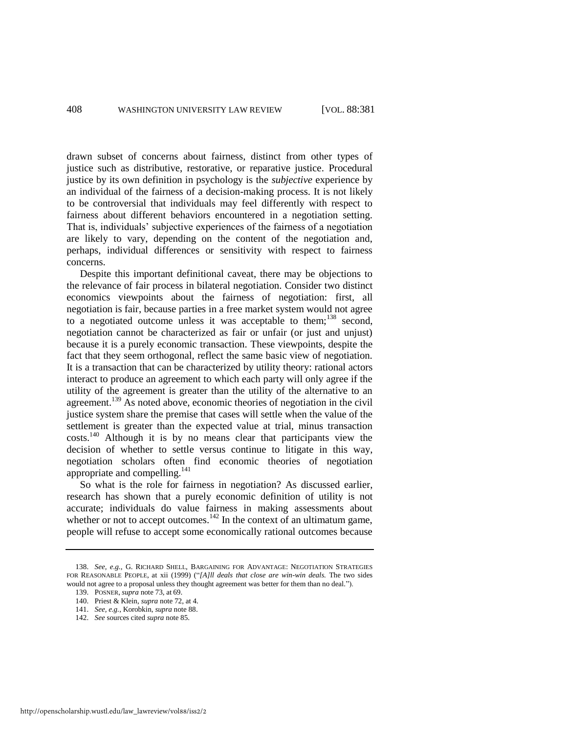drawn subset of concerns about fairness, distinct from other types of justice such as distributive, restorative, or reparative justice. Procedural justice by its own definition in psychology is the *subjective* experience by an individual of the fairness of a decision-making process. It is not likely to be controversial that individuals may feel differently with respect to fairness about different behaviors encountered in a negotiation setting. That is, individuals' subjective experiences of the fairness of a negotiation are likely to vary, depending on the content of the negotiation and, perhaps, individual differences or sensitivity with respect to fairness concerns.

Despite this important definitional caveat, there may be objections to the relevance of fair process in bilateral negotiation. Consider two distinct economics viewpoints about the fairness of negotiation: first, all negotiation is fair, because parties in a free market system would not agree to a negotiated outcome unless it was acceptable to them;[138] second, negotiation cannot be characterized as fair or unfair (or just and unjust) because it is a purely economic transaction. These viewpoints, despite the fact that they seem orthogonal, reflect the same basic view of negotiation. It is a transaction that can be characterized by utility theory: rational actors interact to produce an agreement to which each party will only agree if the utility of the agreement is greater than the utility of the alternative to an agreement.[139] As noted above, economic theories of negotiation in the civil justice system share the premise that cases will settle when the value of the settlement is greater than the expected value at trial, minus transaction costs.[140] Although it is by no means clear that participants view the decision of whether to settle versus continue to litigate in this way, negotiation scholars often find economic theories of negotiation appropriate and compelling.[141]

So what is the role for fairness in negotiation? As discussed earlier, research has shown that a purely economic definition of utility is not accurate; individuals do value fairness in making assessments about whether or not to accept outcomes.[142] In the context of an ultimatum game, people will refuse to accept some economically rational outcomes because

---

138. *See, e.g.*, G. RICHARD SHELL, BARGAINING FOR ADVANTAGE: NEGOTIATION STRATEGIES FOR REASONABLE PEOPLE, at xii (1999) ("*[A]ll deals that close are win-win deals.* The two sides would not agree to a proposal unless they thought agreement was better for them than no deal.").

139. POSNER, *supra* note 73, at 69.

140. Priest & Klein, *supra* note 72, at 4.

141. *See, e.g.*, Korobkin, *supra* note 88.

142. *See* sources cited *supra* note 85.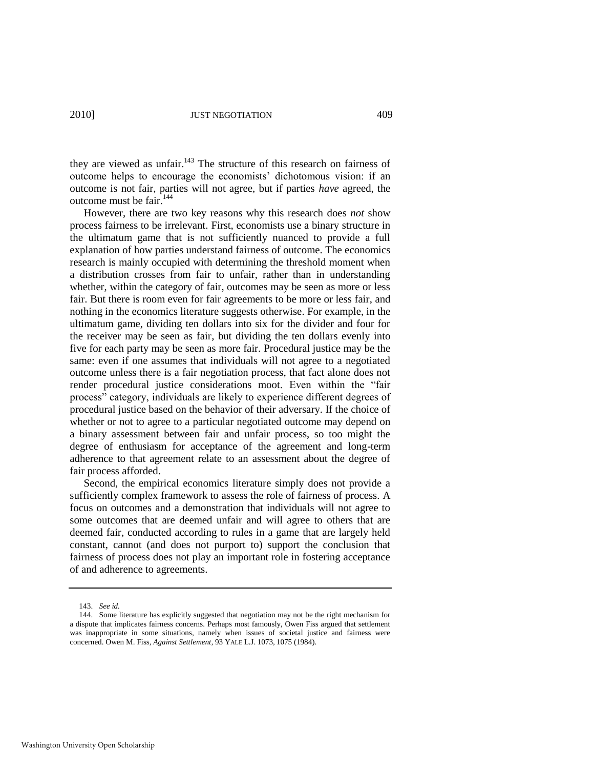they are viewed as unfair.[143] The structure of this research on fairness of outcome helps to encourage the economists' dichotomous vision: if an outcome is not fair, parties will not agree, but if parties *have* agreed, the outcome must be fair.[144]

However, there are two key reasons why this research does *not* show process fairness to be irrelevant. First, economists use a binary structure in the ultimatum game that is not sufficiently nuanced to provide a full explanation of how parties understand fairness of outcome. The economics research is mainly occupied with determining the threshold moment when a distribution crosses from fair to unfair, rather than in understanding whether, within the category of fair, outcomes may be seen as more or less fair. But there is room even for fair agreements to be more or less fair, and nothing in the economics literature suggests otherwise. For example, in the ultimatum game, dividing ten dollars into six for the divider and four for the receiver may be seen as fair, but dividing the ten dollars evenly into five for each party may be seen as more fair. Procedural justice may be the same: even if one assumes that individuals will not agree to a negotiated outcome unless there is a fair negotiation process, that fact alone does not render procedural justice considerations moot. Even within the "fair process" category, individuals are likely to experience different degrees of procedural justice based on the behavior of their adversary. If the choice of whether or not to agree to a particular negotiated outcome may depend on a binary assessment between fair and unfair process, so too might the degree of enthusiasm for acceptance of the agreement and long-term adherence to that agreement relate to an assessment about the degree of fair process afforded.

Second, the empirical economics literature simply does not provide a sufficiently complex framework to assess the role of fairness of process. A focus on outcomes and a demonstration that individuals will not agree to some outcomes that are deemed unfair and will agree to others that are deemed fair, conducted according to rules in a game that are largely held constant, cannot (and does not purport to) support the conclusion that fairness of process does not play an important role in fostering acceptance of and adherence to agreements.

---

143. *See id.*

144. Some literature has explicitly suggested that negotiation may not be the right mechanism for a dispute that implicates fairness concerns. Perhaps most famously, Owen Fiss argued that settlement was inappropriate in some situations, namely when issues of societal justice and fairness were concerned. Owen M. Fiss, *Against Settlement*, 93 YALE L.J. 1073, 1075 (1984).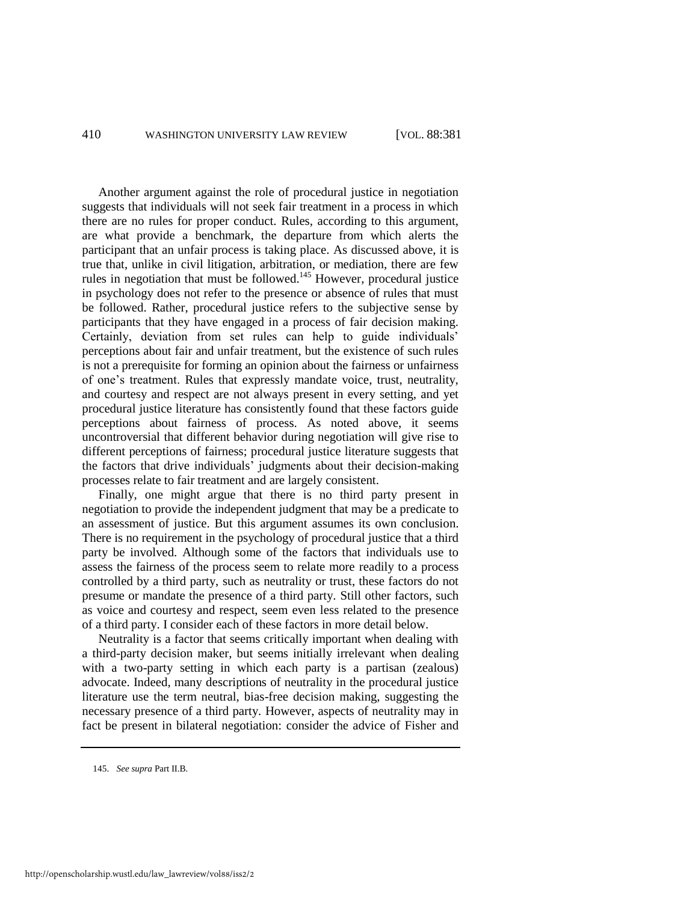Another argument against the role of procedural justice in negotiation suggests that individuals will not seek fair treatment in a process in which there are no rules for proper conduct. Rules, according to this argument, are what provide a benchmark, the departure from which alerts the participant that an unfair process is taking place. As discussed above, it is true that, unlike in civil litigation, arbitration, or mediation, there are few rules in negotiation that must be followed.[145] However, procedural justice in psychology does not refer to the presence or absence of rules that must be followed. Rather, procedural justice refers to the subjective sense by participants that they have engaged in a process of fair decision making. Certainly, deviation from set rules can help to guide individuals' perceptions about fair and unfair treatment, but the existence of such rules is not a prerequisite for forming an opinion about the fairness or unfairness of one's treatment. Rules that expressly mandate voice, trust, neutrality, and courtesy and respect are not always present in every setting, and yet procedural justice literature has consistently found that these factors guide perceptions about fairness of process. As noted above, it seems uncontroversial that different behavior during negotiation will give rise to different perceptions of fairness; procedural justice literature suggests that the factors that drive individuals' judgments about their decision-making processes relate to fair treatment and are largely consistent.

Finally, one might argue that there is no third party present in negotiation to provide the independent judgment that may be a predicate to an assessment of justice. But this argument assumes its own conclusion. There is no requirement in the psychology of procedural justice that a third party be involved. Although some of the factors that individuals use to assess the fairness of the process seem to relate more readily to a process controlled by a third party, such as neutrality or trust, these factors do not presume or mandate the presence of a third party. Still other factors, such as voice and courtesy and respect, seem even less related to the presence of a third party. I consider each of these factors in more detail below.

Neutrality is a factor that seems critically important when dealing with a third-party decision maker, but seems initially irrelevant when dealing with a two-party setting in which each party is a partisan (zealous) advocate. Indeed, many descriptions of neutrality in the procedural justice literature use the term neutral, bias-free decision making, suggesting the necessary presence of a third party. However, aspects of neutrality may in fact be present in bilateral negotiation: consider the advice of Fisher and

145. *See supra* Part II.B.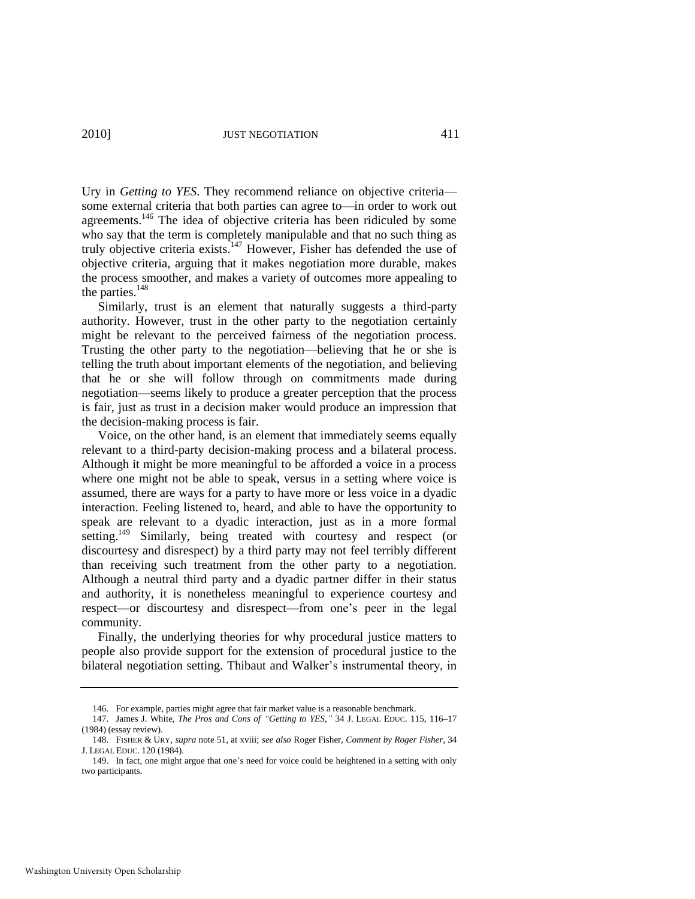Ury in *Getting to YES*. They recommend reliance on objective criteria—some external criteria that both parties can agree to—in order to work out agreements.[146] The idea of objective criteria has been ridiculed by some who say that the term is completely manipulable and that no such thing as truly objective criteria exists.[147] However, Fisher has defended the use of objective criteria, arguing that it makes negotiation more durable, makes the process smoother, and makes a variety of outcomes more appealing to the parties.[148]

Similarly, trust is an element that naturally suggests a third-party authority. However, trust in the other party to the negotiation certainly might be relevant to the perceived fairness of the negotiation process. Trusting the other party to the negotiation—believing that he or she is telling the truth about important elements of the negotiation, and believing that he or she will follow through on commitments made during negotiation—seems likely to produce a greater perception that the process is fair, just as trust in a decision maker would produce an impression that the decision-making process is fair.

Voice, on the other hand, is an element that immediately seems equally relevant to a third-party decision-making process and a bilateral process. Although it might be more meaningful to be afforded a voice in a process where one might not be able to speak, versus in a setting where voice is assumed, there are ways for a party to have more or less voice in a dyadic interaction. Feeling listened to, heard, and able to have the opportunity to speak are relevant to a dyadic interaction, just as in a more formal setting.[149] Similarly, being treated with courtesy and respect (or discourtesy and disrespect) by a third party may not feel terribly different than receiving such treatment from the other party to a negotiation. Although a neutral third party and a dyadic partner differ in their status and authority, it is nonetheless meaningful to experience courtesy and respect—or discourtesy and disrespect—from one's peer in the legal community.

Finally, the underlying theories for why procedural justice matters to people also provide support for the extension of procedural justice to the bilateral negotiation setting. Thibaut and Walker's instrumental theory, in

---

146. For example, parties might agree that fair market value is a reasonable benchmark.

147. James J. White, *The Pros and Cons of "Getting to YES,"* 34 J. LEGAL EDUC. 115, 116–17 (1984) (essay review).

148. FISHER & URY, *supra* note 51, at xviii; *see also* Roger Fisher, *Comment by Roger Fisher*, 34 J. LEGAL EDUC. 120 (1984).

149. In fact, one might argue that one's need for voice could be heightened in a setting with only two participants.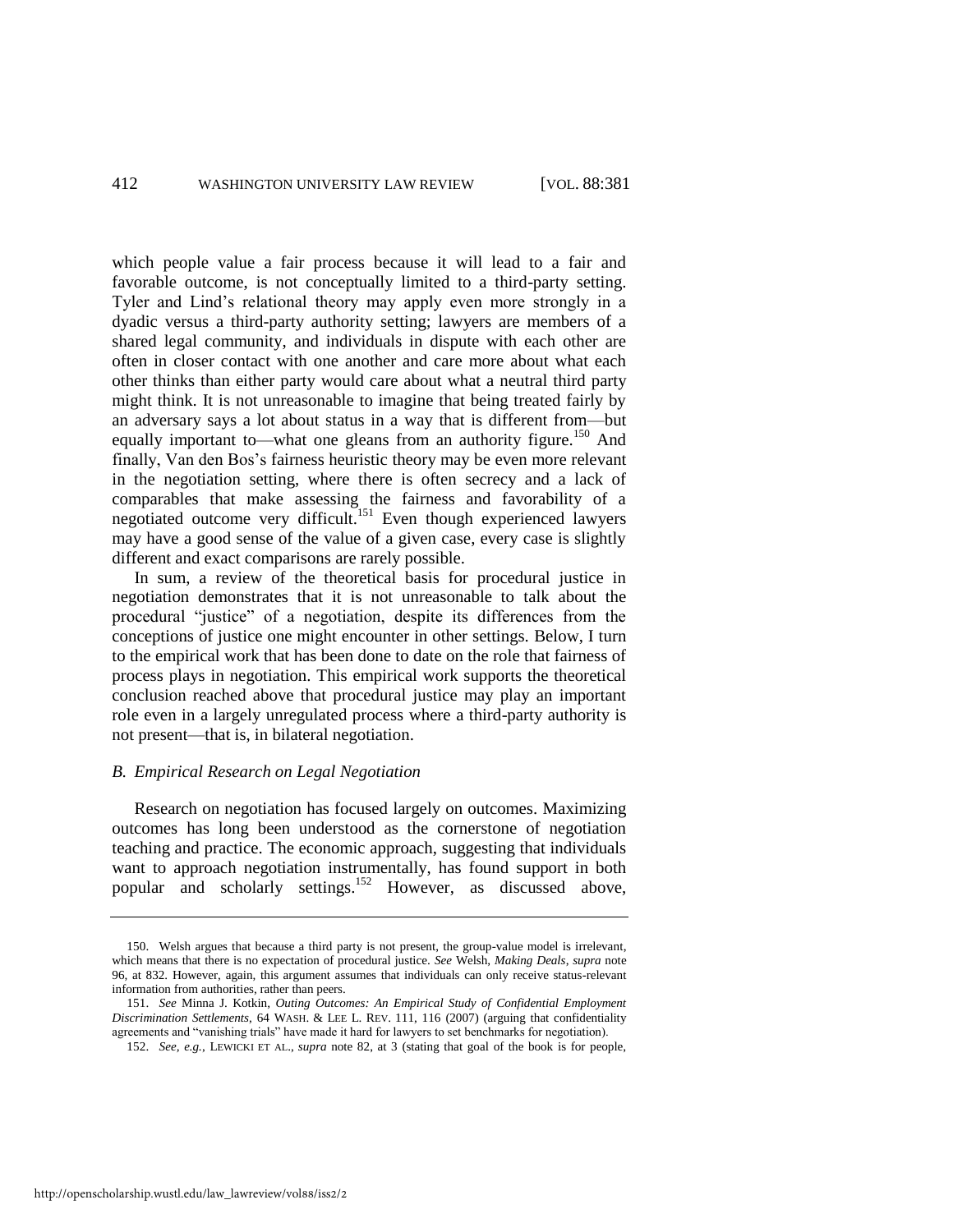which people value a fair process because it will lead to a fair and favorable outcome, is not conceptually limited to a third-party setting. Tyler and Lind's relational theory may apply even more strongly in a dyadic versus a third-party authority setting; lawyers are members of a shared legal community, and individuals in dispute with each other are often in closer contact with one another and care more about what each other thinks than either party would care about what a neutral third party might think. It is not unreasonable to imagine that being treated fairly by an adversary says a lot about status in a way that is different from—but equally important to—what one gleans from an authority figure.[150] And finally, Van den Bos's fairness heuristic theory may be even more relevant in the negotiation setting, where there is often secrecy and a lack of comparables that make assessing the fairness and favorability of a negotiated outcome very difficult.[151] Even though experienced lawyers may have a good sense of the value of a given case, every case is slightly different and exact comparisons are rarely possible.

In sum, a review of the theoretical basis for procedural justice in negotiation demonstrates that it is not unreasonable to talk about the procedural "justice" of a negotiation, despite its differences from the conceptions of justice one might encounter in other settings. Below, I turn to the empirical work that has been done to date on the role that fairness of process plays in negotiation. This empirical work supports the theoretical conclusion reached above that procedural justice may play an important role even in a largely unregulated process where a third-party authority is not present—that is, in bilateral negotiation.

### *B. Empirical Research on Legal Negotiation*

Research on negotiation has focused largely on outcomes. Maximizing outcomes has long been understood as the cornerstone of negotiation teaching and practice. The economic approach, suggesting that individuals want to approach negotiation instrumentally, has found support in both popular and scholarly settings.[152] However, as discussed above,

---

150. Welsh argues that because a third party is not present, the group-value model is irrelevant, which means that there is no expectation of procedural justice. *See* Welsh, *Making Deals*, *supra* note 96, at 832. However, again, this argument assumes that individuals can only receive status-relevant information from authorities, rather than peers.

151. *See* Minna J. Kotkin, *Outing Outcomes: An Empirical Study of Confidential Employment Discrimination Settlements*, 64 WASH. & LEE L. REV. 111, 116 (2007) (arguing that confidentiality agreements and "vanishing trials" have made it hard for lawyers to set benchmarks for negotiation).

152. *See, e.g.*, LEWICKI ET AL., *supra* note 82, at 3 (stating that goal of the book is for people,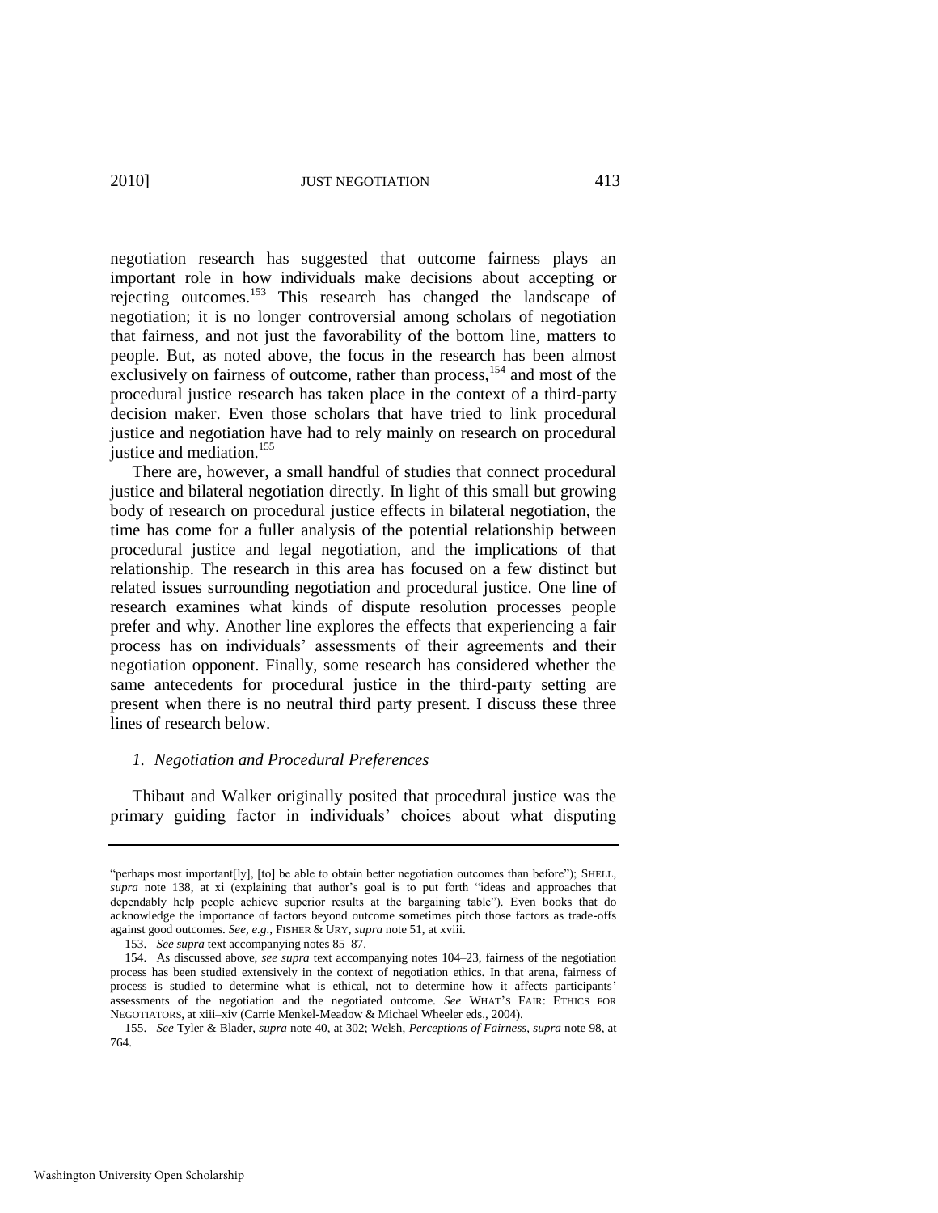negotiation research has suggested that outcome fairness plays an important role in how individuals make decisions about accepting or rejecting outcomes.[153] This research has changed the landscape of negotiation; it is no longer controversial among scholars of negotiation that fairness, and not just the favorability of the bottom line, matters to people. But, as noted above, the focus in the research has been almost exclusively on fairness of outcome, rather than process,[154] and most of the procedural justice research has taken place in the context of a third-party decision maker. Even those scholars that have tried to link procedural justice and negotiation have had to rely mainly on research on procedural justice and mediation.[155]

There are, however, a small handful of studies that connect procedural justice and bilateral negotiation directly. In light of this small but growing body of research on procedural justice effects in bilateral negotiation, the time has come for a fuller analysis of the potential relationship between procedural justice and legal negotiation, and the implications of that relationship. The research in this area has focused on a few distinct but related issues surrounding negotiation and procedural justice. One line of research examines what kinds of dispute resolution processes people prefer and why. Another line explores the effects that experiencing a fair process has on individuals' assessments of their agreements and their negotiation opponent. Finally, some research has considered whether the same antecedents for procedural justice in the third-party setting are present when there is no neutral third party present. I discuss these three lines of research below.

### *1. Negotiation and Procedural Preferences*

Thibaut and Walker originally posited that procedural justice was the primary guiding factor in individuals' choices about what disputing

---

"perhaps most important[ly], [to] be able to obtain better negotiation outcomes than before"); SHELL, *supra* note 138, at xi (explaining that author's goal is to put forth "ideas and approaches that dependably help people achieve superior results at the bargaining table"). Even books that do acknowledge the importance of factors beyond outcome sometimes pitch those factors as trade-offs against good outcomes. *See, e.g.*, FISHER & URY, *supra* note 51, at xviii.

153. *See supra* text accompanying notes 85–87.

154. As discussed above, *see supra* text accompanying notes 104–23, fairness of the negotiation process has been studied extensively in the context of negotiation ethics. In that arena, fairness of process is studied to determine what is ethical, not to determine how it affects participants' assessments of the negotiation and the negotiated outcome. *See* WHAT'S FAIR: ETHICS FOR NEGOTIATORS, at xiii–xiv (Carrie Menkel-Meadow & Michael Wheeler eds., 2004).

155. *See* Tyler & Blader, *supra* note 40, at 302; Welsh, *Perceptions of Fairness*, *supra* note 98, at 764.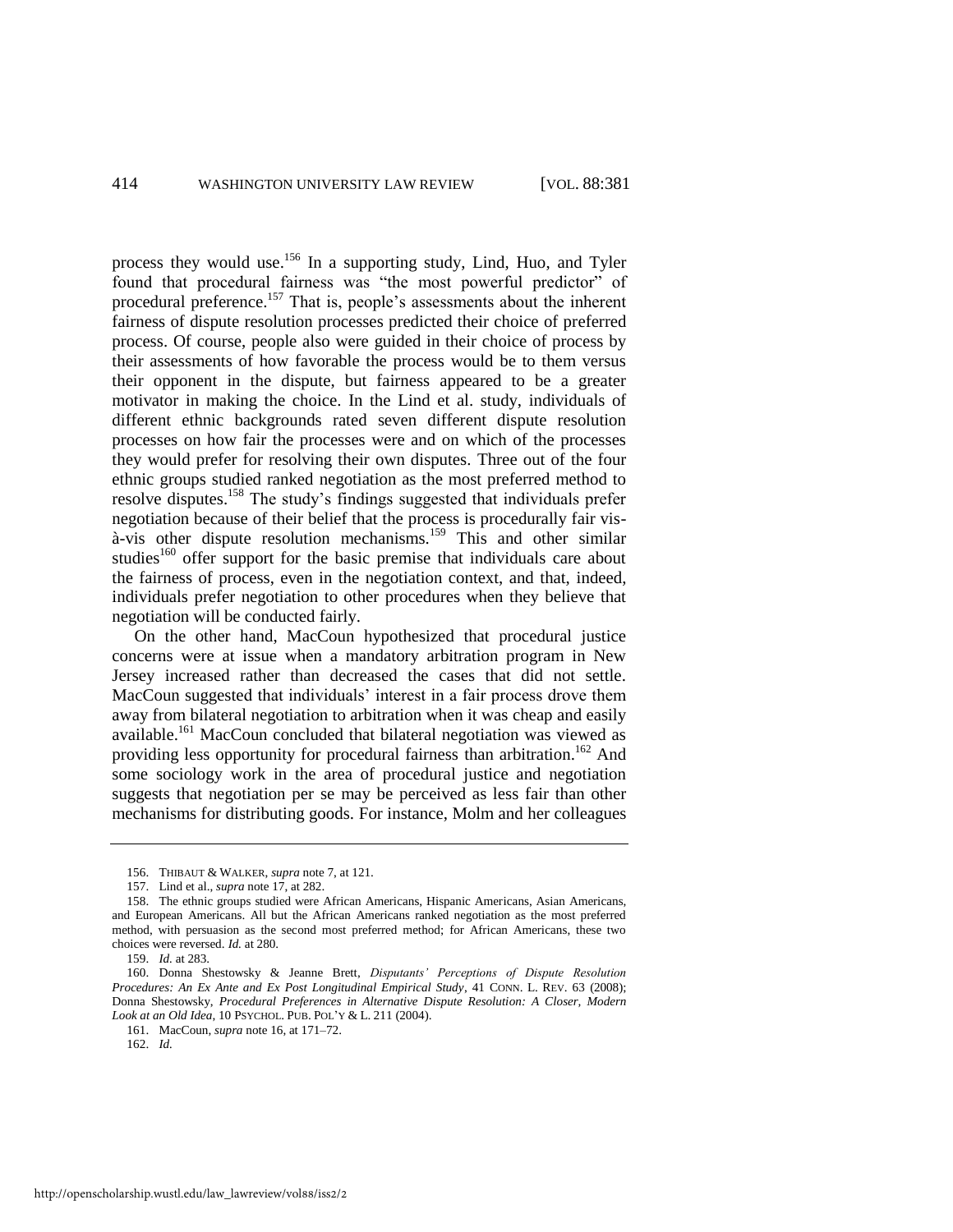process they would use.[156] In a supporting study, Lind, Huo, and Tyler found that procedural fairness was "the most powerful predictor" of procedural preference.[157] That is, people's assessments about the inherent fairness of dispute resolution processes predicted their choice of preferred process. Of course, people also were guided in their choice of process by their assessments of how favorable the process would be to them versus their opponent in the dispute, but fairness appeared to be a greater motivator in making the choice. In the Lind et al. study, individuals of different ethnic backgrounds rated seven different dispute resolution processes on how fair the processes were and on which of the processes they would prefer for resolving their own disputes. Three out of the four ethnic groups studied ranked negotiation as the most preferred method to resolve disputes.[158] The study's findings suggested that individuals prefer negotiation because of their belief that the process is procedurally fair vis-à-vis other dispute resolution mechanisms.[159] This and other similar studies[160] offer support for the basic premise that individuals care about the fairness of process, even in the negotiation context, and that, indeed, individuals prefer negotiation to other procedures when they believe that negotiation will be conducted fairly.

On the other hand, MacCoun hypothesized that procedural justice concerns were at issue when a mandatory arbitration program in New Jersey increased rather than decreased the cases that did not settle. MacCoun suggested that individuals' interest in a fair process drove them away from bilateral negotiation to arbitration when it was cheap and easily available.[161] MacCoun concluded that bilateral negotiation was viewed as providing less opportunity for procedural fairness than arbitration.[162] And some sociology work in the area of procedural justice and negotiation suggests that negotiation per se may be perceived as less fair than other mechanisms for distributing goods. For instance, Molm and her colleagues

---

156. THIBAUT & WALKER, *supra* note 7, at 121.

157. Lind et al., *supra* note 17, at 282.

158. The ethnic groups studied were African Americans, Hispanic Americans, Asian Americans, and European Americans. All but the African Americans ranked negotiation as the most preferred method, with persuasion as the second most preferred method; for African Americans, these two choices were reversed. *Id.* at 280.

159. *Id.* at 283.

160. Donna Shestowsky & Jeanne Brett, *Disputants' Perceptions of Dispute Resolution Procedures: An Ex Ante and Ex Post Longitudinal Empirical Study*, 41 CONN. L. REV. 63 (2008); Donna Shestowsky, *Procedural Preferences in Alternative Dispute Resolution: A Closer, Modern Look at an Old Idea*, 10 PSYCHOL. PUB. POL'Y & L. 211 (2004).

161. MacCoun, *supra* note 16, at 171–72.

162. *Id.*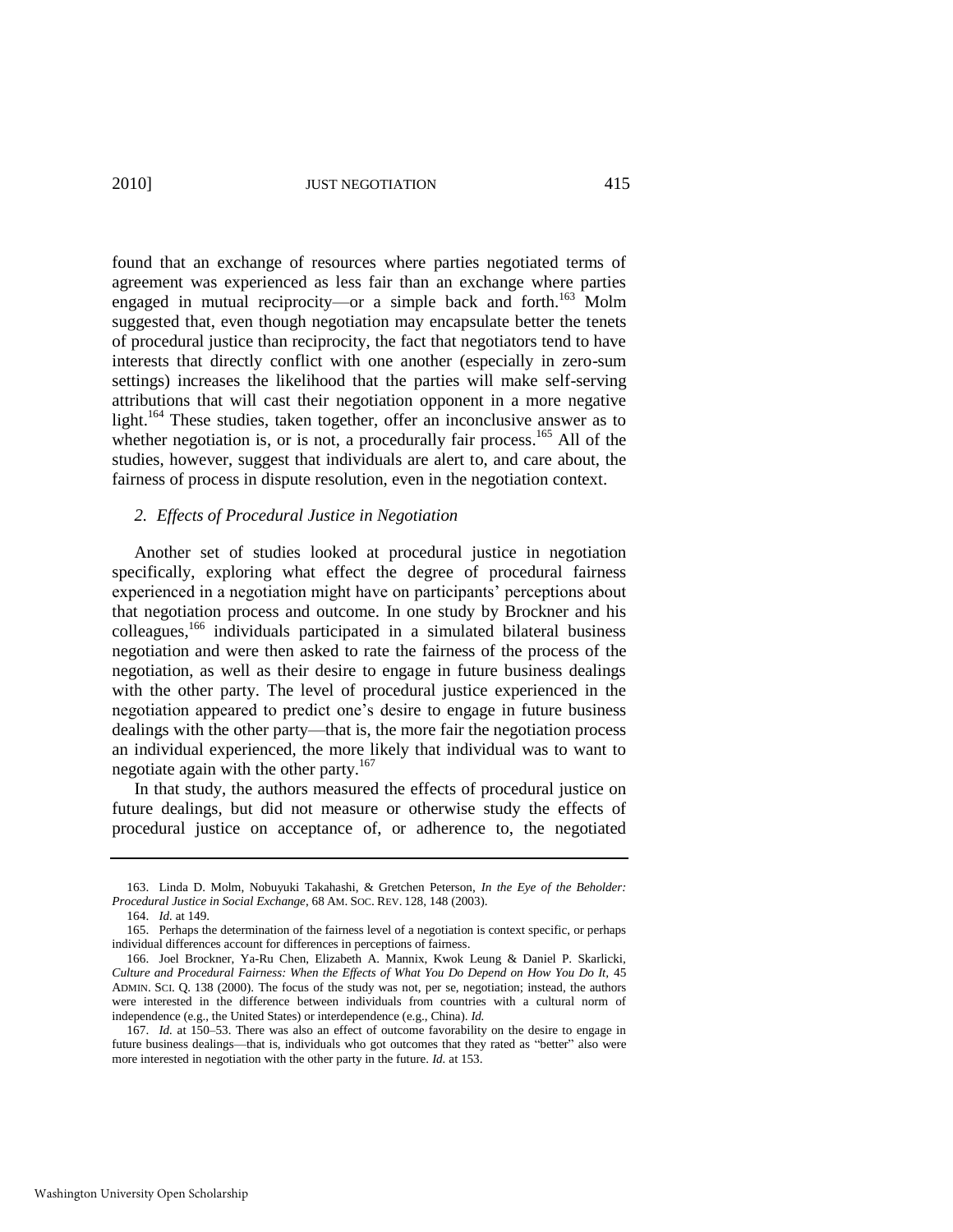found that an exchange of resources where parties negotiated terms of agreement was experienced as less fair than an exchange where parties engaged in mutual reciprocity—or a simple back and forth.[163] Molm suggested that, even though negotiation may encapsulate better the tenets of procedural justice than reciprocity, the fact that negotiators tend to have interests that directly conflict with one another (especially in zero-sum settings) increases the likelihood that the parties will make self-serving attributions that will cast their negotiation opponent in a more negative light.[164] These studies, taken together, offer an inconclusive answer as to whether negotiation is, or is not, a procedurally fair process.[165] All of the studies, however, suggest that individuals are alert to, and care about, the fairness of process in dispute resolution, even in the negotiation context.

### *2. Effects of Procedural Justice in Negotiation*

Another set of studies looked at procedural justice in negotiation specifically, exploring what effect the degree of procedural fairness experienced in a negotiation might have on participants' perceptions about that negotiation process and outcome. In one study by Brockner and his colleagues,[166] individuals participated in a simulated bilateral business negotiation and were then asked to rate the fairness of the process of the negotiation, as well as their desire to engage in future business dealings with the other party. The level of procedural justice experienced in the negotiation appeared to predict one's desire to engage in future business dealings with the other party—that is, the more fair the negotiation process an individual experienced, the more likely that individual was to want to negotiate again with the other party.[167]

In that study, the authors measured the effects of procedural justice on future dealings, but did not measure or otherwise study the effects of procedural justice on acceptance of, or adherence to, the negotiated

---

163. Linda D. Molm, Nobuyuki Takahashi, & Gretchen Peterson, *In the Eye of the Beholder: Procedural Justice in Social Exchange*, 68 AM. SOC. REV. 128, 148 (2003).

164. *Id.* at 149.

165. Perhaps the determination of the fairness level of a negotiation is context specific, or perhaps individual differences account for differences in perceptions of fairness.

166. Joel Brockner, Ya-Ru Chen, Elizabeth A. Mannix, Kwok Leung & Daniel P. Skarlicki, *Culture and Procedural Fairness: When the Effects of What You Do Depend on How You Do It*, 45 ADMIN. SCI. Q. 138 (2000). The focus of the study was not, per se, negotiation; instead, the authors were interested in the difference between individuals from countries with a cultural norm of independence (e.g., the United States) or interdependence (e.g., China). *Id.*

167. *Id.* at 150–53. There was also an effect of outcome favorability on the desire to engage in future business dealings—that is, individuals who got outcomes that they rated as "better" also were more interested in negotiation with the other party in the future. *Id.* at 153.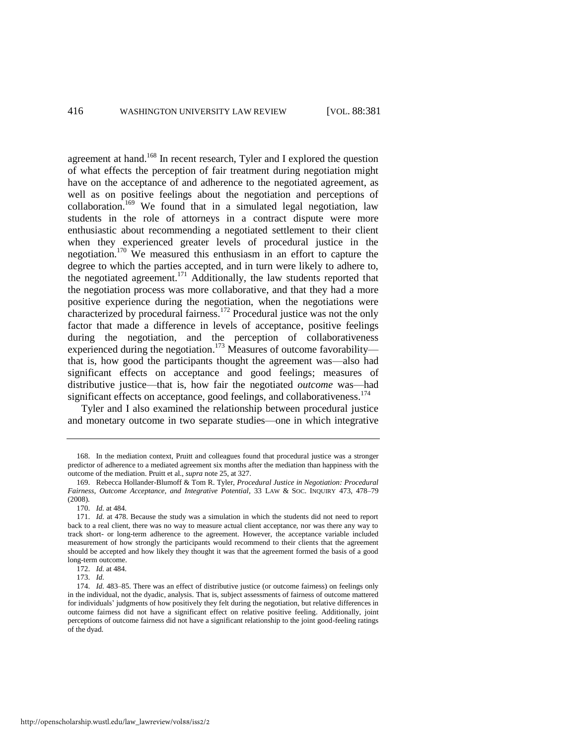agreement at hand.[168] In recent research, Tyler and I explored the question of what effects the perception of fair treatment during negotiation might have on the acceptance of and adherence to the negotiated agreement, as well as on positive feelings about the negotiation and perceptions of collaboration.[169] We found that in a simulated legal negotiation, law students in the role of attorneys in a contract dispute were more enthusiastic about recommending a negotiated settlement to their client when they experienced greater levels of procedural justice in the negotiation.[170] We measured this enthusiasm in an effort to capture the degree to which the parties accepted, and in turn were likely to adhere to, the negotiated agreement.[171] Additionally, the law students reported that the negotiation process was more collaborative, and that they had a more positive experience during the negotiation, when the negotiations were characterized by procedural fairness.[172] Procedural justice was not the only factor that made a difference in levels of acceptance, positive feelings during the negotiation, and the perception of collaborativeness experienced during the negotiation.[173] Measures of outcome favorability—that is, how good the participants thought the agreement was—also had significant effects on acceptance and good feelings; measures of distributive justice—that is, how fair the negotiated *outcome* was—had significant effects on acceptance, good feelings, and collaborativeness.[174]

Tyler and I also examined the relationship between procedural justice and monetary outcome in two separate studies—one in which integrative

---

168. In the mediation context, Pruitt and colleagues found that procedural justice was a stronger predictor of adherence to a mediated agreement six months after the mediation than happiness with the outcome of the mediation. Pruitt et al., *supra* note 25, at 327.

169. Rebecca Hollander-Blumoff & Tom R. Tyler, *Procedural Justice in Negotiation: Procedural Fairness, Outcome Acceptance, and Integrative Potential*, 33 LAW & SOC. INQUIRY 473, 478–79 (2008).

170. *Id.* at 484.

171. *Id.* at 478. Because the study was a simulation in which the students did not need to report back to a real client, there was no way to measure actual client acceptance, nor was there any way to track short- or long-term adherence to the agreement. However, the acceptance variable included measurement of how strongly the participants would recommend to their clients that the agreement should be accepted and how likely they thought it was that the agreement formed the basis of a good long-term outcome.

172. *Id.* at 484.

173. *Id.*

174. *Id.* 483–85. There was an effect of distributive justice (or outcome fairness) on feelings only in the individual, not the dyadic, analysis. That is, subject assessments of fairness of outcome mattered for individuals' judgments of how positively they felt during the negotiation, but relative differences in outcome fairness did not have a significant effect on relative positive feeling. Additionally, joint perceptions of outcome fairness did not have a significant relationship to the joint good-feeling ratings of the dyad.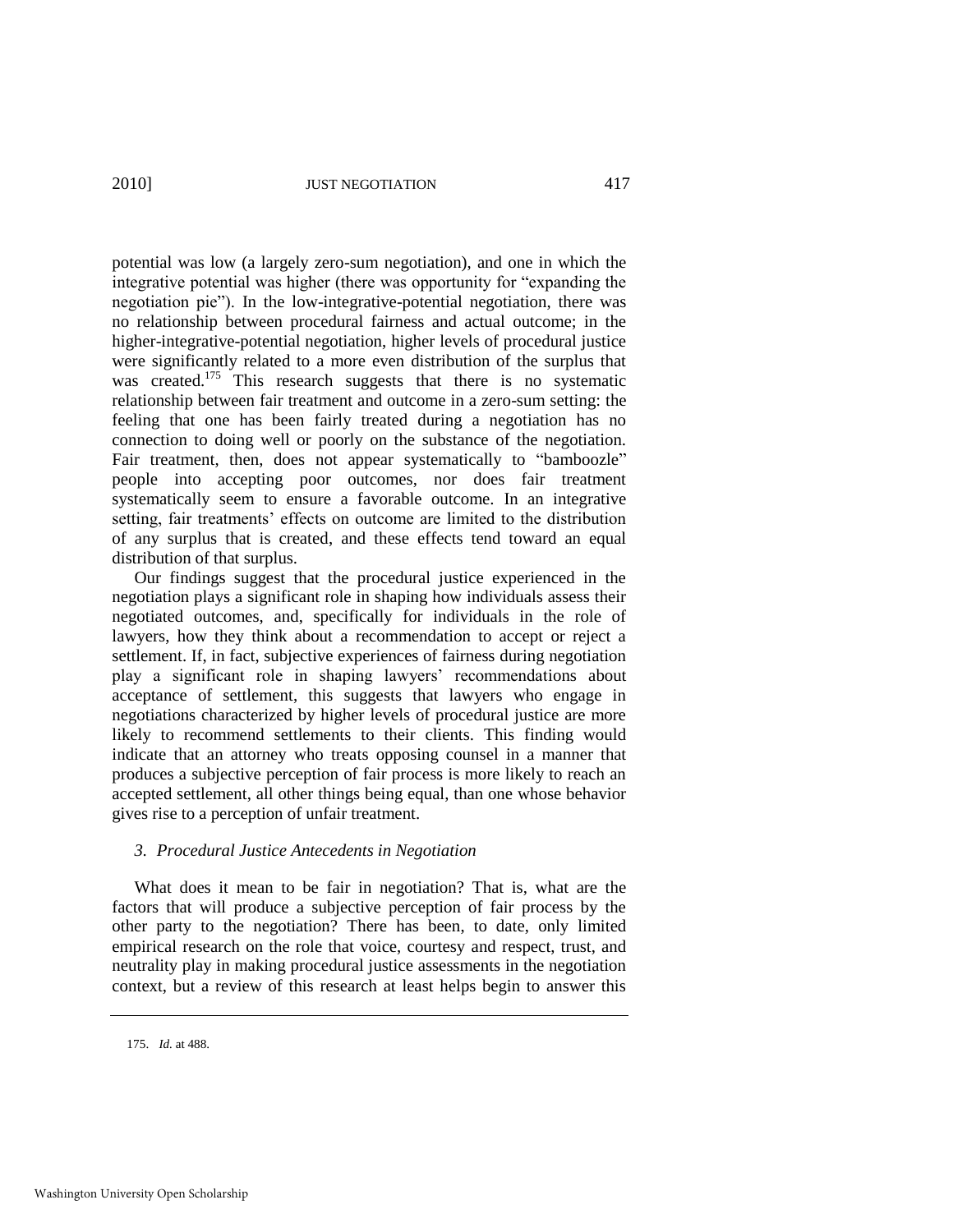potential was low (a largely zero-sum negotiation), and one in which the integrative potential was higher (there was opportunity for "expanding the negotiation pie"). In the low-integrative-potential negotiation, there was no relationship between procedural fairness and actual outcome; in the higher-integrative-potential negotiation, higher levels of procedural justice were significantly related to a more even distribution of the surplus that was created.[175] This research suggests that there is no systematic relationship between fair treatment and outcome in a zero-sum setting: the feeling that one has been fairly treated during a negotiation has no connection to doing well or poorly on the substance of the negotiation. Fair treatment, then, does not appear systematically to "bamboozle" people into accepting poor outcomes, nor does fair treatment systematically seem to ensure a favorable outcome. In an integrative setting, fair treatments' effects on outcome are limited to the distribution of any surplus that is created, and these effects tend toward an equal distribution of that surplus.

Our findings suggest that the procedural justice experienced in the negotiation plays a significant role in shaping how individuals assess their negotiated outcomes, and, specifically for individuals in the role of lawyers, how they think about a recommendation to accept or reject a settlement. If, in fact, subjective experiences of fairness during negotiation play a significant role in shaping lawyers' recommendations about acceptance of settlement, this suggests that lawyers who engage in negotiations characterized by higher levels of procedural justice are more likely to recommend settlements to their clients. This finding would indicate that an attorney who treats opposing counsel in a manner that produces a subjective perception of fair process is more likely to reach an accepted settlement, all other things being equal, than one whose behavior gives rise to a perception of unfair treatment.

### *3. Procedural Justice Antecedents in Negotiation*

What does it mean to be fair in negotiation? That is, what are the factors that will produce a subjective perception of fair process by the other party to the negotiation? There has been, to date, only limited empirical research on the role that voice, courtesy and respect, trust, and neutrality play in making procedural justice assessments in the negotiation context, but a review of this research at least helps begin to answer this

175. *Id.* at 488.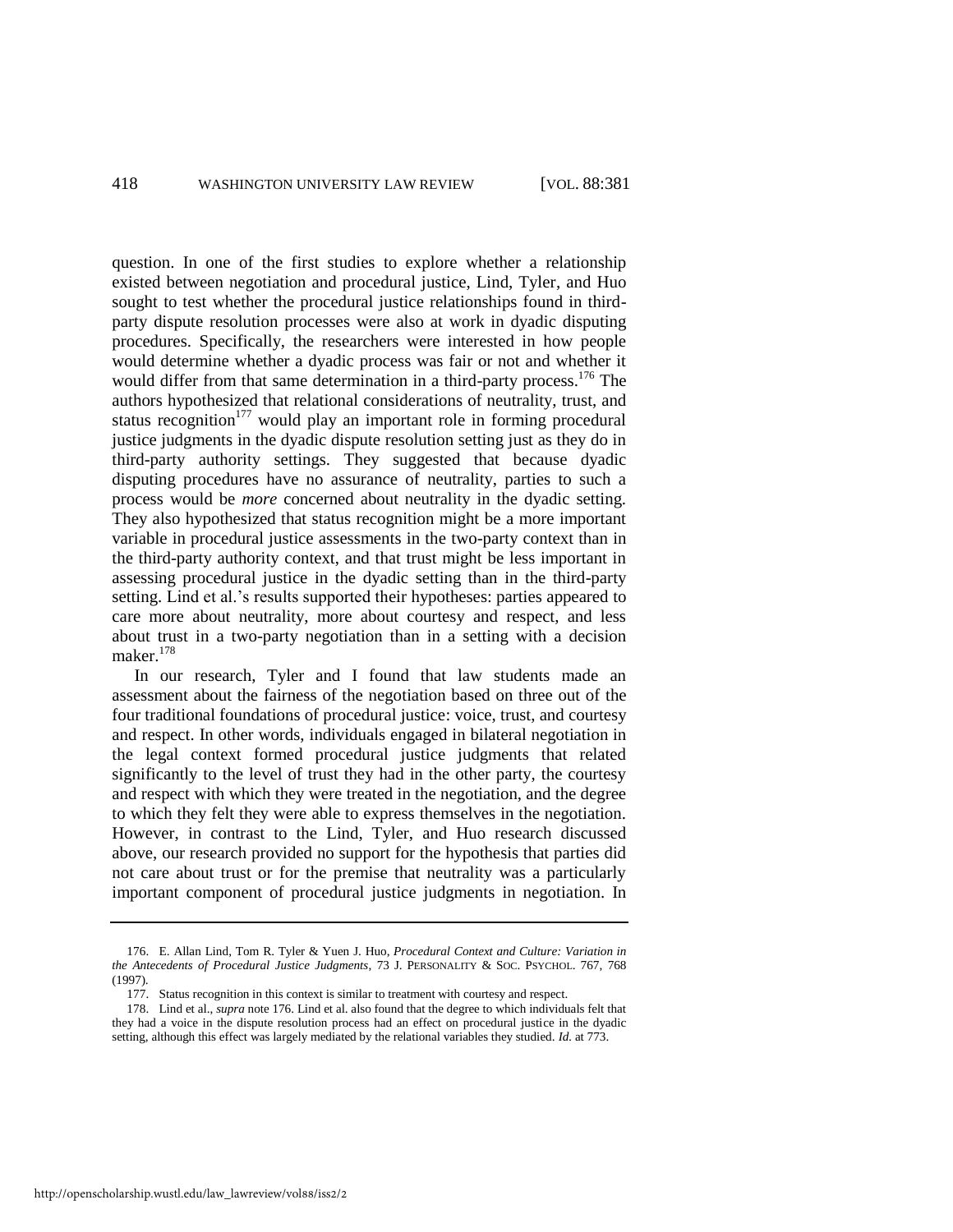question. In one of the first studies to explore whether a relationship existed between negotiation and procedural justice, Lind, Tyler, and Huo sought to test whether the procedural justice relationships found in third-party dispute resolution processes were also at work in dyadic disputing procedures. Specifically, the researchers were interested in how people would determine whether a dyadic process was fair or not and whether it would differ from that same determination in a third-party process.[176] The authors hypothesized that relational considerations of neutrality, trust, and status recognition[177] would play an important role in forming procedural justice judgments in the dyadic dispute resolution setting just as they do in third-party authority settings. They suggested that because dyadic disputing procedures have no assurance of neutrality, parties to such a process would be *more* concerned about neutrality in the dyadic setting. They also hypothesized that status recognition might be a more important variable in procedural justice assessments in the two-party context than in the third-party authority context, and that trust might be less important in assessing procedural justice in the dyadic setting than in the third-party setting. Lind et al.'s results supported their hypotheses: parties appeared to care more about neutrality, more about courtesy and respect, and less about trust in a two-party negotiation than in a setting with a decision maker.[178]

In our research, Tyler and I found that law students made an assessment about the fairness of the negotiation based on three out of the four traditional foundations of procedural justice: voice, trust, and courtesy and respect. In other words, individuals engaged in bilateral negotiation in the legal context formed procedural justice judgments that related significantly to the level of trust they had in the other party, the courtesy and respect with which they were treated in the negotiation, and the degree to which they felt they were able to express themselves in the negotiation. However, in contrast to the Lind, Tyler, and Huo research discussed above, our research provided no support for the hypothesis that parties did not care about trust or for the premise that neutrality was a particularly important component of procedural justice judgments in negotiation. In

---

176. E. Allan Lind, Tom R. Tyler & Yuen J. Huo, *Procedural Context and Culture: Variation in the Antecedents of Procedural Justice Judgments*, 73 J. PERSONALITY & SOC. PSYCHOL. 767, 768 (1997).

177. Status recognition in this context is similar to treatment with courtesy and respect.

178. Lind et al., *supra* note 176. Lind et al. also found that the degree to which individuals felt that they had a voice in the dispute resolution process had an effect on procedural justice in the dyadic setting, although this effect was largely mediated by the relational variables they studied. *Id.* at 773.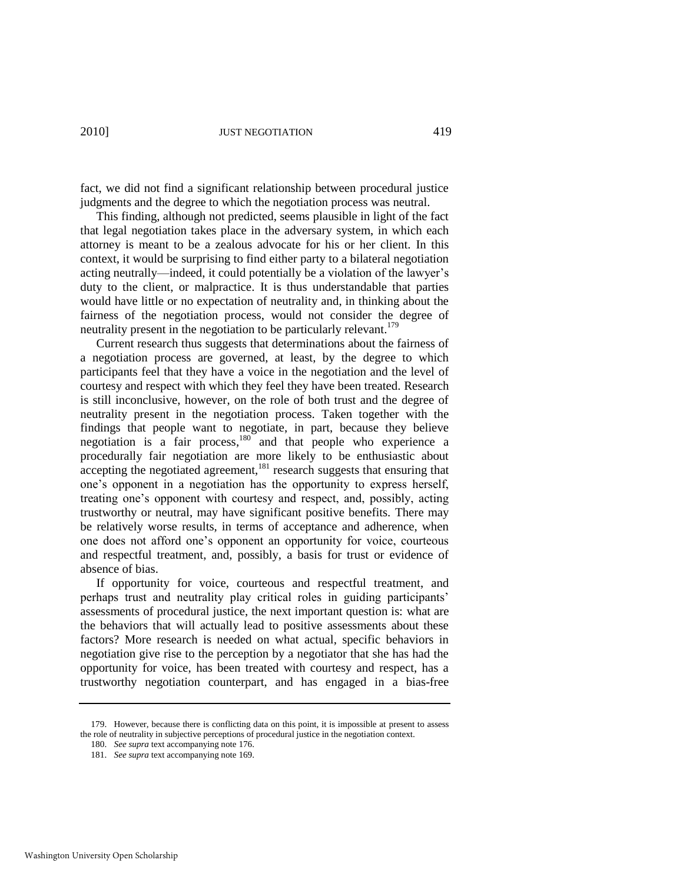fact, we did not find a significant relationship between procedural justice judgments and the degree to which the negotiation process was neutral.

This finding, although not predicted, seems plausible in light of the fact that legal negotiation takes place in the adversary system, in which each attorney is meant to be a zealous advocate for his or her client. In this context, it would be surprising to find either party to a bilateral negotiation acting neutrally—indeed, it could potentially be a violation of the lawyer's duty to the client, or malpractice. It is thus understandable that parties would have little or no expectation of neutrality and, in thinking about the fairness of the negotiation process, would not consider the degree of neutrality present in the negotiation to be particularly relevant.[179]

Current research thus suggests that determinations about the fairness of a negotiation process are governed, at least, by the degree to which participants feel that they have a voice in the negotiation and the level of courtesy and respect with which they feel they have been treated. Research is still inconclusive, however, on the role of both trust and the degree of neutrality present in the negotiation process. Taken together with the findings that people want to negotiate, in part, because they believe negotiation is a fair process,[180] and that people who experience a procedurally fair negotiation are more likely to be enthusiastic about accepting the negotiated agreement,[181] research suggests that ensuring that one's opponent in a negotiation has the opportunity to express herself, treating one's opponent with courtesy and respect, and, possibly, acting trustworthy or neutral, may have significant positive benefits. There may be relatively worse results, in terms of acceptance and adherence, when one does not afford one's opponent an opportunity for voice, courteous and respectful treatment, and, possibly, a basis for trust or evidence of absence of bias.

If opportunity for voice, courteous and respectful treatment, and perhaps trust and neutrality play critical roles in guiding participants' assessments of procedural justice, the next important question is: what are the behaviors that will actually lead to positive assessments about these factors? More research is needed on what actual, specific behaviors in negotiation give rise to the perception by a negotiator that she has had the opportunity for voice, has been treated with courtesy and respect, has a trustworthy negotiation counterpart, and has engaged in a bias-free

---

179. However, because there is conflicting data on this point, it is impossible at present to assess the role of neutrality in subjective perceptions of procedural justice in the negotiation context.

180. *See supra* text accompanying note 176.

181. *See supra* text accompanying note 169.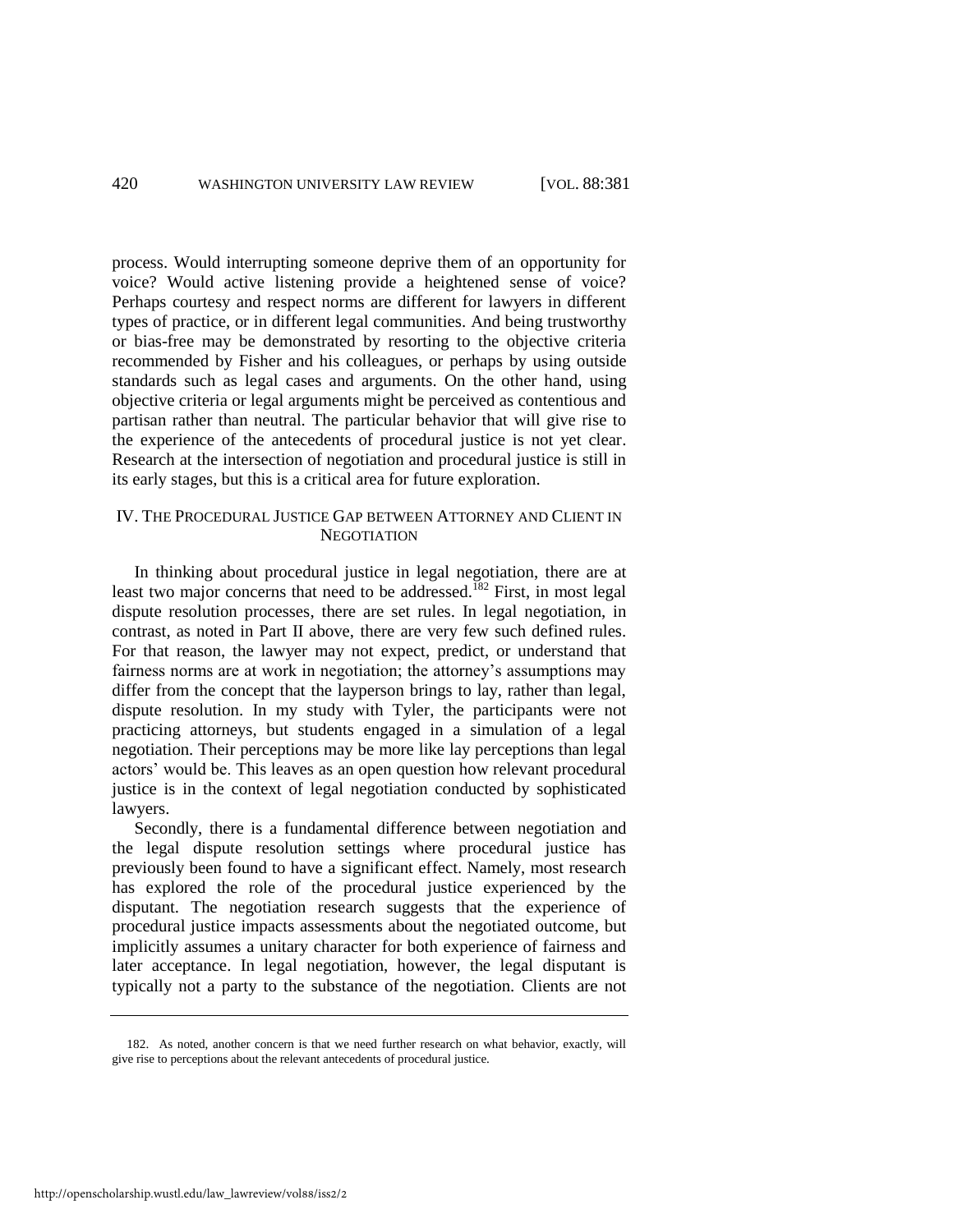process. Would interrupting someone deprive them of an opportunity for voice? Would active listening provide a heightened sense of voice? Perhaps courtesy and respect norms are different for lawyers in different types of practice, or in different legal communities. And being trustworthy or bias-free may be demonstrated by resorting to the objective criteria recommended by Fisher and his colleagues, or perhaps by using outside standards such as legal cases and arguments. On the other hand, using objective criteria or legal arguments might be perceived as contentious and partisan rather than neutral. The particular behavior that will give rise to the experience of the antecedents of procedural justice is not yet clear. Research at the intersection of negotiation and procedural justice is still in its early stages, but this is a critical area for future exploration.

## IV. The Procedural Justice Gap between Attorney and Client in Negotiation

In thinking about procedural justice in legal negotiation, there are at least two major concerns that need to be addressed.[182] First, in most legal dispute resolution processes, there are set rules. In legal negotiation, in contrast, as noted in Part II above, there are very few such defined rules. For that reason, the lawyer may not expect, predict, or understand that fairness norms are at work in negotiation; the attorney's assumptions may differ from the concept that the layperson brings to lay, rather than legal, dispute resolution. In my study with Tyler, the participants were not practicing attorneys, but students engaged in a simulation of a legal negotiation. Their perceptions may be more like lay perceptions than legal actors' would be. This leaves as an open question how relevant procedural justice is in the context of legal negotiation conducted by sophisticated lawyers.

Secondly, there is a fundamental difference between negotiation and the legal dispute resolution settings where procedural justice has previously been found to have a significant effect. Namely, most research has explored the role of the procedural justice experienced by the disputant. The negotiation research suggests that the experience of procedural justice impacts assessments about the negotiated outcome, but implicitly assumes a unitary character for both experience of fairness and later acceptance. In legal negotiation, however, the legal disputant is typically not a party to the substance of the negotiation. Clients are not

182. As noted, another concern is that we need further research on what behavior, exactly, will give rise to perceptions about the relevant antecedents of procedural justice.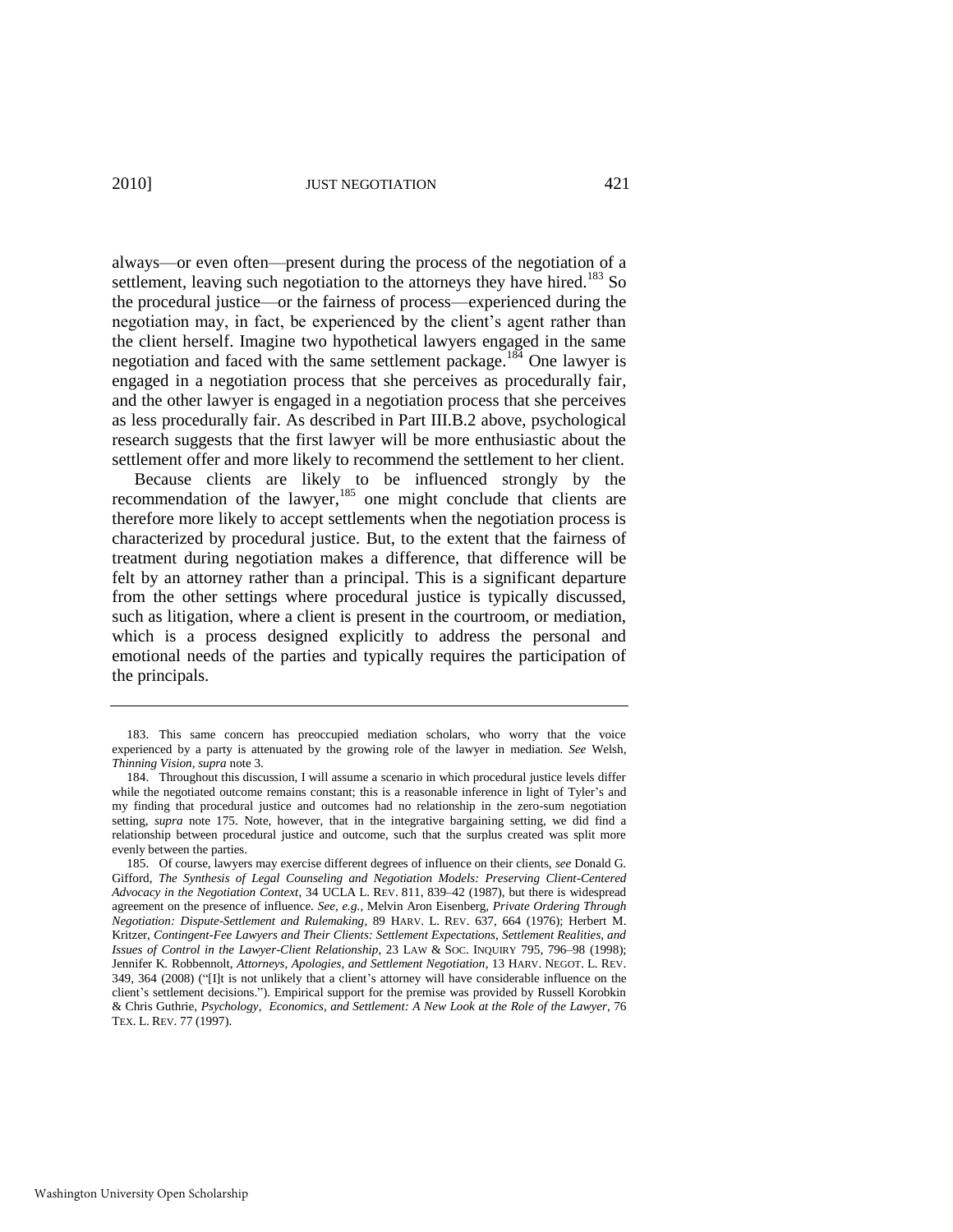always—or even often—present during the process of the negotiation of a settlement, leaving such negotiation to the attorneys they have hired.[183] So the procedural justice—or the fairness of process—experienced during the negotiation may, in fact, be experienced by the client's agent rather than the client herself. Imagine two hypothetical lawyers engaged in the same negotiation and faced with the same settlement package.[184] One lawyer is engaged in a negotiation process that she perceives as procedurally fair, and the other lawyer is engaged in a negotiation process that she perceives as less procedurally fair. As described in Part III.B.2 above, psychological research suggests that the first lawyer will be more enthusiastic about the settlement offer and more likely to recommend the settlement to her client.

Because clients are likely to be influenced strongly by the recommendation of the lawyer,[185] one might conclude that clients are therefore more likely to accept settlements when the negotiation process is characterized by procedural justice. But, to the extent that the fairness of treatment during negotiation makes a difference, that difference will be felt by an attorney rather than a principal. This is a significant departure from the other settings where procedural justice is typically discussed, such as litigation, where a client is present in the courtroom, or mediation, which is a process designed explicitly to address the personal and emotional needs of the parties and typically requires the participation of the principals.

---

183. This same concern has preoccupied mediation scholars, who worry that the voice experienced by a party is attenuated by the growing role of the lawyer in mediation. *See* Welsh, *Thinning Vision*, *supra* note 3.

184. Throughout this discussion, I will assume a scenario in which procedural justice levels differ while the negotiated outcome remains constant; this is a reasonable inference in light of Tyler's and my finding that procedural justice and outcomes had no relationship in the zero-sum negotiation setting, *supra* note 175. Note, however, that in the integrative bargaining setting, we did find a relationship between procedural justice and outcome, such that the surplus created was split more evenly between the parties.

185. Of course, lawyers may exercise different degrees of influence on their clients, *see* Donald G. Gifford, *The Synthesis of Legal Counseling and Negotiation Models: Preserving Client-Centered Advocacy in the Negotiation Context*, 34 UCLA L. REV. 811, 839–42 (1987), but there is widespread agreement on the presence of influence. *See, e.g.*, Melvin Aron Eisenberg, *Private Ordering Through Negotiation: Dispute-Settlement and Rulemaking*, 89 HARV. L. REV. 637, 664 (1976); Herbert M. Kritzer, *Contingent-Fee Lawyers and Their Clients: Settlement Expectations, Settlement Realities, and Issues of Control in the Lawyer-Client Relationship*, 23 LAW & SOC. INQUIRY 795, 796–98 (1998); Jennifer K. Robbennolt, *Attorneys, Apologies, and Settlement Negotiation*, 13 HARV. NEGOT. L. REV. 349, 364 (2008) ("[I]t is not unlikely that a client's attorney will have considerable influence on the client's settlement decisions."). Empirical support for the premise was provided by Russell Korobkin & Chris Guthrie, *Psychology, Economics, and Settlement: A New Look at the Role of the Lawyer*, 76 TEX. L. REV. 77 (1997).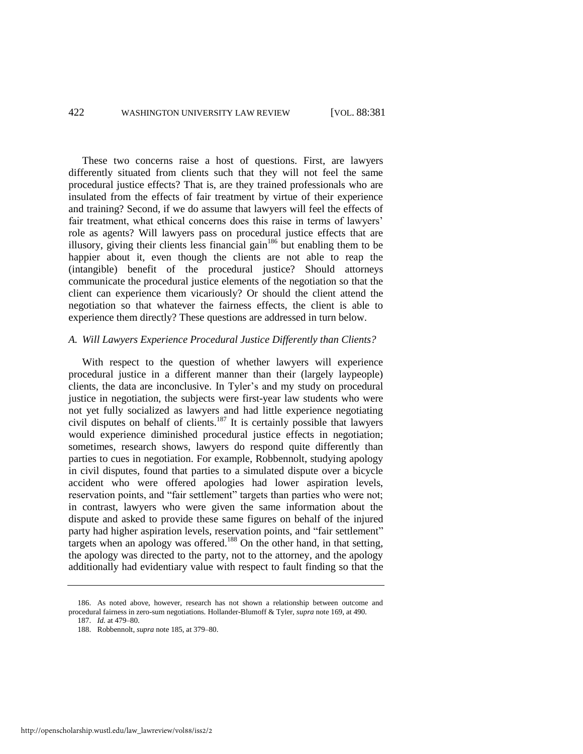These two concerns raise a host of questions. First, are lawyers differently situated from clients such that they will not feel the same procedural justice effects? That is, are they trained professionals who are insulated from the effects of fair treatment by virtue of their experience and training? Second, if we do assume that lawyers will feel the effects of fair treatment, what ethical concerns does this raise in terms of lawyers' role as agents? Will lawyers pass on procedural justice effects that are illusory, giving their clients less financial gain[186] but enabling them to be happier about it, even though the clients are not able to reap the (intangible) benefit of the procedural justice? Should attorneys communicate the procedural justice elements of the negotiation so that the client can experience them vicariously? Or should the client attend the negotiation so that whatever the fairness effects, the client is able to experience them directly? These questions are addressed in turn below.

### *A. Will Lawyers Experience Procedural Justice Differently than Clients?*

With respect to the question of whether lawyers will experience procedural justice in a different manner than their (largely laypeople) clients, the data are inconclusive. In Tyler's and my study on procedural justice in negotiation, the subjects were first-year law students who were not yet fully socialized as lawyers and had little experience negotiating civil disputes on behalf of clients.[187] It is certainly possible that lawyers would experience diminished procedural justice effects in negotiation; sometimes, research shows, lawyers do respond quite differently than parties to cues in negotiation. For example, Robbennolt, studying apology in civil disputes, found that parties to a simulated dispute over a bicycle accident who were offered apologies had lower aspiration levels, reservation points, and "fair settlement" targets than parties who were not; in contrast, lawyers who were given the same information about the dispute and asked to provide these same figures on behalf of the injured party had higher aspiration levels, reservation points, and "fair settlement" targets when an apology was offered.[188] On the other hand, in that setting, the apology was directed to the party, not to the attorney, and the apology additionally had evidentiary value with respect to fault finding so that the

---

186. As noted above, however, research has not shown a relationship between outcome and procedural fairness in zero-sum negotiations. Hollander-Blumoff & Tyler, *supra* note 169, at 490.

187. *Id.* at 479–80.

188. Robbennolt, *supra* note 185, at 379–80.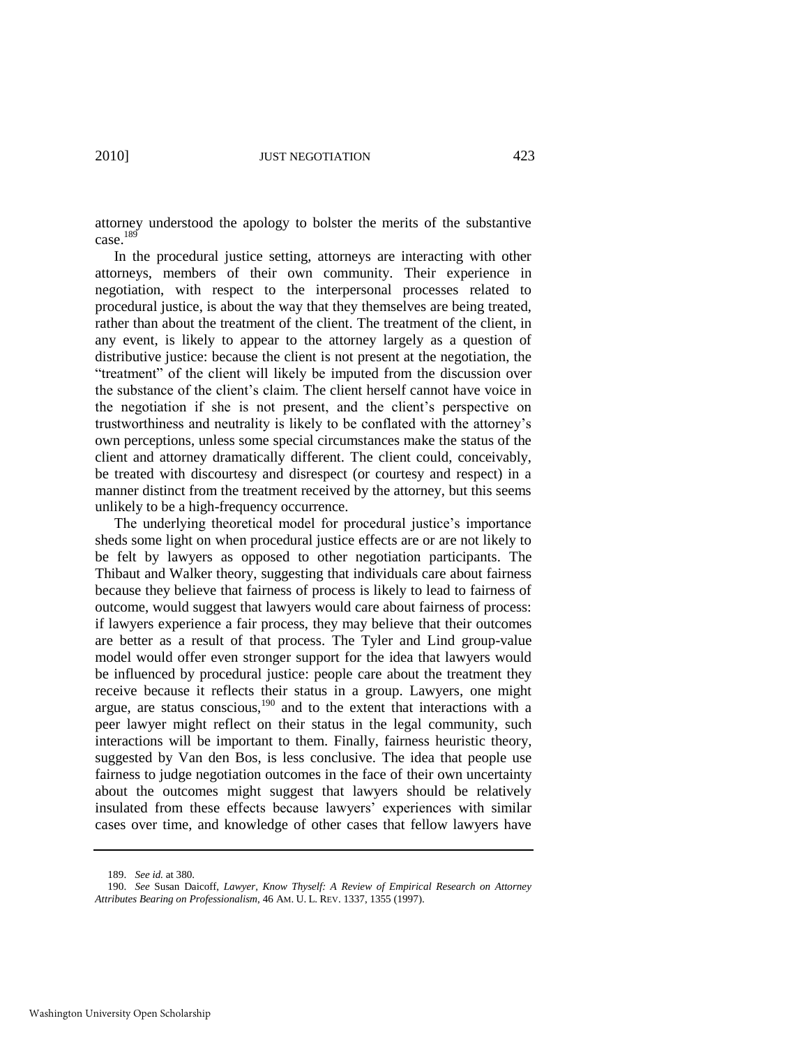attorney understood the apology to bolster the merits of the substantive case.[189]

In the procedural justice setting, attorneys are interacting with other attorneys, members of their own community. Their experience in negotiation, with respect to the interpersonal processes related to procedural justice, is about the way that they themselves are being treated, rather than about the treatment of the client. The treatment of the client, in any event, is likely to appear to the attorney largely as a question of distributive justice: because the client is not present at the negotiation, the "treatment" of the client will likely be imputed from the discussion over the substance of the client's claim. The client herself cannot have voice in the negotiation if she is not present, and the client's perspective on trustworthiness and neutrality is likely to be conflated with the attorney's own perceptions, unless some special circumstances make the status of the client and attorney dramatically different. The client could, conceivably, be treated with discourtesy and disrespect (or courtesy and respect) in a manner distinct from the treatment received by the attorney, but this seems unlikely to be a high-frequency occurrence.

The underlying theoretical model for procedural justice's importance sheds some light on when procedural justice effects are or are not likely to be felt by lawyers as opposed to other negotiation participants. The Thibaut and Walker theory, suggesting that individuals care about fairness because they believe that fairness of process is likely to lead to fairness of outcome, would suggest that lawyers would care about fairness of process: if lawyers experience a fair process, they may believe that their outcomes are better as a result of that process. The Tyler and Lind group-value model would offer even stronger support for the idea that lawyers would be influenced by procedural justice: people care about the treatment they receive because it reflects their status in a group. Lawyers, one might argue, are status conscious,[190] and to the extent that interactions with a peer lawyer might reflect on their status in the legal community, such interactions will be important to them. Finally, fairness heuristic theory, suggested by Van den Bos, is less conclusive. The idea that people use fairness to judge negotiation outcomes in the face of their own uncertainty about the outcomes might suggest that lawyers should be relatively insulated from these effects because lawyers' experiences with similar cases over time, and knowledge of other cases that fellow lawyers have

---

189. *See id.* at 380.

190. *See* Susan Daicoff, *Lawyer, Know Thyself: A Review of Empirical Research on Attorney Attributes Bearing on Professionalism*, 46 AM. U. L. REV. 1337, 1355 (1997).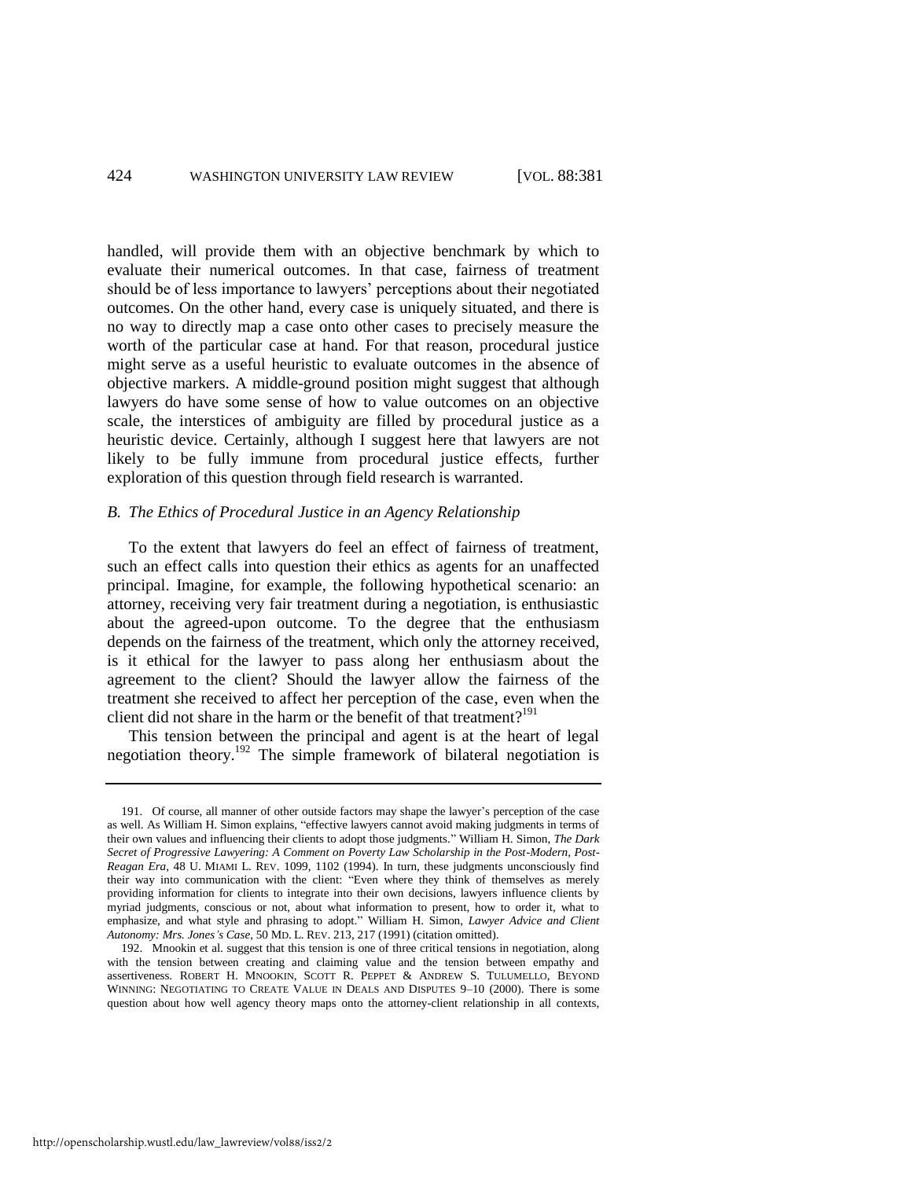handled, will provide them with an objective benchmark by which to evaluate their numerical outcomes. In that case, fairness of treatment should be of less importance to lawyers' perceptions about their negotiated outcomes. On the other hand, every case is uniquely situated, and there is no way to directly map a case onto other cases to precisely measure the worth of the particular case at hand. For that reason, procedural justice might serve as a useful heuristic to evaluate outcomes in the absence of objective markers. A middle-ground position might suggest that although lawyers do have some sense of how to value outcomes on an objective scale, the interstices of ambiguity are filled by procedural justice as a heuristic device. Certainly, although I suggest here that lawyers are not likely to be fully immune from procedural justice effects, further exploration of this question through field research is warranted.

### *B. The Ethics of Procedural Justice in an Agency Relationship*

To the extent that lawyers do feel an effect of fairness of treatment, such an effect calls into question their ethics as agents for an unaffected principal. Imagine, for example, the following hypothetical scenario: an attorney, receiving very fair treatment during a negotiation, is enthusiastic about the agreed-upon outcome. To the degree that the enthusiasm depends on the fairness of the treatment, which only the attorney received, is it ethical for the lawyer to pass along her enthusiasm about the agreement to the client? Should the lawyer allow the fairness of the treatment she received to affect her perception of the case, even when the client did not share in the harm or the benefit of that treatment?[191]

This tension between the principal and agent is at the heart of legal negotiation theory.[192] The simple framework of bilateral negotiation is

---

191. Of course, all manner of other outside factors may shape the lawyer's perception of the case as well. As William H. Simon explains, "effective lawyers cannot avoid making judgments in terms of their own values and influencing their clients to adopt those judgments." William H. Simon, *The Dark Secret of Progressive Lawyering: A Comment on Poverty Law Scholarship in the Post-Modern, Post-Reagan Era*, 48 U. MIAMI L. REV. 1099, 1102 (1994). In turn, these judgments unconsciously find their way into communication with the client: "Even where they think of themselves as merely providing information for clients to integrate into their own decisions, lawyers influence clients by myriad judgments, conscious or not, about what information to present, how to order it, what to emphasize, and what style and phrasing to adopt." William H. Simon, *Lawyer Advice and Client Autonomy: Mrs. Jones's Case*, 50 MD. L. REV. 213, 217 (1991) (citation omitted).

192. Mnookin et al. suggest that this tension is one of three critical tensions in negotiation, along with the tension between creating and claiming value and the tension between empathy and assertiveness. ROBERT H. MNOOKIN, SCOTT R. PEPPET & ANDREW S. TULUMELLO, BEYOND WINNING: NEGOTIATING TO CREATE VALUE IN DEALS AND DISPUTES 9–10 (2000). There is some question about how well agency theory maps onto the attorney-client relationship in all contexts,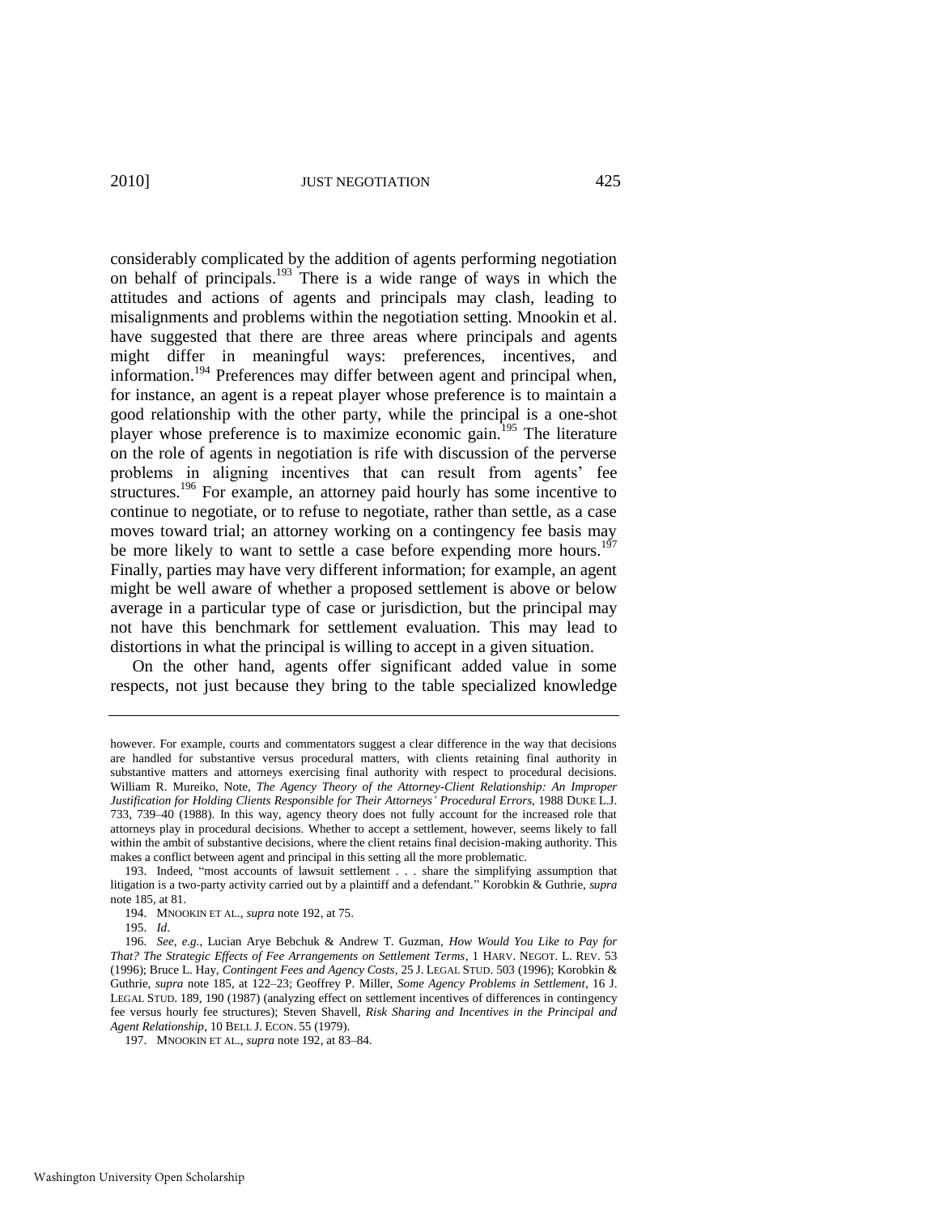considerably complicated by the addition of agents performing negotiation on behalf of principals.[193] There is a wide range of ways in which the attitudes and actions of agents and principals may clash, leading to misalignments and problems within the negotiation setting. Mnookin et al. have suggested that there are three areas where principals and agents might differ in meaningful ways: preferences, incentives, and information.[194] Preferences may differ between agent and principal when, for instance, an agent is a repeat player whose preference is to maintain a good relationship with the other party, while the principal is a one-shot player whose preference is to maximize economic gain.[195] The literature on the role of agents in negotiation is rife with discussion of the perverse problems in aligning incentives that can result from agents' fee structures.[196] For example, an attorney paid hourly has some incentive to continue to negotiate, or to refuse to negotiate, rather than settle, as a case moves toward trial; an attorney working on a contingency fee basis may be more likely to want to settle a case before expending more hours.[197] Finally, parties may have very different information; for example, an agent might be well aware of whether a proposed settlement is above or below average in a particular type of case or jurisdiction, but the principal may not have this benchmark for settlement evaluation. This may lead to distortions in what the principal is willing to accept in a given situation.

On the other hand, agents offer significant added value in some respects, not just because they bring to the table specialized knowledge

---

however. For example, courts and commentators suggest a clear difference in the way that decisions are handled for substantive versus procedural matters, with clients retaining final authority in substantive matters and attorneys exercising final authority with respect to procedural decisions. William R. Mureiko, Note, *The Agency Theory of the Attorney-Client Relationship: An Improper Justification for Holding Clients Responsible for Their Attorneys' Procedural Errors*, 1988 DUKE L.J. 733, 739–40 (1988). In this way, agency theory does not fully account for the increased role that attorneys play in procedural decisions. Whether to accept a settlement, however, seems likely to fall within the ambit of substantive decisions, where the client retains final decision-making authority. This makes a conflict between agent and principal in this setting all the more problematic.

193. Indeed, "most accounts of lawsuit settlement . . . share the simplifying assumption that litigation is a two-party activity carried out by a plaintiff and a defendant." Korobkin & Guthrie, *supra* note 185, at 81.

194. MNOOKIN ET AL., *supra* note 192, at 75.

195. *Id*.

196. *See, e.g.*, Lucian Arye Bebchuk & Andrew T. Guzman, *How Would You Like to Pay for That? The Strategic Effects of Fee Arrangements on Settlement Terms*, 1 HARV. NEGOT. L. REV. 53 (1996); Bruce L. Hay, *Contingent Fees and Agency Costs*, 25 J. LEGAL STUD. 503 (1996); Korobkin & Guthrie, *supra* note 185, at 122–23; Geoffrey P. Miller, *Some Agency Problems in Settlement*, 16 J. LEGAL STUD. 189, 190 (1987) (analyzing effect on settlement incentives of differences in contingency fee versus hourly fee structures); Steven Shavell, *Risk Sharing and Incentives in the Principal and Agent Relationship*, 10 BELL J. ECON. 55 (1979).

197. MNOOKIN ET AL., *supra* note 192, at 83–84.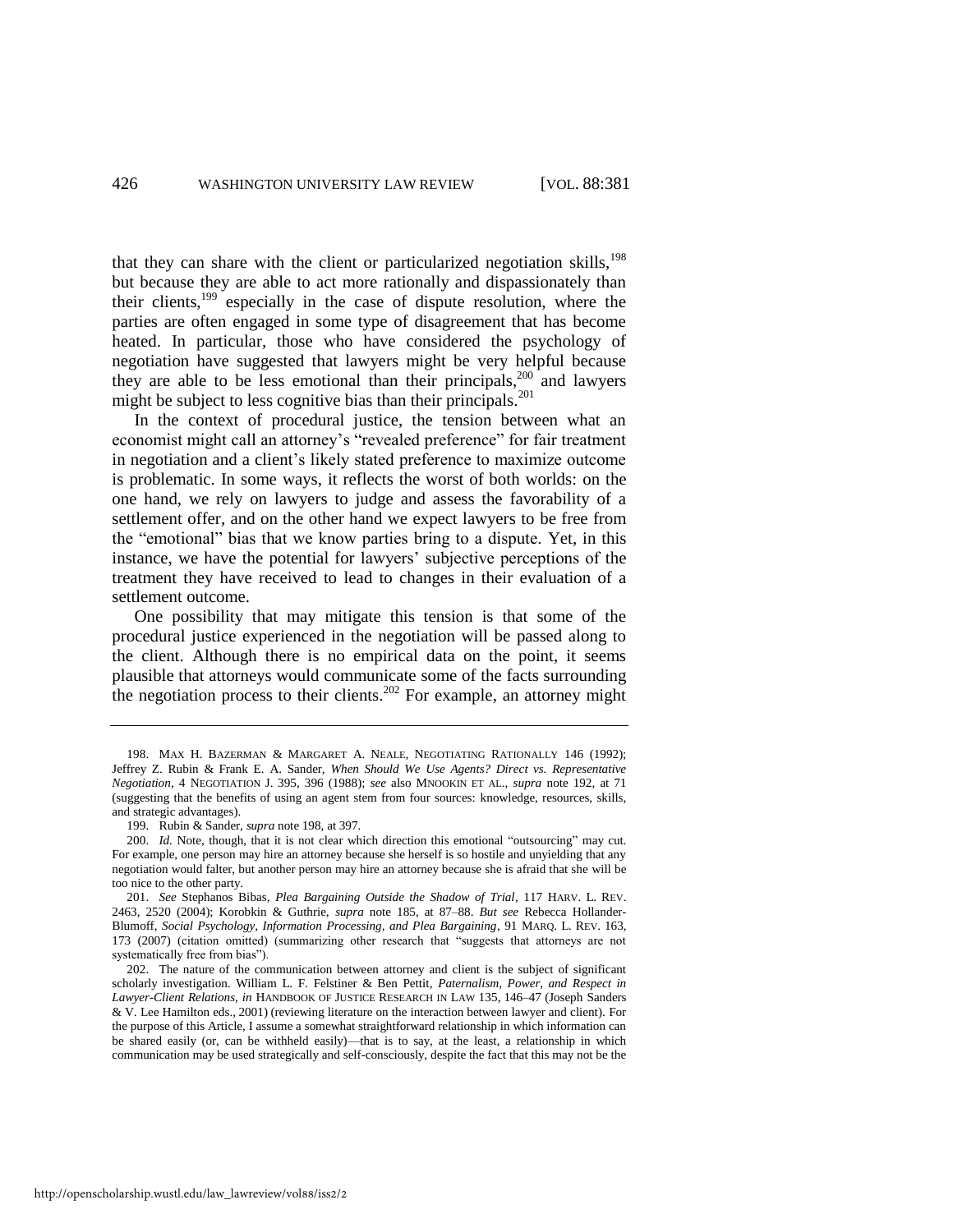that they can share with the client or particularized negotiation skills,[198] but because they are able to act more rationally and dispassionately than their clients,[199] especially in the case of dispute resolution, where the parties are often engaged in some type of disagreement that has become heated. In particular, those who have considered the psychology of negotiation have suggested that lawyers might be very helpful because they are able to be less emotional than their principals,[200] and lawyers might be subject to less cognitive bias than their principals.[201]

In the context of procedural justice, the tension between what an economist might call an attorney's "revealed preference" for fair treatment in negotiation and a client's likely stated preference to maximize outcome is problematic. In some ways, it reflects the worst of both worlds: on the one hand, we rely on lawyers to judge and assess the favorability of a settlement offer, and on the other hand we expect lawyers to be free from the "emotional" bias that we know parties bring to a dispute. Yet, in this instance, we have the potential for lawyers' subjective perceptions of the treatment they have received to lead to changes in their evaluation of a settlement outcome.

One possibility that may mitigate this tension is that some of the procedural justice experienced in the negotiation will be passed along to the client. Although there is no empirical data on the point, it seems plausible that attorneys would communicate some of the facts surrounding the negotiation process to their clients.[202] For example, an attorney might

---

198. MAX H. BAZERMAN & MARGARET A. NEALE, NEGOTIATING RATIONALLY 146 (1992); Jeffrey Z. Rubin & Frank E. A. Sander, *When Should We Use Agents? Direct vs. Representative Negotiation*, 4 NEGOTIATION J. 395, 396 (1988); *see* also MNOOKIN ET AL., *supra* note 192, at 71 (suggesting that the benefits of using an agent stem from four sources: knowledge, resources, skills, and strategic advantages).

199. Rubin & Sander, *supra* note 198, at 397.

200. *Id.* Note, though, that it is not clear which direction this emotional "outsourcing" may cut. For example, one person may hire an attorney because she herself is so hostile and unyielding that any negotiation would falter, but another person may hire an attorney because she is afraid that she will be too nice to the other party.

201. *See* Stephanos Bibas, *Plea Bargaining Outside the Shadow of Trial*, 117 HARV. L. REV. 2463, 2520 (2004); Korobkin & Guthrie, *supra* note 185, at 87–88. *But see* Rebecca Hollander-Blumoff, *Social Psychology, Information Processing, and Plea Bargaining*, 91 MARQ. L. REV. 163, 173 (2007) (citation omitted) (summarizing other research that "suggests that attorneys are not systematically free from bias").

202. The nature of the communication between attorney and client is the subject of significant scholarly investigation. William L. F. Felstiner & Ben Pettit, *Paternalism, Power, and Respect in Lawyer-Client Relations*, *in* HANDBOOK OF JUSTICE RESEARCH IN LAW 135, 146–47 (Joseph Sanders & V. Lee Hamilton eds., 2001) (reviewing literature on the interaction between lawyer and client). For the purpose of this Article, I assume a somewhat straightforward relationship in which information can be shared easily (or, can be withheld easily)—that is to say, at the least, a relationship in which communication may be used strategically and self-consciously, despite the fact that this may not be the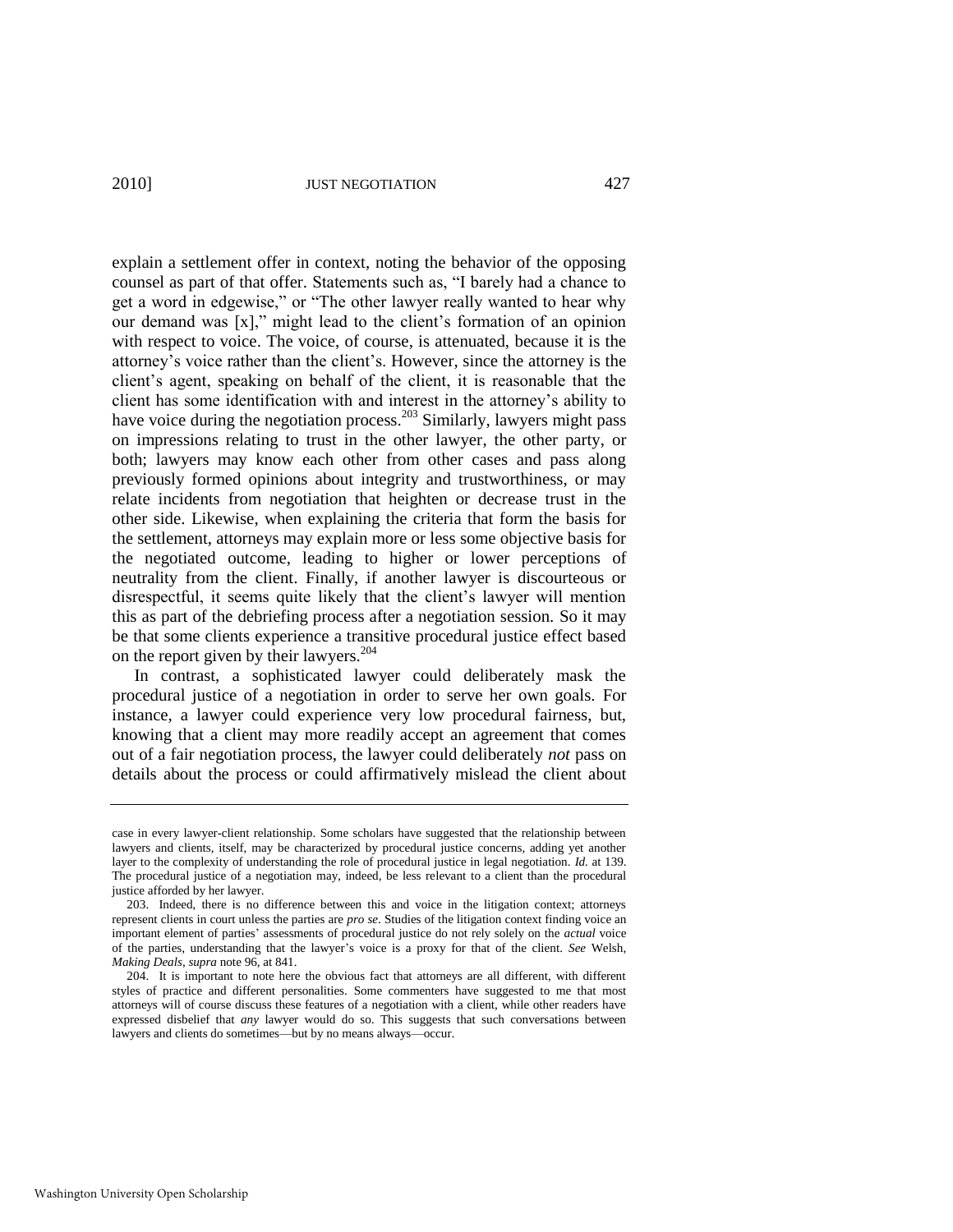explain a settlement offer in context, noting the behavior of the opposing counsel as part of that offer. Statements such as, "I barely had a chance to get a word in edgewise," or "The other lawyer really wanted to hear why our demand was [x]," might lead to the client's formation of an opinion with respect to voice. The voice, of course, is attenuated, because it is the attorney's voice rather than the client's. However, since the attorney is the client's agent, speaking on behalf of the client, it is reasonable that the client has some identification with and interest in the attorney's ability to have voice during the negotiation process.[203] Similarly, lawyers might pass on impressions relating to trust in the other lawyer, the other party, or both; lawyers may know each other from other cases and pass along previously formed opinions about integrity and trustworthiness, or may relate incidents from negotiation that heighten or decrease trust in the other side. Likewise, when explaining the criteria that form the basis for the settlement, attorneys may explain more or less some objective basis for the negotiated outcome, leading to higher or lower perceptions of neutrality from the client. Finally, if another lawyer is discourteous or disrespectful, it seems quite likely that the client's lawyer will mention this as part of the debriefing process after a negotiation session. So it may be that some clients experience a transitive procedural justice effect based on the report given by their lawyers.[204]

In contrast, a sophisticated lawyer could deliberately mask the procedural justice of a negotiation in order to serve her own goals. For instance, a lawyer could experience very low procedural fairness, but, knowing that a client may more readily accept an agreement that comes out of a fair negotiation process, the lawyer could deliberately *not* pass on details about the process or could affirmatively mislead the client about

---

case in every lawyer-client relationship. Some scholars have suggested that the relationship between lawyers and clients, itself, may be characterized by procedural justice concerns, adding yet another layer to the complexity of understanding the role of procedural justice in legal negotiation. *Id.* at 139. The procedural justice of a negotiation may, indeed, be less relevant to a client than the procedural justice afforded by her lawyer.

203. Indeed, there is no difference between this and voice in the litigation context; attorneys represent clients in court unless the parties are *pro se*. Studies of the litigation context finding voice an important element of parties' assessments of procedural justice do not rely solely on the *actual* voice of the parties, understanding that the lawyer's voice is a proxy for that of the client. *See* Welsh, *Making Deals*, *supra* note 96, at 841.

204. It is important to note here the obvious fact that attorneys are all different, with different styles of practice and different personalities. Some commenters have suggested to me that most attorneys will of course discuss these features of a negotiation with a client, while other readers have expressed disbelief that *any* lawyer would do so. This suggests that such conversations between lawyers and clients do sometimes—but by no means always—occur.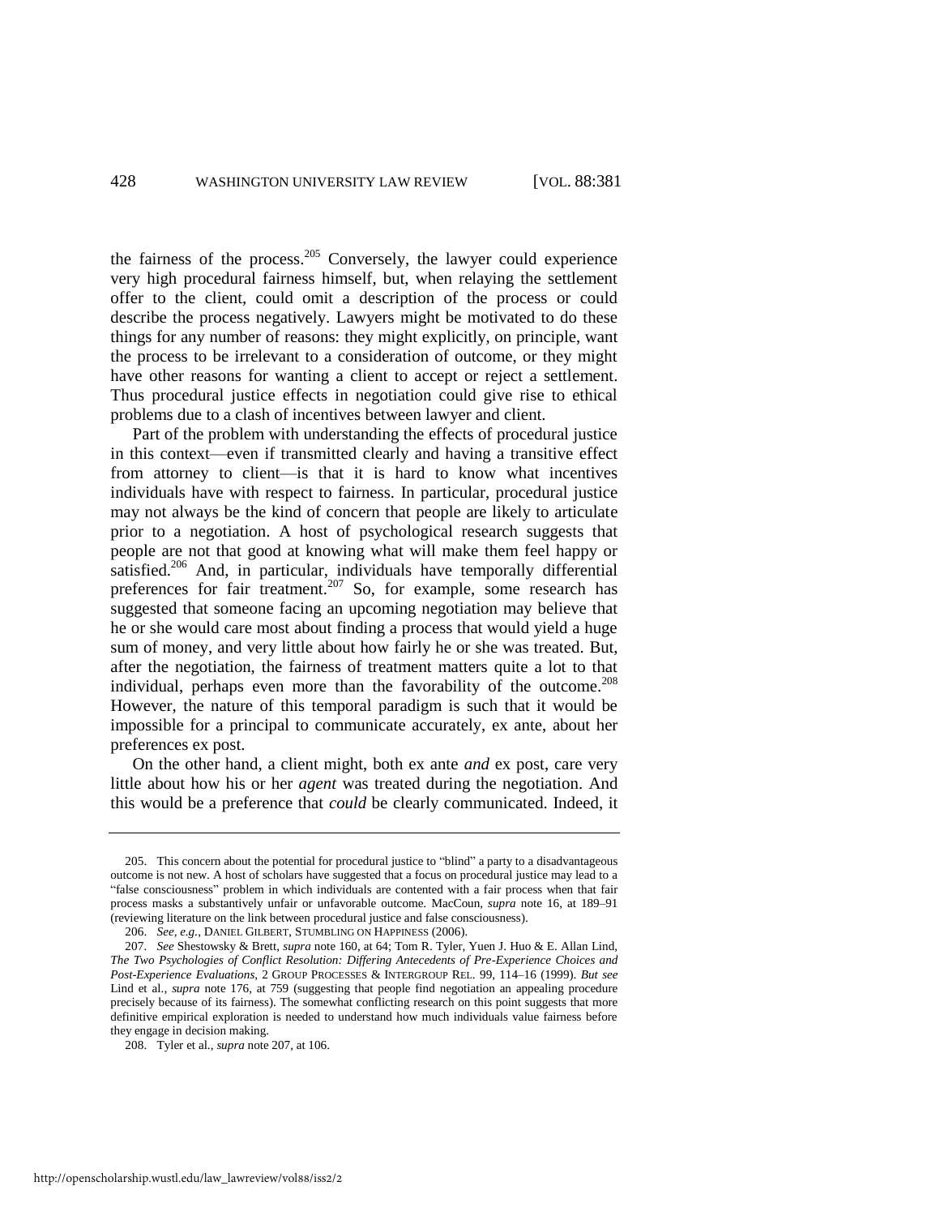the fairness of the process.[205] Conversely, the lawyer could experience very high procedural fairness himself, but, when relaying the settlement offer to the client, could omit a description of the process or could describe the process negatively. Lawyers might be motivated to do these things for any number of reasons: they might explicitly, on principle, want the process to be irrelevant to a consideration of outcome, or they might have other reasons for wanting a client to accept or reject a settlement. Thus procedural justice effects in negotiation could give rise to ethical problems due to a clash of incentives between lawyer and client.

Part of the problem with understanding the effects of procedural justice in this context—even if transmitted clearly and having a transitive effect from attorney to client—is that it is hard to know what incentives individuals have with respect to fairness. In particular, procedural justice may not always be the kind of concern that people are likely to articulate prior to a negotiation. A host of psychological research suggests that people are not that good at knowing what will make them feel happy or satisfied.[206] And, in particular, individuals have temporally differential preferences for fair treatment.[207] So, for example, some research has suggested that someone facing an upcoming negotiation may believe that he or she would care most about finding a process that would yield a huge sum of money, and very little about how fairly he or she was treated. But, after the negotiation, the fairness of treatment matters quite a lot to that individual, perhaps even more than the favorability of the outcome.[208] However, the nature of this temporal paradigm is such that it would be impossible for a principal to communicate accurately, ex ante, about her preferences ex post.

On the other hand, a client might, both ex ante *and* ex post, care very little about how his or her *agent* was treated during the negotiation. And this would be a preference that *could* be clearly communicated. Indeed, it

---

205. This concern about the potential for procedural justice to "blind" a party to a disadvantageous outcome is not new. A host of scholars have suggested that a focus on procedural justice may lead to a "false consciousness" problem in which individuals are contented with a fair process when that fair process masks a substantively unfair or unfavorable outcome. MacCoun, *supra* note 16, at 189–91 (reviewing literature on the link between procedural justice and false consciousness).

206. *See, e.g.*, DANIEL GILBERT, STUMBLING ON HAPPINESS (2006).

207. *See* Shestowsky & Brett, *supra* note 160, at 64; Tom R. Tyler, Yuen J. Huo & E. Allan Lind, *The Two Psychologies of Conflict Resolution: Differing Antecedents of Pre-Experience Choices and Post-Experience Evaluations*, 2 GROUP PROCESSES & INTERGROUP REL. 99, 114–16 (1999). *But see* Lind et al., *supra* note 176, at 759 (suggesting that people find negotiation an appealing procedure precisely because of its fairness). The somewhat conflicting research on this point suggests that more definitive empirical exploration is needed to understand how much individuals value fairness before they engage in decision making.

208. Tyler et al., *supra* note 207, at 106.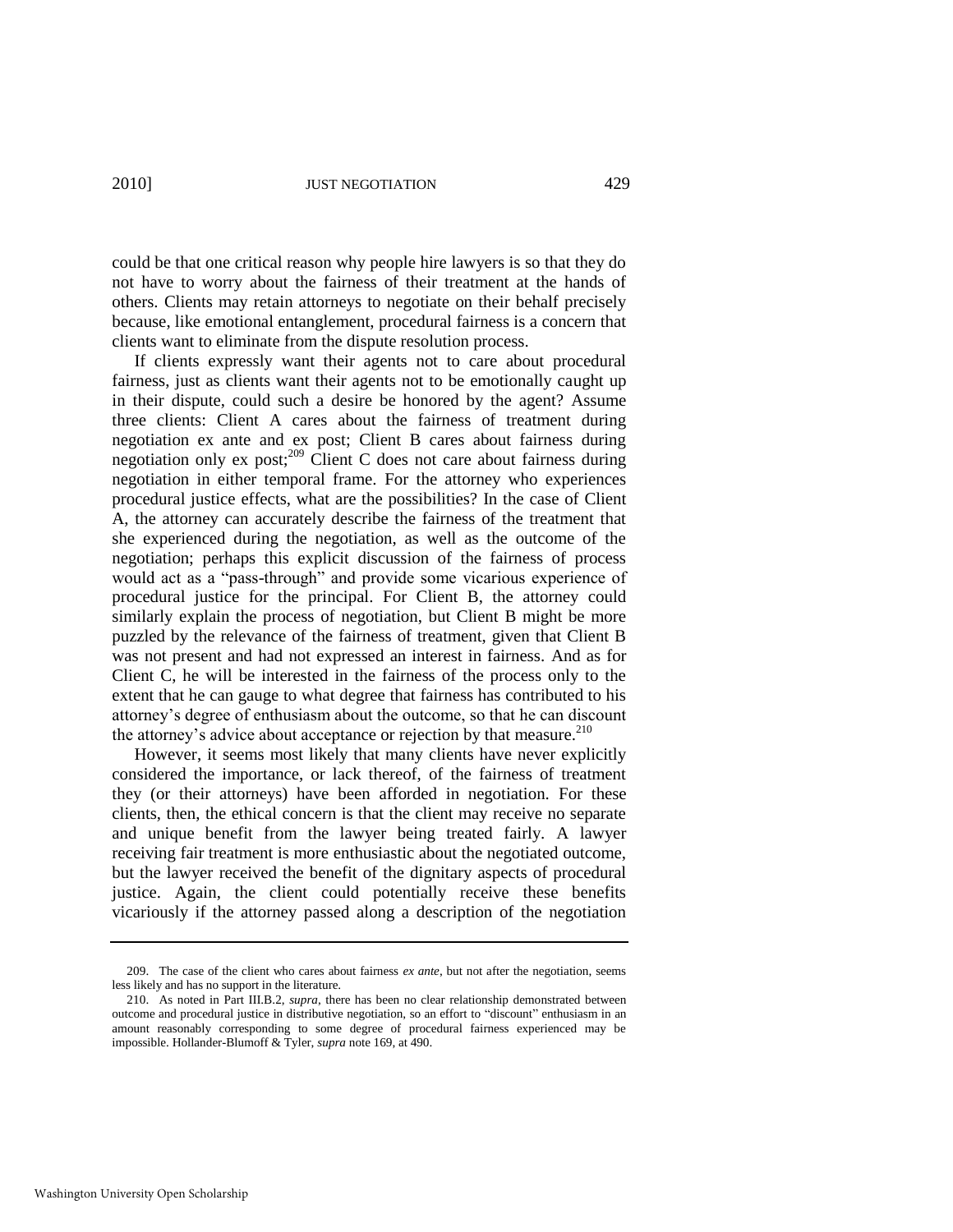could be that one critical reason why people hire lawyers is so that they do not have to worry about the fairness of their treatment at the hands of others. Clients may retain attorneys to negotiate on their behalf precisely because, like emotional entanglement, procedural fairness is a concern that clients want to eliminate from the dispute resolution process.

If clients expressly want their agents not to care about procedural fairness, just as clients want their agents not to be emotionally caught up in their dispute, could such a desire be honored by the agent? Assume three clients: Client A cares about the fairness of treatment during negotiation ex ante and ex post; Client B cares about fairness during negotiation only ex post;[209] Client C does not care about fairness during negotiation in either temporal frame. For the attorney who experiences procedural justice effects, what are the possibilities? In the case of Client A, the attorney can accurately describe the fairness of the treatment that she experienced during the negotiation, as well as the outcome of the negotiation; perhaps this explicit discussion of the fairness of process would act as a "pass-through" and provide some vicarious experience of procedural justice for the principal. For Client B, the attorney could similarly explain the process of negotiation, but Client B might be more puzzled by the relevance of the fairness of treatment, given that Client B was not present and had not expressed an interest in fairness. And as for Client C, he will be interested in the fairness of the process only to the extent that he can gauge to what degree that fairness has contributed to his attorney's degree of enthusiasm about the outcome, so that he can discount the attorney's advice about acceptance or rejection by that measure.[210]

However, it seems most likely that many clients have never explicitly considered the importance, or lack thereof, of the fairness of treatment they (or their attorneys) have been afforded in negotiation. For these clients, then, the ethical concern is that the client may receive no separate and unique benefit from the lawyer being treated fairly. A lawyer receiving fair treatment is more enthusiastic about the negotiated outcome, but the lawyer received the benefit of the dignitary aspects of procedural justice. Again, the client could potentially receive these benefits vicariously if the attorney passed along a description of the negotiation

---

209. The case of the client who cares about fairness *ex ante*, but not after the negotiation, seems less likely and has no support in the literature.

210. As noted in Part III.B.2, *supra*, there has been no clear relationship demonstrated between outcome and procedural justice in distributive negotiation, so an effort to "discount" enthusiasm in an amount reasonably corresponding to some degree of procedural fairness experienced may be impossible. Hollander-Blumoff & Tyler, *supra* note 169, at 490.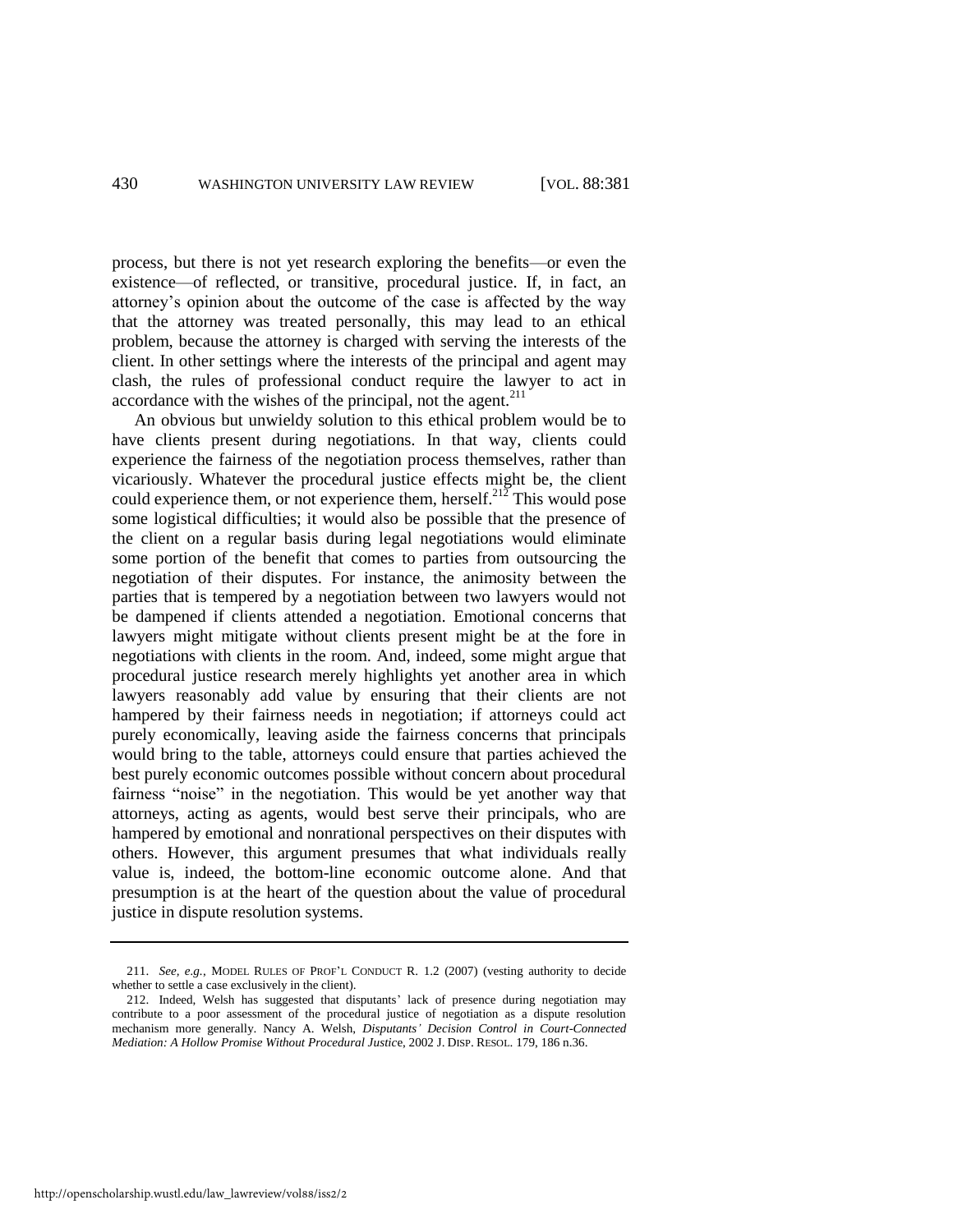process, but there is not yet research exploring the benefits—or even the existence—of reflected, or transitive, procedural justice. If, in fact, an attorney's opinion about the outcome of the case is affected by the way that the attorney was treated personally, this may lead to an ethical problem, because the attorney is charged with serving the interests of the client. In other settings where the interests of the principal and agent may clash, the rules of professional conduct require the lawyer to act in accordance with the wishes of the principal, not the agent.[211]

An obvious but unwieldy solution to this ethical problem would be to have clients present during negotiations. In that way, clients could experience the fairness of the negotiation process themselves, rather than vicariously. Whatever the procedural justice effects might be, the client could experience them, or not experience them, herself.[212] This would pose some logistical difficulties; it would also be possible that the presence of the client on a regular basis during legal negotiations would eliminate some portion of the benefit that comes to parties from outsourcing the negotiation of their disputes. For instance, the animosity between the parties that is tempered by a negotiation between two lawyers would not be dampened if clients attended a negotiation. Emotional concerns that lawyers might mitigate without clients present might be at the fore in negotiations with clients in the room. And, indeed, some might argue that procedural justice research merely highlights yet another area in which lawyers reasonably add value by ensuring that their clients are not hampered by their fairness needs in negotiation; if attorneys could act purely economically, leaving aside the fairness concerns that principals would bring to the table, attorneys could ensure that parties achieved the best purely economic outcomes possible without concern about procedural fairness "noise" in the negotiation. This would be yet another way that attorneys, acting as agents, would best serve their principals, who are hampered by emotional and nonrational perspectives on their disputes with others. However, this argument presumes that what individuals really value is, indeed, the bottom-line economic outcome alone. And that presumption is at the heart of the question about the value of procedural justice in dispute resolution systems.

---

211. *See, e.g.*, MODEL RULES OF PROF'L CONDUCT R. 1.2 (2007) (vesting authority to decide whether to settle a case exclusively in the client).

212. Indeed, Welsh has suggested that disputants' lack of presence during negotiation may contribute to a poor assessment of the procedural justice of negotiation as a dispute resolution mechanism more generally. Nancy A. Welsh, *Disputants' Decision Control in Court-Connected Mediation: A Hollow Promise Without Procedural Justice*, 2002 J. DISP. RESOL. 179, 186 n.36.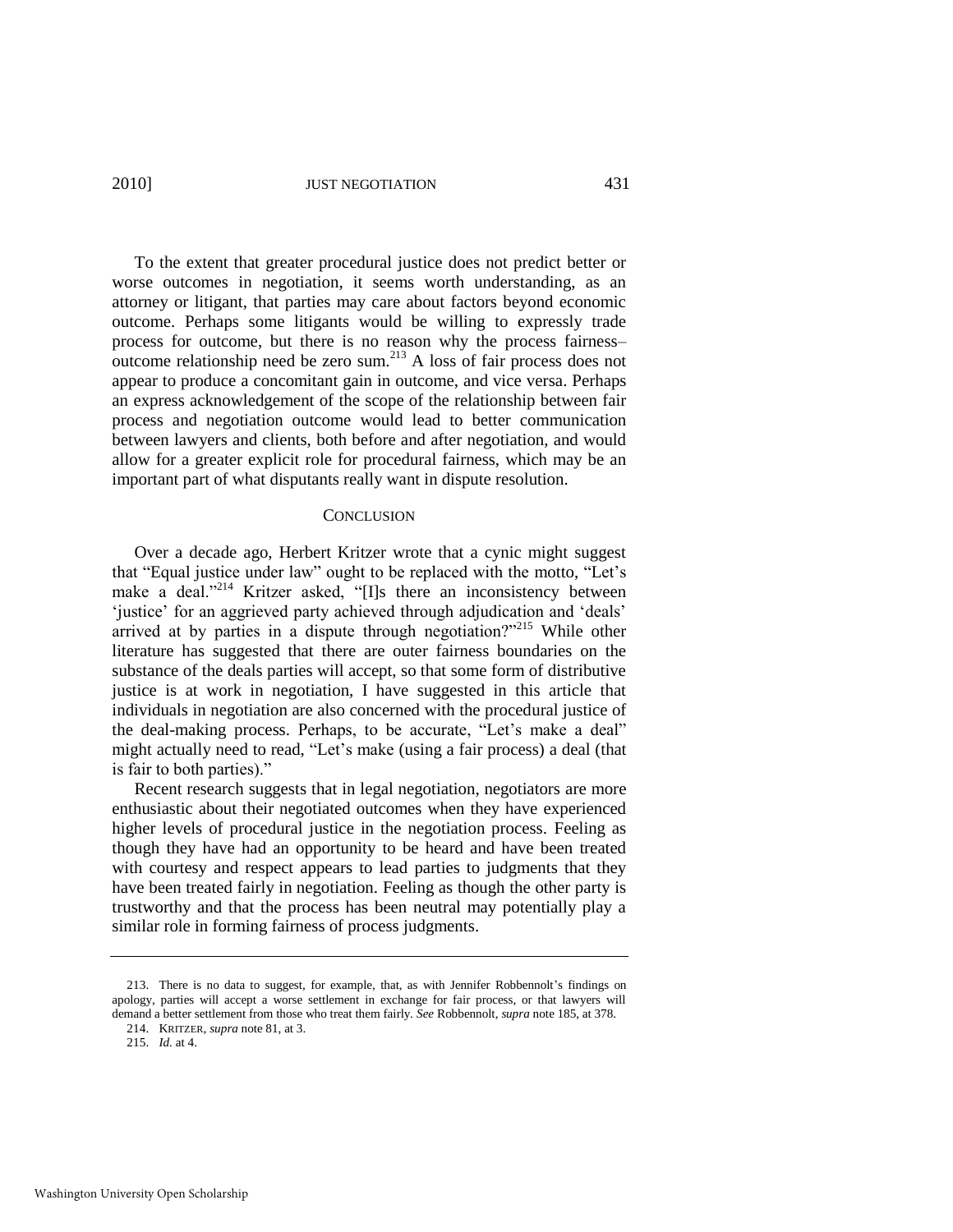To the extent that greater procedural justice does not predict better or worse outcomes in negotiation, it seems worth understanding, as an attorney or litigant, that parties may care about factors beyond economic outcome. Perhaps some litigants would be willing to expressly trade process for outcome, but there is no reason why the process fairness–outcome relationship need be zero sum.[213] A loss of fair process does not appear to produce a concomitant gain in outcome, and vice versa. Perhaps an express acknowledgement of the scope of the relationship between fair process and negotiation outcome would lead to better communication between lawyers and clients, both before and after negotiation, and would allow for a greater explicit role for procedural fairness, which may be an important part of what disputants really want in dispute resolution.

## CONCLUSION

Over a decade ago, Herbert Kritzer wrote that a cynic might suggest that "Equal justice under law" ought to be replaced with the motto, "Let's make a deal."[214] Kritzer asked, "[I]s there an inconsistency between 'justice' for an aggrieved party achieved through adjudication and 'deals' arrived at by parties in a dispute through negotiation?"[215] While other literature has suggested that there are outer fairness boundaries on the substance of the deals parties will accept, so that some form of distributive justice is at work in negotiation, I have suggested in this article that individuals in negotiation are also concerned with the procedural justice of the deal-making process. Perhaps, to be accurate, "Let's make a deal" might actually need to read, "Let's make (using a fair process) a deal (that is fair to both parties)."

Recent research suggests that in legal negotiation, negotiators are more enthusiastic about their negotiated outcomes when they have experienced higher levels of procedural justice in the negotiation process. Feeling as though they have had an opportunity to be heard and have been treated with courtesy and respect appears to lead parties to judgments that they have been treated fairly in negotiation. Feeling as though the other party is trustworthy and that the process has been neutral may potentially play a similar role in forming fairness of process judgments.

---

213. There is no data to suggest, for example, that, as with Jennifer Robbennolt's findings on apology, parties will accept a worse settlement in exchange for fair process, or that lawyers will demand a better settlement from those who treat them fairly. *See* Robbennolt, *supra* note 185, at 378.

214. KRITZER, *supra* note 81, at 3.

215. *Id.* at 4.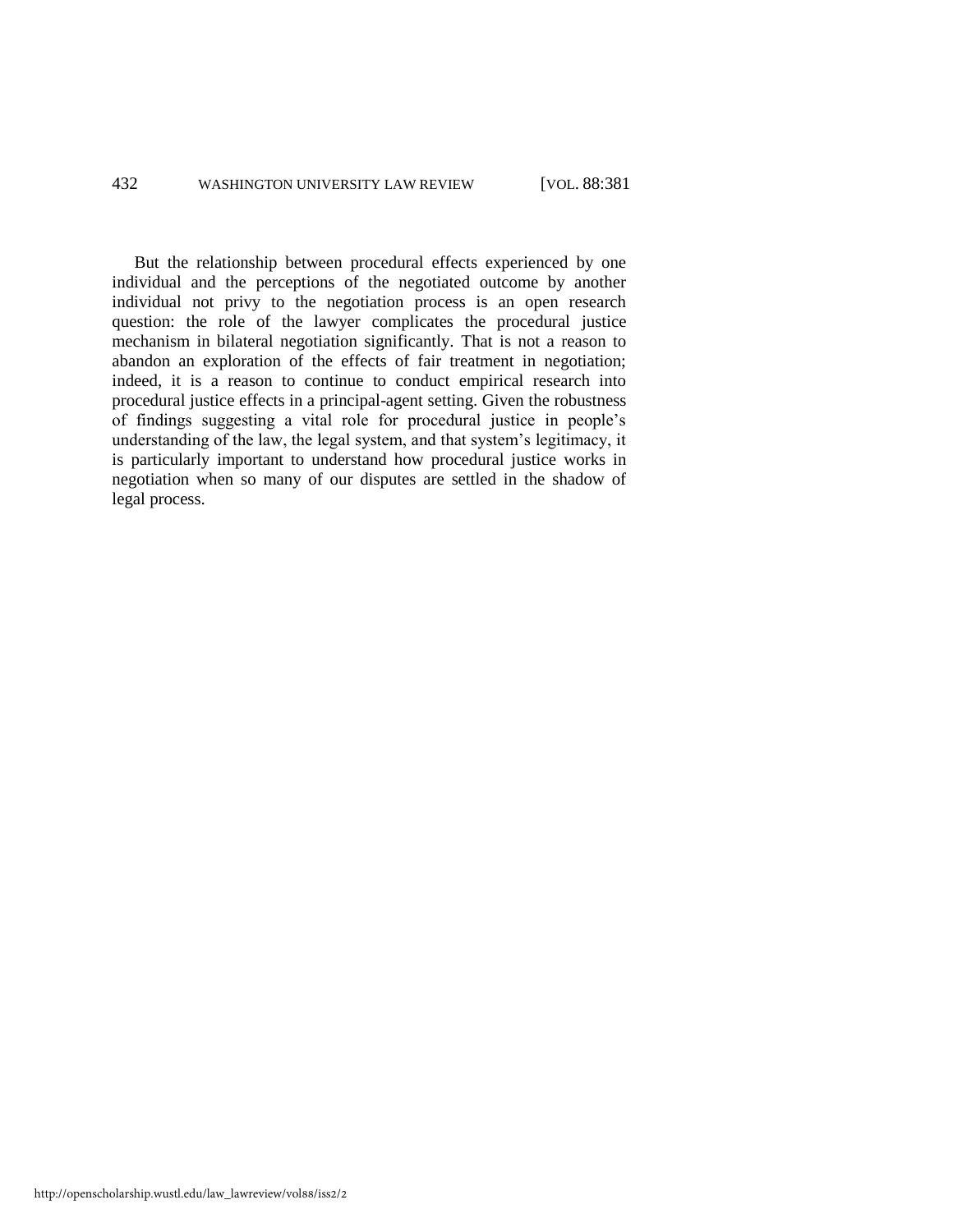But the relationship between procedural effects experienced by one individual and the perceptions of the negotiated outcome by another individual not privy to the negotiation process is an open research question: the role of the lawyer complicates the procedural justice mechanism in bilateral negotiation significantly. That is not a reason to abandon an exploration of the effects of fair treatment in negotiation; indeed, it is a reason to continue to conduct empirical research into procedural justice effects in a principal-agent setting. Given the robustness of findings suggesting a vital role for procedural justice in people's understanding of the law, the legal system, and that system's legitimacy, it is particularly important to understand how procedural justice works in negotiation when so many of our disputes are settled in the shadow of legal process.